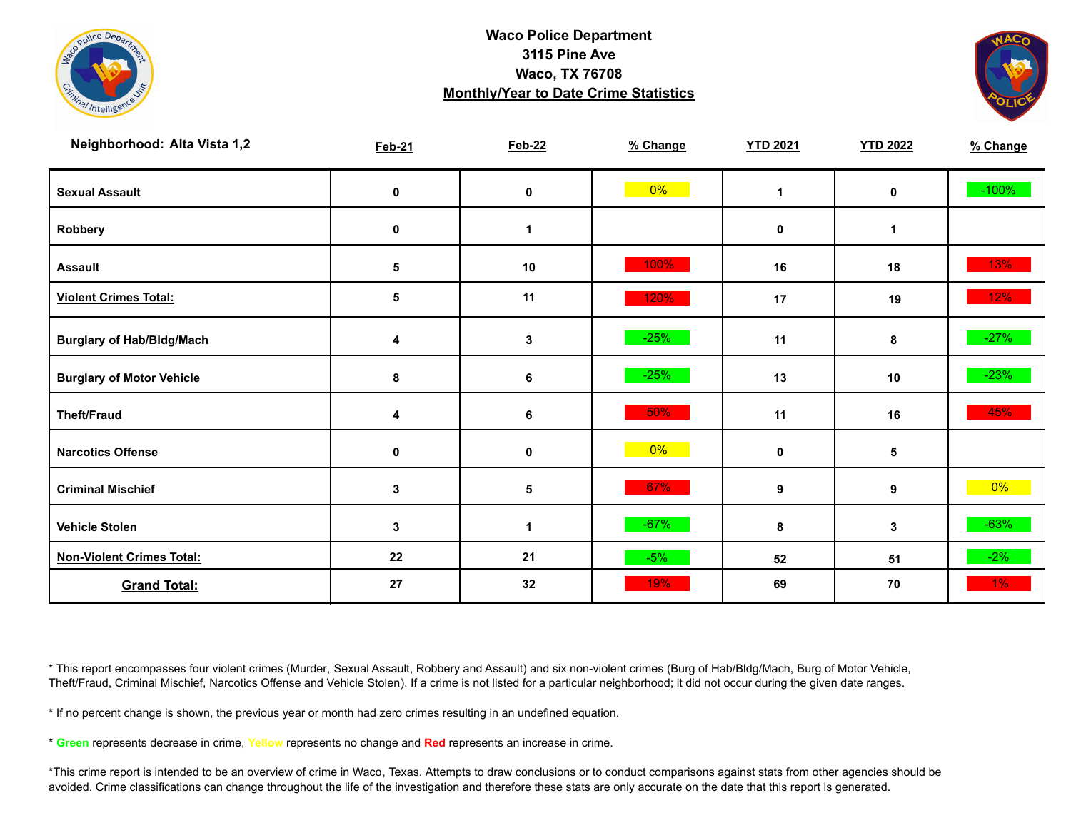**Waco Police Department**
**3115 Pine Ave**
**Waco, TX 76708**
**Monthly/Year to Date Crime Statistics**

| Neighborhood: Alta Vista 1,2 | Feb-21 | Feb-22 | % Change | YTD 2021 | YTD 2022 | % Change |
|---|---|---|---|---|---|---|
| Sexual Assault | 0 | 0 | 0% | 1 | 0 | -100% |
| Robbery | 0 | 1 | | 0 | 1 | |
| Assault | 5 | 10 | 100% | 16 | 18 | 13% |
| Violent Crimes Total: | 5 | 11 | 120% | 17 | 19 | 12% |
| Burglary of Hab/Bldg/Mach | 4 | 3 | -25% | 11 | 8 | -27% |
| Burglary of Motor Vehicle | 8 | 6 | -25% | 13 | 10 | -23% |
| Theft/Fraud | 4 | 6 | 50% | 11 | 16 | 45% |
| Narcotics Offense | 0 | 0 | 0% | 0 | 5 | |
| Criminal Mischief | 3 | 5 | 67% | 9 | 9 | 0% |
| Vehicle Stolen | 3 | 1 | -67% | 8 | 3 | -63% |
| Non-Violent Crimes Total: | 22 | 21 | -5% | 52 | 51 | -2% |
| Grand Total: | 27 | 32 | 19% | 69 | 70 | 1% |

* This report encompasses four violent crimes (Murder, Sexual Assault, Robbery and Assault) and six non-violent crimes (Burg of Hab/Bldg/Mach, Burg of Motor Vehicle, Theft/Fraud, Criminal Mischief, Narcotics Offense and Vehicle Stolen). If a crime is not listed for a particular neighborhood; it did not occur during the given date ranges.

* If no percent change is shown, the previous year or month had zero crimes resulting in an undefined equation.

* Green represents decrease in crime, Yellow represents no change and Red represents an increase in crime.

*This crime report is intended to be an overview of crime in Waco, Texas. Attempts to draw conclusions or to conduct comparisons against stats from other agencies should be avoided. Crime classifications can change throughout the life of the investigation and therefore these stats are only accurate on the date that this report is generated.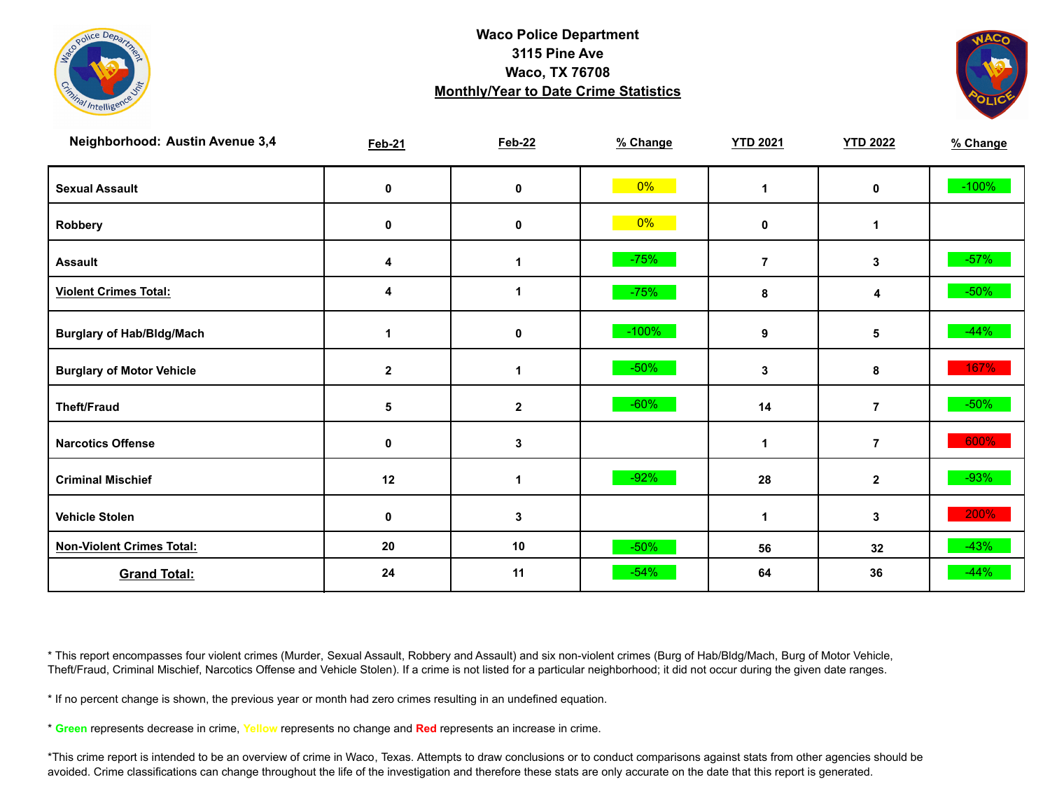# Waco Police Department
## 3115 Pine Ave
## Waco, TX 76708
## Monthly/Year to Date Crime Statistics

| Neighborhood: Austin Avenue 3,4 | Feb-21 | Feb-22 | % Change | YTD 2021 | YTD 2022 | % Change |
|---|---|---|---|---|---|---|
| Sexual Assault | 0 | 0 | 0% | 1 | 0 | -100% |
| Robbery | 0 | 0 | 0% | 0 | 1 | |
| Assault | 4 | 1 | -75% | 7 | 3 | -57% |
| Violent Crimes Total: | 4 | 1 | -75% | 8 | 4 | -50% |
| Burglary of Hab/Bldg/Mach | 1 | 0 | -100% | 9 | 5 | -44% |
| Burglary of Motor Vehicle | 2 | 1 | -50% | 3 | 8 | 167% |
| Theft/Fraud | 5 | 2 | -60% | 14 | 7 | -50% |
| Narcotics Offense | 0 | 3 | | 1 | 7 | 600% |
| Criminal Mischief | 12 | 1 | -92% | 28 | 2 | -93% |
| Vehicle Stolen | 0 | 3 | | 1 | 3 | 200% |
| Non-Violent Crimes Total: | 20 | 10 | -50% | 56 | 32 | -43% |
| Grand Total: | 24 | 11 | -54% | 64 | 36 | -44% |

* This report encompasses four violent crimes (Murder, Sexual Assault, Robbery and Assault) and six non-violent crimes (Burg of Hab/Bldg/Mach, Burg of Motor Vehicle, Theft/Fraud, Criminal Mischief, Narcotics Offense and Vehicle Stolen). If a crime is not listed for a particular neighborhood; it did not occur during the given date ranges.

* If no percent change is shown, the previous year or month had zero crimes resulting in an undefined equation.

* Green represents decrease in crime, Yellow represents no change and Red represents an increase in crime.

*This crime report is intended to be an overview of crime in Waco, Texas. Attempts to draw conclusions or to conduct comparisons against stats from other agencies should be avoided. Crime classifications can change throughout the life of the investigation and therefore these stats are only accurate on the date that this report is generated.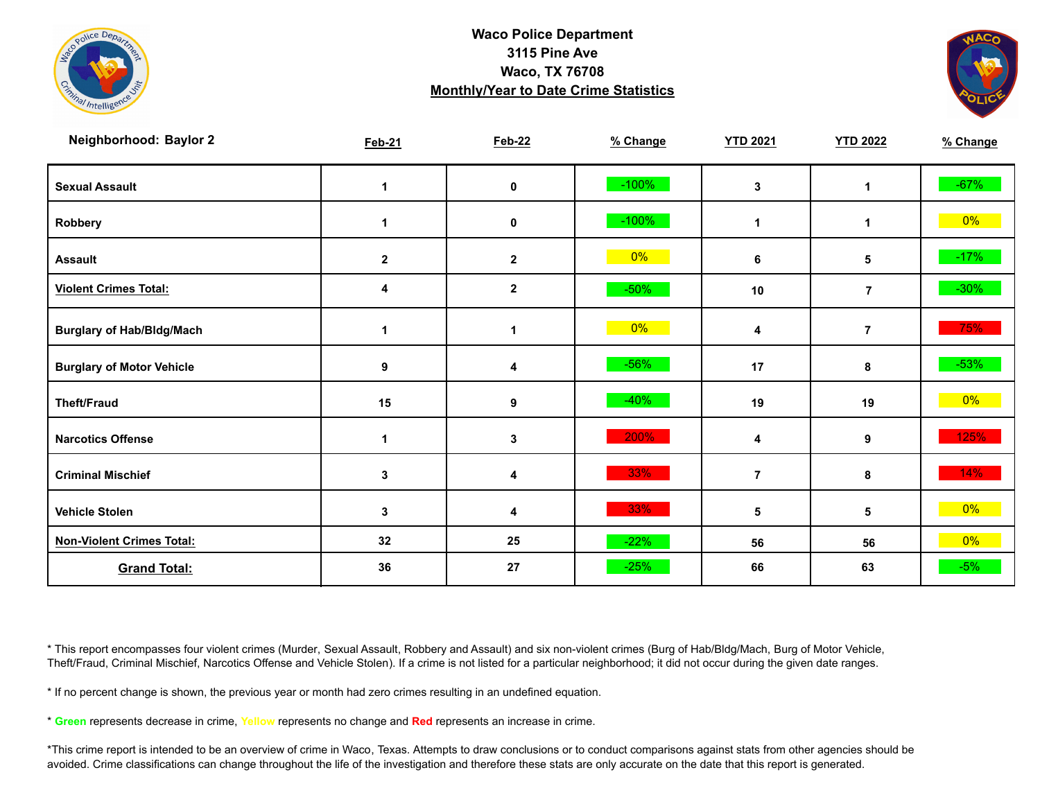**Waco Police Department**
**3115 Pine Ave**
**Waco, TX 76708**
**Monthly/Year to Date Crime Statistics**

| Neighborhood: Baylor 2 | Feb-21 | Feb-22 | % Change | YTD 2021 | YTD 2022 | % Change |
|---|---|---|---|---|---|---|
| Sexual Assault | 1 | 0 | -100% | 3 | 1 | -67% |
| Robbery | 1 | 0 | -100% | 1 | 1 | 0% |
| Assault | 2 | 2 | 0% | 6 | 5 | -17% |
| **Violent Crimes Total:** | 4 | 2 | -50% | 10 | 7 | -30% |
| Burglary of Hab/Bldg/Mach | 1 | 1 | 0% | 4 | 7 | 75% |
| Burglary of Motor Vehicle | 9 | 4 | -56% | 17 | 8 | -53% |
| Theft/Fraud | 15 | 9 | -40% | 19 | 19 | 0% |
| Narcotics Offense | 1 | 3 | 200% | 4 | 9 | 125% |
| Criminal Mischief | 3 | 4 | 33% | 7 | 8 | 14% |
| Vehicle Stolen | 3 | 4 | 33% | 5 | 5 | 0% |
| **Non-Violent Crimes Total:** | 32 | 25 | -22% | 56 | 56 | 0% |
| **Grand Total:** | 36 | 27 | -25% | 66 | 63 | -5% |

* This report encompasses four violent crimes (Murder, Sexual Assault, Robbery and Assault) and six non-violent crimes (Burg of Hab/Bldg/Mach, Burg of Motor Vehicle, Theft/Fraud, Criminal Mischief, Narcotics Offense and Vehicle Stolen). If a crime is not listed for a particular neighborhood; it did not occur during the given date ranges.

* If no percent change is shown, the previous year or month had zero crimes resulting in an undefined equation.

* Green represents decrease in crime, Yellow represents no change and Red represents an increase in crime.

*This crime report is intended to be an overview of crime in Waco, Texas. Attempts to draw conclusions or to conduct comparisons against stats from other agencies should be avoided. Crime classifications can change throughout the life of the investigation and therefore these stats are only accurate on the date that this report is generated.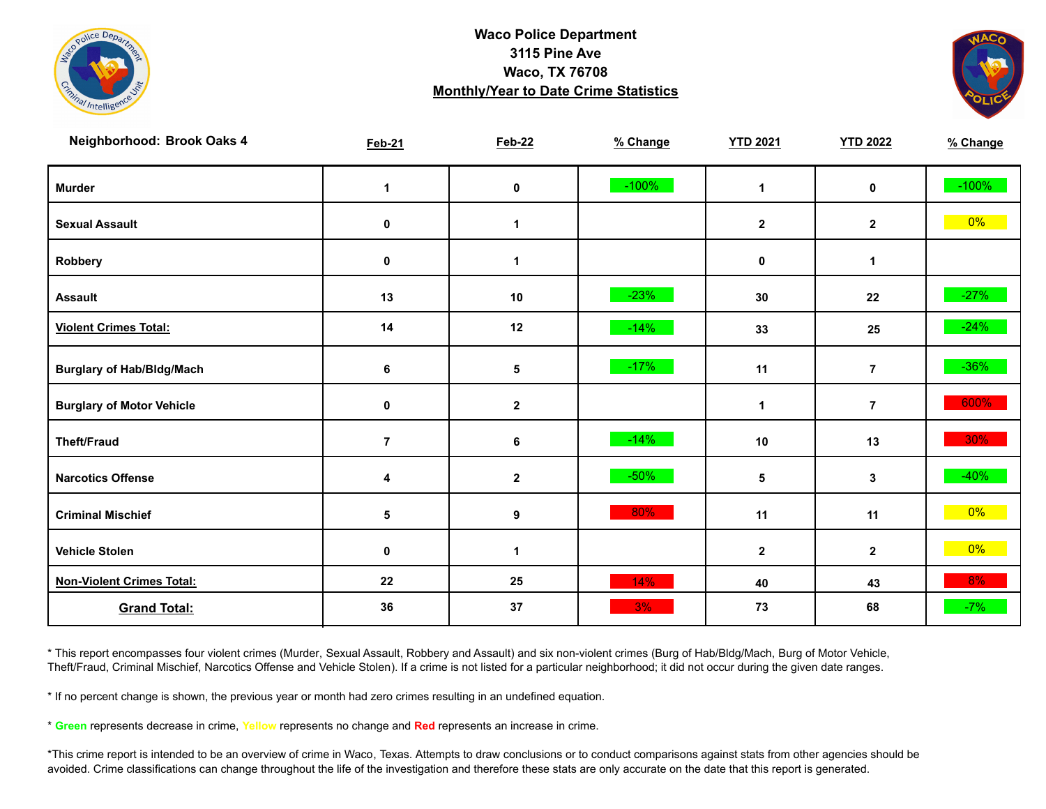# Waco Police Department
## 3115 Pine Ave
## Waco, TX 76708
## Monthly/Year to Date Crime Statistics

**Neighborhood: Brook Oaks 4**

| | Feb-21 | Feb-22 | % Change | YTD 2021 | YTD 2022 | % Change |
|---|---|---|---|---|---|---|
| **Murder** | 1 | 0 | -100% | 1 | 0 | -100% |
| **Sexual Assault** | 0 | 1 | | 2 | 2 | 0% |
| **Robbery** | 0 | 1 | | 0 | 1 | |
| **Assault** | 13 | 10 | -23% | 30 | 22 | -27% |
| **Violent Crimes Total:** | 14 | 12 | -14% | 33 | 25 | -24% |
| **Burglary of Hab/Bldg/Mach** | 6 | 5 | -17% | 11 | 7 | -36% |
| **Burglary of Motor Vehicle** | 0 | 2 | | 1 | 7 | 600% |
| **Theft/Fraud** | 7 | 6 | -14% | 10 | 13 | 30% |
| **Narcotics Offense** | 4 | 2 | -50% | 5 | 3 | -40% |
| **Criminal Mischief** | 5 | 9 | 80% | 11 | 11 | 0% |
| **Vehicle Stolen** | 0 | 1 | | 2 | 2 | 0% |
| **Non-Violent Crimes Total:** | 22 | 25 | 14% | 40 | 43 | 8% |
| **Grand Total:** | 36 | 37 | 3% | 73 | 68 | -7% |

* This report encompasses four violent crimes (Murder, Sexual Assault, Robbery and Assault) and six non-violent crimes (Burg of Hab/Bldg/Mach, Burg of Motor Vehicle, Theft/Fraud, Criminal Mischief, Narcotics Offense and Vehicle Stolen). If a crime is not listed for a particular neighborhood; it did not occur during the given date ranges.

* If no percent change is shown, the previous year or month had zero crimes resulting in an undefined equation.

* **Green** represents decrease in crime, **Yellow** represents no change and **Red** represents an increase in crime.

*This crime report is intended to be an overview of crime in Waco, Texas. Attempts to draw conclusions or to conduct comparisons against stats from other agencies should be avoided. Crime classifications can change throughout the life of the investigation and therefore these stats are only accurate on the date that this report is generated.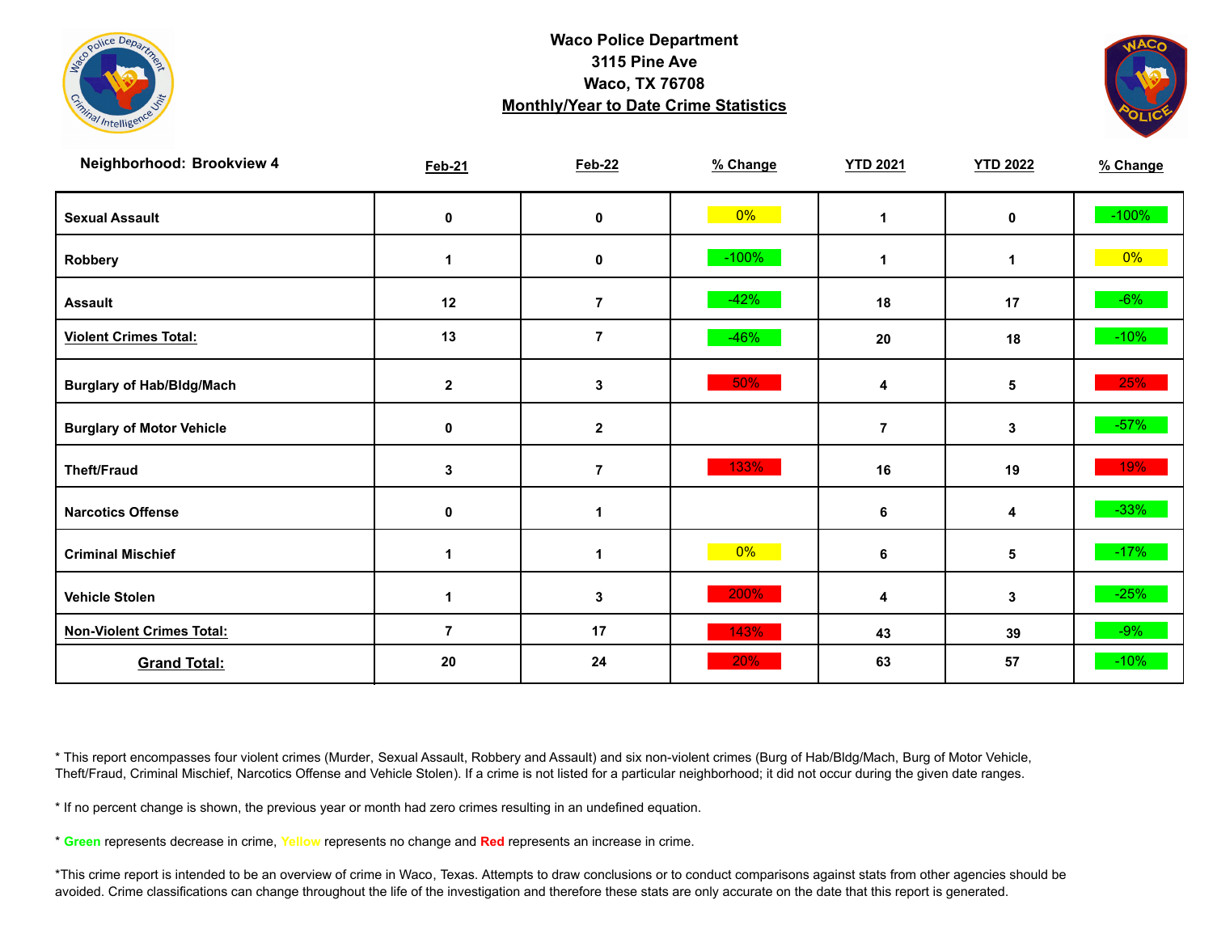# Waco Police Department
## 3115 Pine Ave
## Waco, TX 76708
## Monthly/Year to Date Crime Statistics

| Neighborhood: Brookview 4 | Feb-21 | Feb-22 | % Change | YTD 2021 | YTD 2022 | % Change |
|---|---|---|---|---|---|---|
| Sexual Assault | 0 | 0 | 0% | 1 | 0 | -100% |
| Robbery | 1 | 0 | -100% | 1 | 1 | 0% |
| Assault | 12 | 7 | -42% | 18 | 17 | -6% |
| **Violent Crimes Total:** | 13 | 7 | -46% | 20 | 18 | -10% |
| Burglary of Hab/Bldg/Mach | 2 | 3 | 50% | 4 | 5 | 25% |
| Burglary of Motor Vehicle | 0 | 2 | | 7 | 3 | -57% |
| Theft/Fraud | 3 | 7 | 133% | 16 | 19 | 19% |
| Narcotics Offense | 0 | 1 | | 6 | 4 | -33% |
| Criminal Mischief | 1 | 1 | 0% | 6 | 5 | -17% |
| Vehicle Stolen | 1 | 3 | 200% | 4 | 3 | -25% |
| **Non-Violent Crimes Total:** | 7 | 17 | 143% | 43 | 39 | -9% |
| **Grand Total:** | 20 | 24 | 20% | 63 | 57 | -10% |

* This report encompasses four violent crimes (Murder, Sexual Assault, Robbery and Assault) and six non-violent crimes (Burg of Hab/Bldg/Mach, Burg of Motor Vehicle, Theft/Fraud, Criminal Mischief, Narcotics Offense and Vehicle Stolen). If a crime is not listed for a particular neighborhood; it did not occur during the given date ranges.

* If no percent change is shown, the previous year or month had zero crimes resulting in an undefined equation.

* Green represents decrease in crime, Yellow represents no change and Red represents an increase in crime.

*This crime report is intended to be an overview of crime in Waco, Texas. Attempts to draw conclusions or to conduct comparisons against stats from other agencies should be avoided. Crime classifications can change throughout the life of the investigation and therefore these stats are only accurate on the date that this report is generated.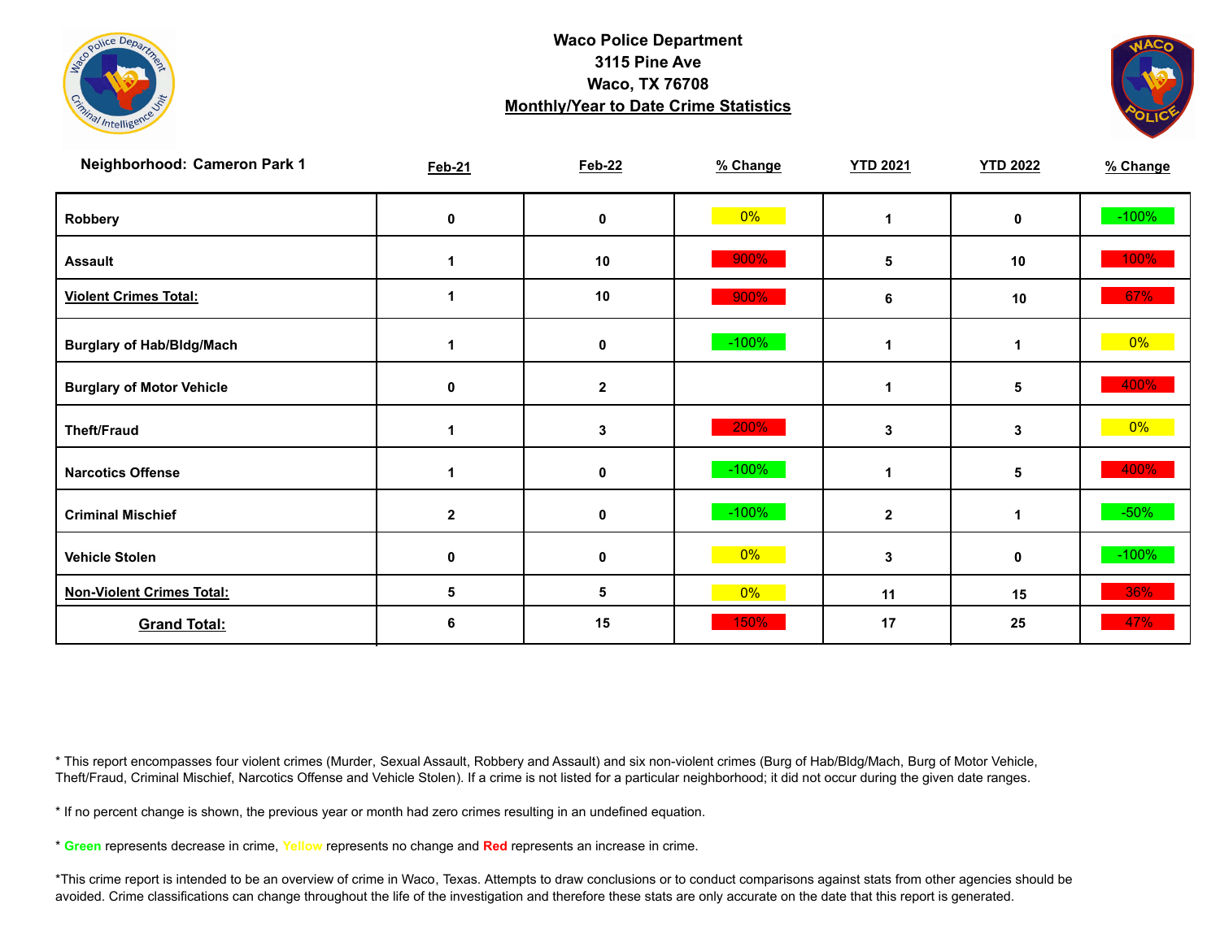**Waco Police Department**
**3115 Pine Ave**
**Waco, TX 76708**
**Monthly/Year to Date Crime Statistics**

| Neighborhood: Cameron Park 1 | Feb-21 | Feb-22 | % Change | YTD 2021 | YTD 2022 | % Change |
|---|---|---|---|---|---|---|
| Robbery | 0 | 0 | 0% | 1 | 0 | -100% |
| Assault | 1 | 10 | 900% | 5 | 10 | 100% |
| Violent Crimes Total: | 1 | 10 | 900% | 6 | 10 | 67% |
| Burglary of Hab/Bldg/Mach | 1 | 0 | -100% | 1 | 1 | 0% |
| Burglary of Motor Vehicle | 0 | 2 | | 1 | 5 | 400% |
| Theft/Fraud | 1 | 3 | 200% | 3 | 3 | 0% |
| Narcotics Offense | 1 | 0 | -100% | 1 | 5 | 400% |
| Criminal Mischief | 2 | 0 | -100% | 2 | 1 | -50% |
| Vehicle Stolen | 0 | 0 | 0% | 3 | 0 | -100% |
| Non-Violent Crimes Total: | 5 | 5 | 0% | 11 | 15 | 36% |
| Grand Total: | 6 | 15 | 150% | 17 | 25 | 47% |

* This report encompasses four violent crimes (Murder, Sexual Assault, Robbery and Assault) and six non-violent crimes (Burg of Hab/Bldg/Mach, Burg of Motor Vehicle, Theft/Fraud, Criminal Mischief, Narcotics Offense and Vehicle Stolen). If a crime is not listed for a particular neighborhood; it did not occur during the given date ranges.

* If no percent change is shown, the previous year or month had zero crimes resulting in an undefined equation.

* **Green** represents decrease in crime, Yellow represents no change and **Red** represents an increase in crime.

*This crime report is intended to be an overview of crime in Waco, Texas. Attempts to draw conclusions or to conduct comparisons against stats from other agencies should be avoided. Crime classifications can change throughout the life of the investigation and therefore these stats are only accurate on the date that this report is generated.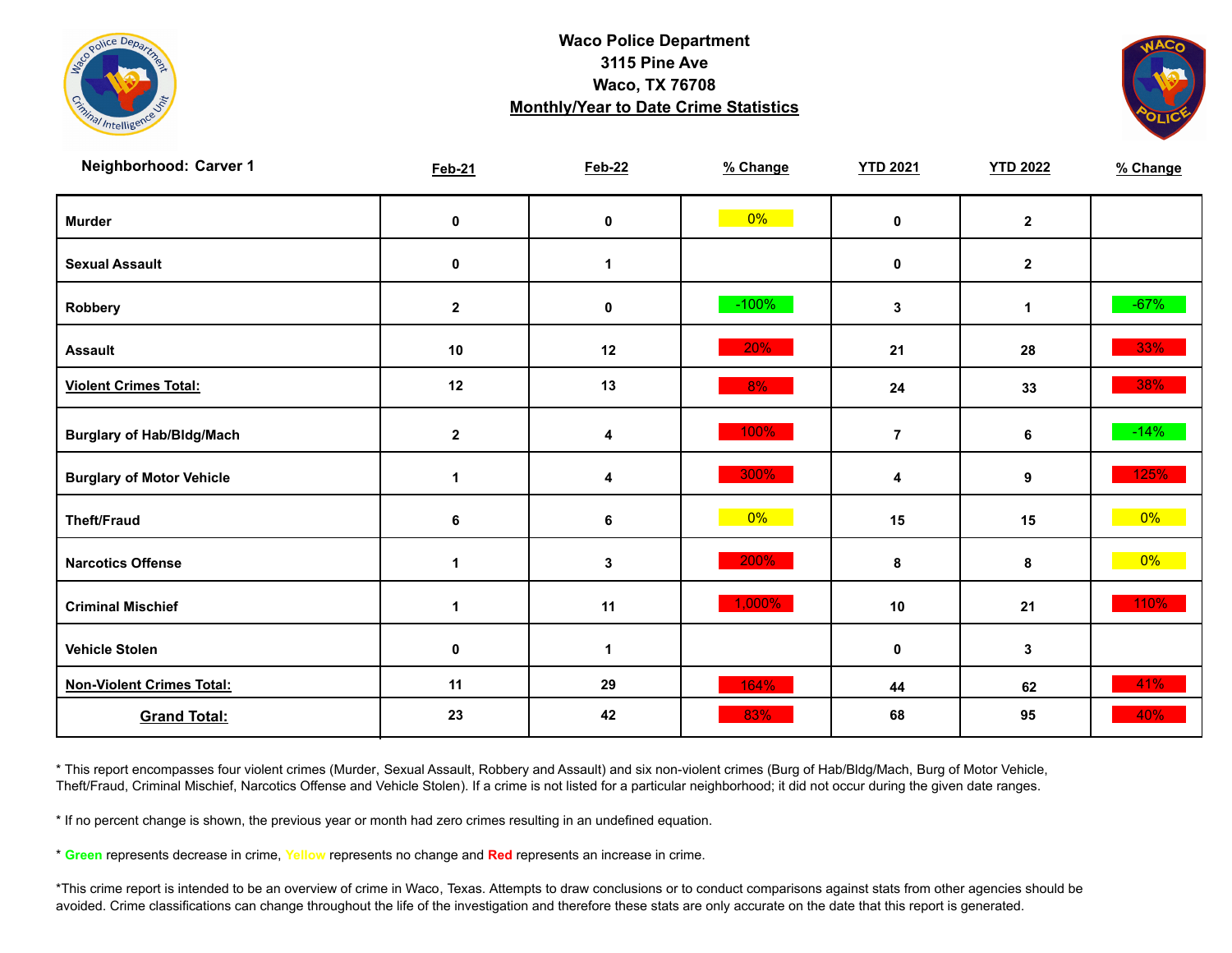**Waco Police Department**
**3115 Pine Ave**
**Waco, TX 76708**
**Monthly/Year to Date Crime Statistics**

**Neighborhood: Carver 1**

| | Feb-21 | Feb-22 | % Change | YTD 2021 | YTD 2022 | % Change |
|---|---|---|---|---|---|---|
| **Murder** | 0 | 0 | 0% | 0 | 2 | |
| **Sexual Assault** | 0 | 1 | | 0 | 2 | |
| **Robbery** | 2 | 0 | -100% | 3 | 1 | -67% |
| **Assault** | 10 | 12 | 20% | 21 | 28 | 33% |
| **Violent Crimes Total:** | 12 | 13 | 8% | 24 | 33 | 38% |
| **Burglary of Hab/Bldg/Mach** | 2 | 4 | 100% | 7 | 6 | -14% |
| **Burglary of Motor Vehicle** | 1 | 4 | 300% | 4 | 9 | 125% |
| **Theft/Fraud** | 6 | 6 | 0% | 15 | 15 | 0% |
| **Narcotics Offense** | 1 | 3 | 200% | 8 | 8 | 0% |
| **Criminal Mischief** | 1 | 11 | 1,000% | 10 | 21 | 110% |
| **Vehicle Stolen** | 0 | 1 | | 0 | 3 | |
| **Non-Violent Crimes Total:** | 11 | 29 | 164% | 44 | 62 | 41% |
| **Grand Total:** | 23 | 42 | 83% | 68 | 95 | 40% |

* This report encompasses four violent crimes (Murder, Sexual Assault, Robbery and Assault) and six non-violent crimes (Burg of Hab/Bldg/Mach, Burg of Motor Vehicle, Theft/Fraud, Criminal Mischief, Narcotics Offense and Vehicle Stolen). If a crime is not listed for a particular neighborhood; it did not occur during the given date ranges.

* If no percent change is shown, the previous year or month had zero crimes resulting in an undefined equation.

* **Green** represents decrease in crime, **Yellow** represents no change and **Red** represents an increase in crime.

*This crime report is intended to be an overview of crime in Waco, Texas. Attempts to draw conclusions or to conduct comparisons against stats from other agencies should be avoided. Crime classifications can change throughout the life of the investigation and therefore these stats are only accurate on the date that this report is generated.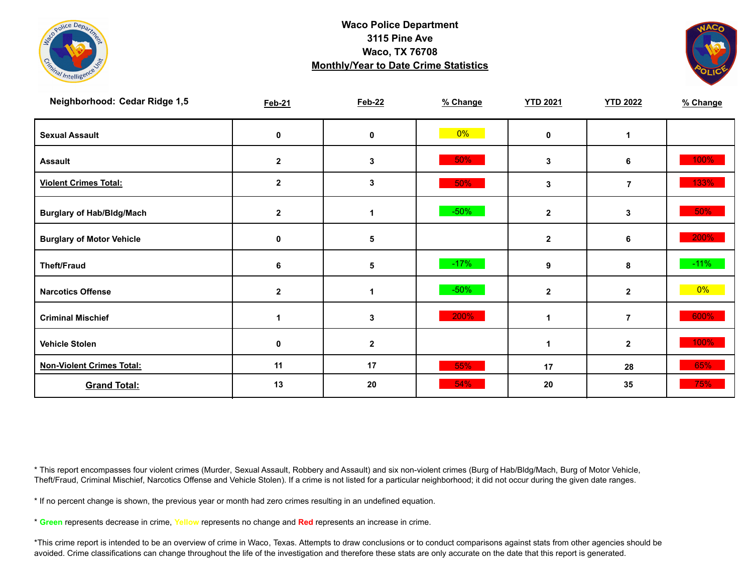**Waco Police Department**
**3115 Pine Ave**
**Waco, TX 76708**
**Monthly/Year to Date Crime Statistics**

| Neighborhood: Cedar Ridge 1,5 | Feb-21 | Feb-22 | % Change | YTD 2021 | YTD 2022 | % Change |
|---|---|---|---|---|---|---|
| Sexual Assault | 0 | 0 | 0% | 0 | 1 | |
| Assault | 2 | 3 | 50% | 3 | 6 | 100% |
| **Violent Crimes Total:** | 2 | 3 | 50% | 3 | 7 | 133% |
| Burglary of Hab/Bldg/Mach | 2 | 1 | -50% | 2 | 3 | 50% |
| Burglary of Motor Vehicle | 0 | 5 | | 2 | 6 | 200% |
| Theft/Fraud | 6 | 5 | -17% | 9 | 8 | -11% |
| Narcotics Offense | 2 | 1 | -50% | 2 | 2 | 0% |
| Criminal Mischief | 1 | 3 | 200% | 1 | 7 | 600% |
| Vehicle Stolen | 0 | 2 | | 1 | 2 | 100% |
| **Non-Violent Crimes Total:** | 11 | 17 | 55% | 17 | 28 | 65% |
| **Grand Total:** | 13 | 20 | 54% | 20 | 35 | 75% |

* This report encompasses four violent crimes (Murder, Sexual Assault, Robbery and Assault) and six non-violent crimes (Burg of Hab/Bldg/Mach, Burg of Motor Vehicle, Theft/Fraud, Criminal Mischief, Narcotics Offense and Vehicle Stolen). If a crime is not listed for a particular neighborhood; it did not occur during the given date ranges.

* If no percent change is shown, the previous year or month had zero crimes resulting in an undefined equation.

* **Green** represents decrease in crime, Yellow represents no change and **Red** represents an increase in crime.

*This crime report is intended to be an overview of crime in Waco, Texas. Attempts to draw conclusions or to conduct comparisons against stats from other agencies should be avoided. Crime classifications can change throughout the life of the investigation and therefore these stats are only accurate on the date that this report is generated.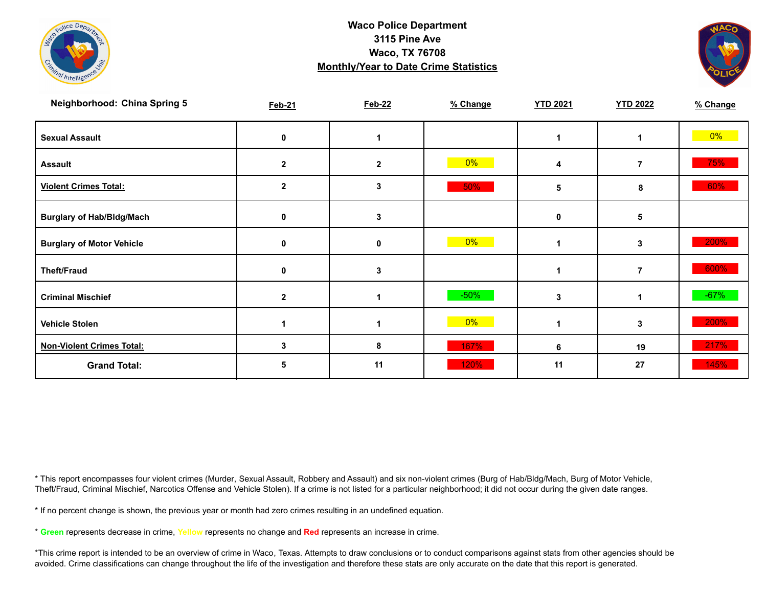**Waco Police Department**
**3115 Pine Ave**
**Waco, TX 76708**
**Monthly/Year to Date Crime Statistics**

| Neighborhood: China Spring 5 | Feb-21 | Feb-22 | % Change | YTD 2021 | YTD 2022 | % Change |
|---|---|---|---|---|---|---|
| **Sexual Assault** | 0 | 1 | | 1 | 1 | 0% |
| **Assault** | 2 | 2 | 0% | 4 | 7 | 75% |
| **Violent Crimes Total:** | 2 | 3 | 50% | 5 | 8 | 60% |
| **Burglary of Hab/Bldg/Mach** | 0 | 3 | | 0 | 5 | |
| **Burglary of Motor Vehicle** | 0 | 0 | 0% | 1 | 3 | 200% |
| **Theft/Fraud** | 0 | 3 | | 1 | 7 | 600% |
| **Criminal Mischief** | 2 | 1 | -50% | 3 | 1 | -67% |
| **Vehicle Stolen** | 1 | 1 | 0% | 1 | 3 | 200% |
| **Non-Violent Crimes Total:** | 3 | 8 | 167% | 6 | 19 | 217% |
| **Grand Total:** | 5 | 11 | 120% | 11 | 27 | 145% |

* This report encompasses four violent crimes (Murder, Sexual Assault, Robbery and Assault) and six non-violent crimes (Burg of Hab/Bldg/Mach, Burg of Motor Vehicle, Theft/Fraud, Criminal Mischief, Narcotics Offense and Vehicle Stolen). If a crime is not listed for a particular neighborhood; it did not occur during the given date ranges.

* If no percent change is shown, the previous year or month had zero crimes resulting in an undefined equation.

* **Green** represents decrease in crime, Yellow represents no change and **Red** represents an increase in crime.

*This crime report is intended to be an overview of crime in Waco, Texas. Attempts to draw conclusions or to conduct comparisons against stats from other agencies should be avoided. Crime classifications can change throughout the life of the investigation and therefore these stats are only accurate on the date that this report is generated.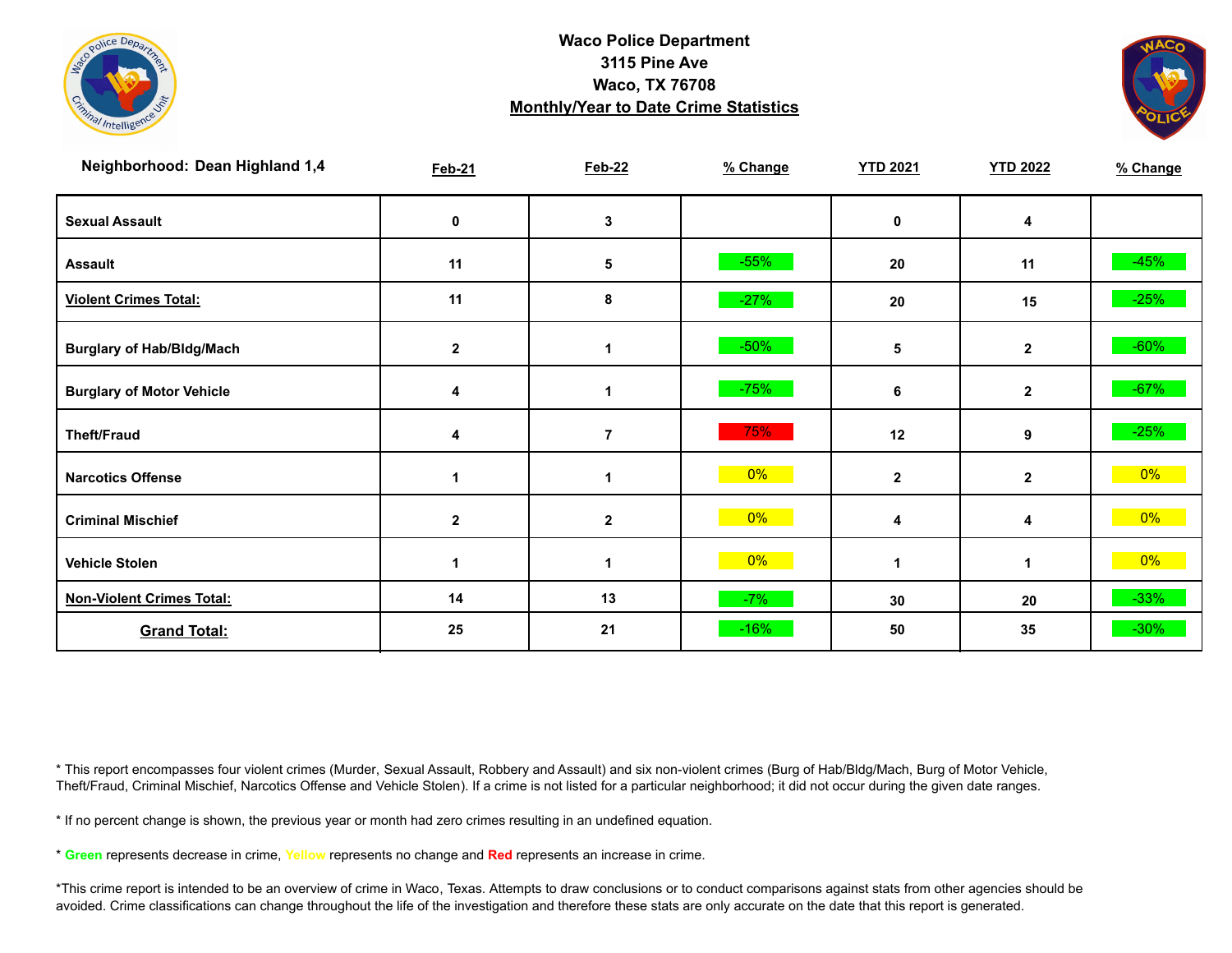# Waco Police Department
## 3115 Pine Ave
## Waco, TX 76708
## Monthly/Year to Date Crime Statistics

| Neighborhood: Dean Highland 1,4 | Feb-21 | Feb-22 | % Change | YTD 2021 | YTD 2022 | % Change |
|---|---|---|---|---|---|---|
| Sexual Assault | 0 | 3 | | 0 | 4 | |
| Assault | 11 | 5 | -55% | 20 | 11 | -45% |
| **Violent Crimes Total:** | 11 | 8 | -27% | 20 | 15 | -25% |
| Burglary of Hab/Bldg/Mach | 2 | 1 | -50% | 5 | 2 | -60% |
| Burglary of Motor Vehicle | 4 | 1 | -75% | 6 | 2 | -67% |
| Theft/Fraud | 4 | 7 | 75% | 12 | 9 | -25% |
| Narcotics Offense | 1 | 1 | 0% | 2 | 2 | 0% |
| Criminal Mischief | 2 | 2 | 0% | 4 | 4 | 0% |
| Vehicle Stolen | 1 | 1 | 0% | 1 | 1 | 0% |
| **Non-Violent Crimes Total:** | 14 | 13 | -7% | 30 | 20 | -33% |
| **Grand Total:** | 25 | 21 | -16% | 50 | 35 | -30% |

* This report encompasses four violent crimes (Murder, Sexual Assault, Robbery and Assault) and six non-violent crimes (Burg of Hab/Bldg/Mach, Burg of Motor Vehicle, Theft/Fraud, Criminal Mischief, Narcotics Offense and Vehicle Stolen). If a crime is not listed for a particular neighborhood; it did not occur during the given date ranges.

* If no percent change is shown, the previous year or month had zero crimes resulting in an undefined equation.

* **Green** represents decrease in crime, **Yellow** represents no change and **Red** represents an increase in crime.

*This crime report is intended to be an overview of crime in Waco, Texas. Attempts to draw conclusions or to conduct comparisons against stats from other agencies should be avoided. Crime classifications can change throughout the life of the investigation and therefore these stats are only accurate on the date that this report is generated.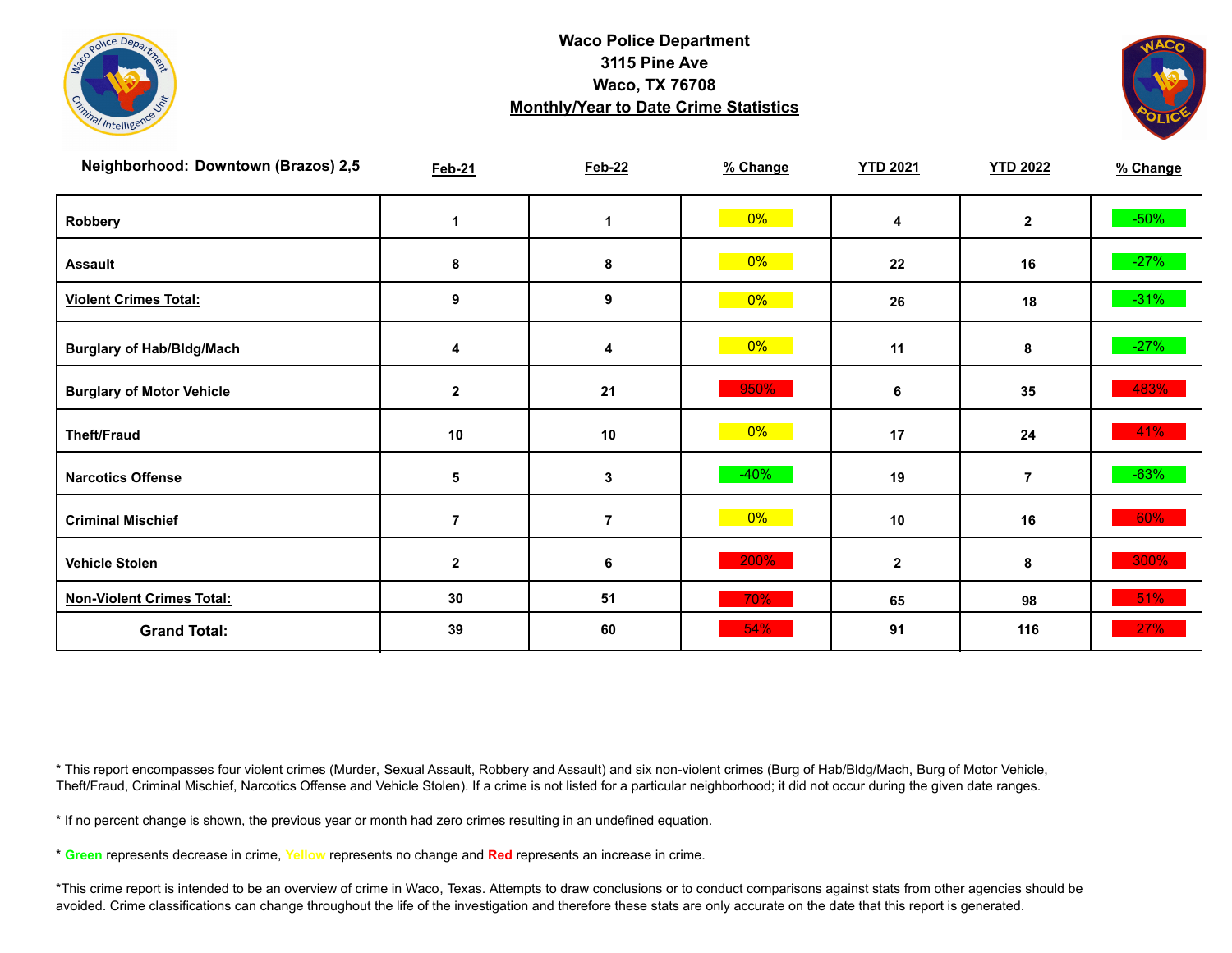**Waco Police Department**
**3115 Pine Ave**
**Waco, TX 76708**
**Monthly/Year to Date Crime Statistics**

| Neighborhood: Downtown (Brazos) 2,5 | Feb-21 | Feb-22 | % Change | YTD 2021 | YTD 2022 | % Change |
|---|---|---|---|---|---|---|
| Robbery | 1 | 1 | 0% | 4 | 2 | -50% |
| Assault | 8 | 8 | 0% | 22 | 16 | -27% |
| **Violent Crimes Total:** | 9 | 9 | 0% | 26 | 18 | -31% |
| Burglary of Hab/Bldg/Mach | 4 | 4 | 0% | 11 | 8 | -27% |
| Burglary of Motor Vehicle | 2 | 21 | 950% | 6 | 35 | 483% |
| Theft/Fraud | 10 | 10 | 0% | 17 | 24 | 41% |
| Narcotics Offense | 5 | 3 | -40% | 19 | 7 | -63% |
| Criminal Mischief | 7 | 7 | 0% | 10 | 16 | 60% |
| Vehicle Stolen | 2 | 6 | 200% | 2 | 8 | 300% |
| **Non-Violent Crimes Total:** | 30 | 51 | 70% | 65 | 98 | 51% |
| **Grand Total:** | 39 | 60 | 54% | 91 | 116 | 27% |

* This report encompasses four violent crimes (Murder, Sexual Assault, Robbery and Assault) and six non-violent crimes (Burg of Hab/Bldg/Mach, Burg of Motor Vehicle, Theft/Fraud, Criminal Mischief, Narcotics Offense and Vehicle Stolen). If a crime is not listed for a particular neighborhood; it did not occur during the given date ranges.

* If no percent change is shown, the previous year or month had zero crimes resulting in an undefined equation.

* **Green** represents decrease in crime, Yellow represents no change and **Red** represents an increase in crime.

*This crime report is intended to be an overview of crime in Waco, Texas. Attempts to draw conclusions or to conduct comparisons against stats from other agencies should be avoided. Crime classifications can change throughout the life of the investigation and therefore these stats are only accurate on the date that this report is generated.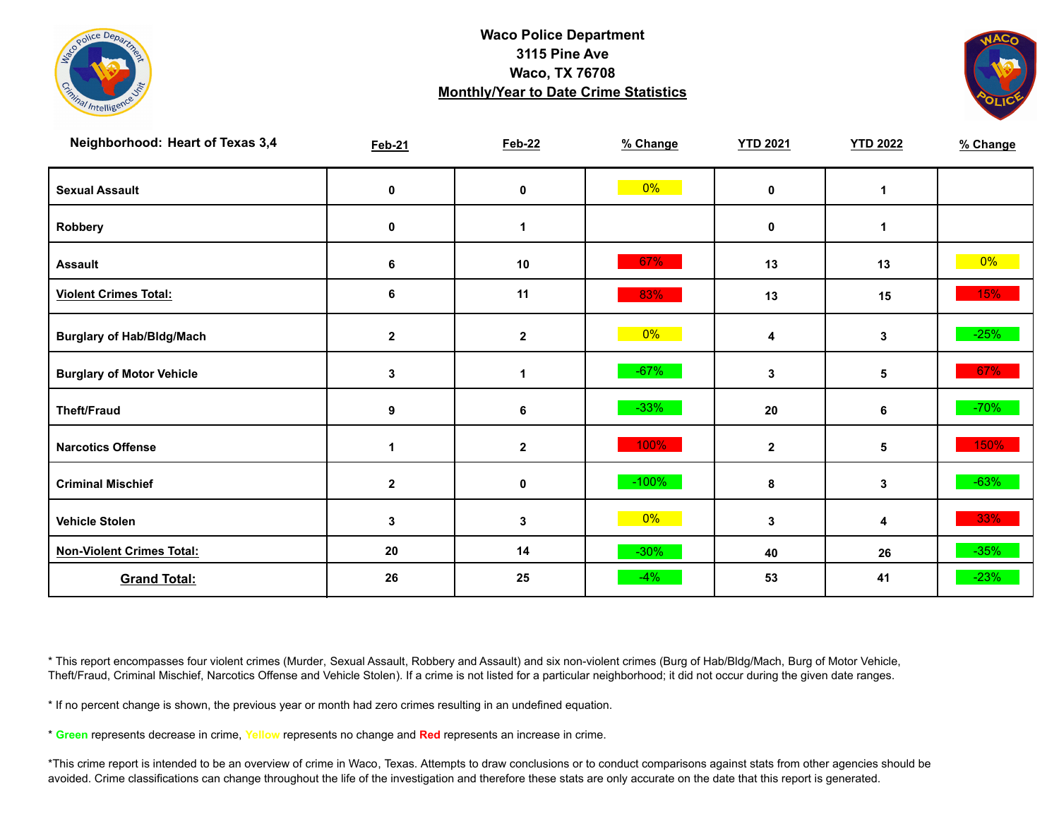**Waco Police Department**
**3115 Pine Ave**
**Waco, TX 76708**
**Monthly/Year to Date Crime Statistics**

| Neighborhood: Heart of Texas 3,4 | Feb-21 | Feb-22 | % Change | YTD 2021 | YTD 2022 | % Change |
|---|---|---|---|---|---|---|
| Sexual Assault | 0 | 0 | 0% | 0 | 1 | |
| Robbery | 0 | 1 | | 0 | 1 | |
| Assault | 6 | 10 | 67% | 13 | 13 | 0% |
| **Violent Crimes Total:** | 6 | 11 | 83% | 13 | 15 | 15% |
| Burglary of Hab/Bldg/Mach | 2 | 2 | 0% | 4 | 3 | -25% |
| Burglary of Motor Vehicle | 3 | 1 | -67% | 3 | 5 | 67% |
| Theft/Fraud | 9 | 6 | -33% | 20 | 6 | -70% |
| Narcotics Offense | 1 | 2 | 100% | 2 | 5 | 150% |
| Criminal Mischief | 2 | 0 | -100% | 8 | 3 | -63% |
| Vehicle Stolen | 3 | 3 | 0% | 3 | 4 | 33% |
| **Non-Violent Crimes Total:** | 20 | 14 | -30% | 40 | 26 | -35% |
| **Grand Total:** | 26 | 25 | -4% | 53 | 41 | -23% |

* This report encompasses four violent crimes (Murder, Sexual Assault, Robbery and Assault) and six non-violent crimes (Burg of Hab/Bldg/Mach, Burg of Motor Vehicle, Theft/Fraud, Criminal Mischief, Narcotics Offense and Vehicle Stolen). If a crime is not listed for a particular neighborhood; it did not occur during the given date ranges.

* If no percent change is shown, the previous year or month had zero crimes resulting in an undefined equation.

* **Green** represents decrease in crime, **Yellow** represents no change and **Red** represents an increase in crime.

*This crime report is intended to be an overview of crime in Waco, Texas. Attempts to draw conclusions or to conduct comparisons against stats from other agencies should be avoided. Crime classifications can change throughout the life of the investigation and therefore these stats are only accurate on the date that this report is generated.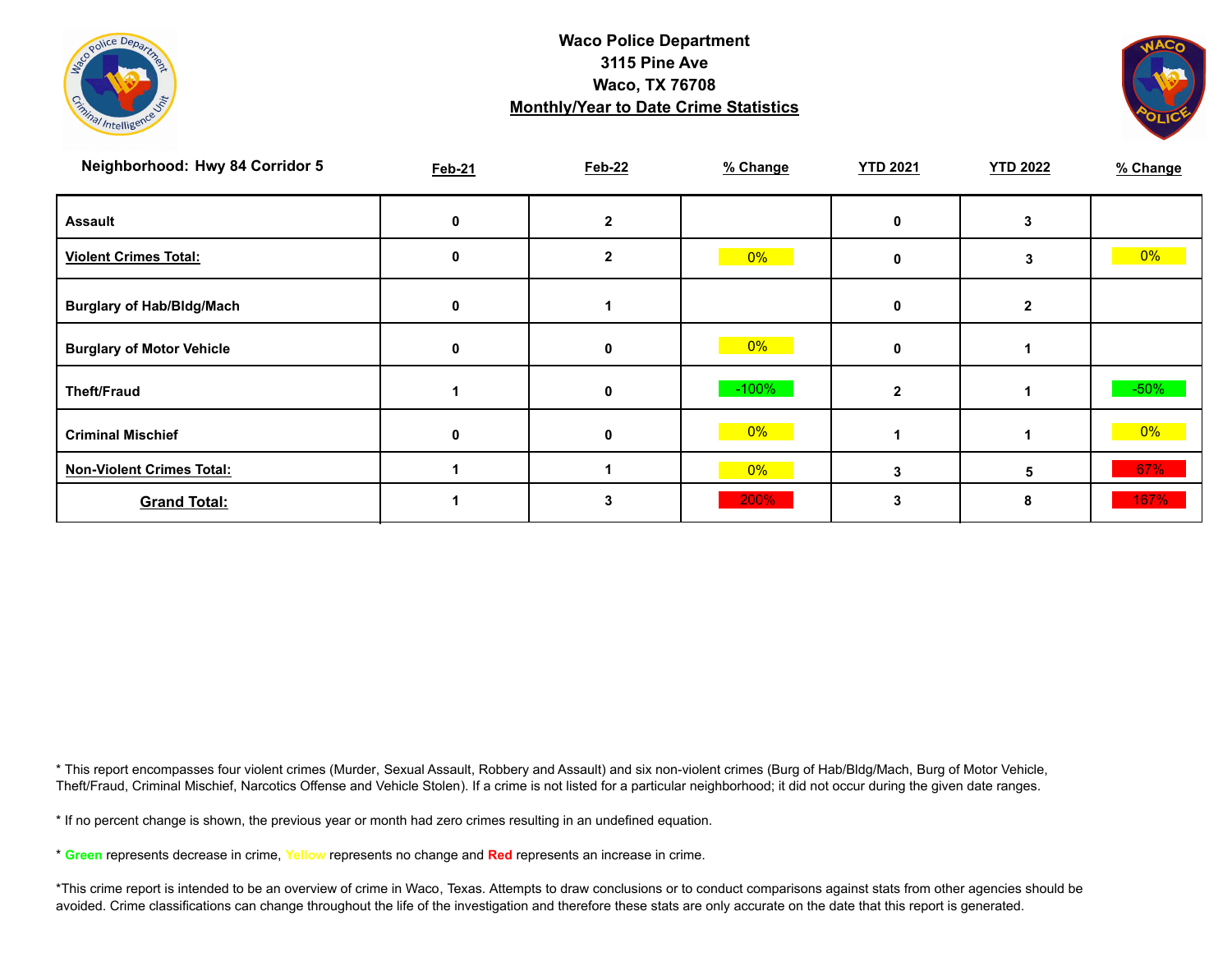**Waco Police Department**
**3115 Pine Ave**
**Waco, TX 76708**
**Monthly/Year to Date Crime Statistics**

| Neighborhood: Hwy 84 Corridor 5 | Feb-21 | Feb-22 | % Change | YTD 2021 | YTD 2022 | % Change |
|---|---|---|---|---|---|---|
| Assault | 0 | 2 | | 0 | 3 | |
| Violent Crimes Total: | 0 | 2 | 0% | 0 | 3 | 0% |
| Burglary of Hab/Bldg/Mach | 0 | 1 | | 0 | 2 | |
| Burglary of Motor Vehicle | 0 | 0 | 0% | 0 | 1 | |
| Theft/Fraud | 1 | 0 | -100% | 2 | 1 | -50% |
| Criminal Mischief | 0 | 0 | 0% | 1 | 1 | 0% |
| Non-Violent Crimes Total: | 1 | 1 | 0% | 3 | 5 | 67% |
| Grand Total: | 1 | 3 | 200% | 3 | 8 | 167% |

* This report encompasses four violent crimes (Murder, Sexual Assault, Robbery and Assault) and six non-violent crimes (Burg of Hab/Bldg/Mach, Burg of Motor Vehicle, Theft/Fraud, Criminal Mischief, Narcotics Offense and Vehicle Stolen). If a crime is not listed for a particular neighborhood; it did not occur during the given date ranges.

* If no percent change is shown, the previous year or month had zero crimes resulting in an undefined equation.

* Green represents decrease in crime, Yellow represents no change and Red represents an increase in crime.

*This crime report is intended to be an overview of crime in Waco, Texas. Attempts to draw conclusions or to conduct comparisons against stats from other agencies should be avoided. Crime classifications can change throughout the life of the investigation and therefore these stats are only accurate on the date that this report is generated.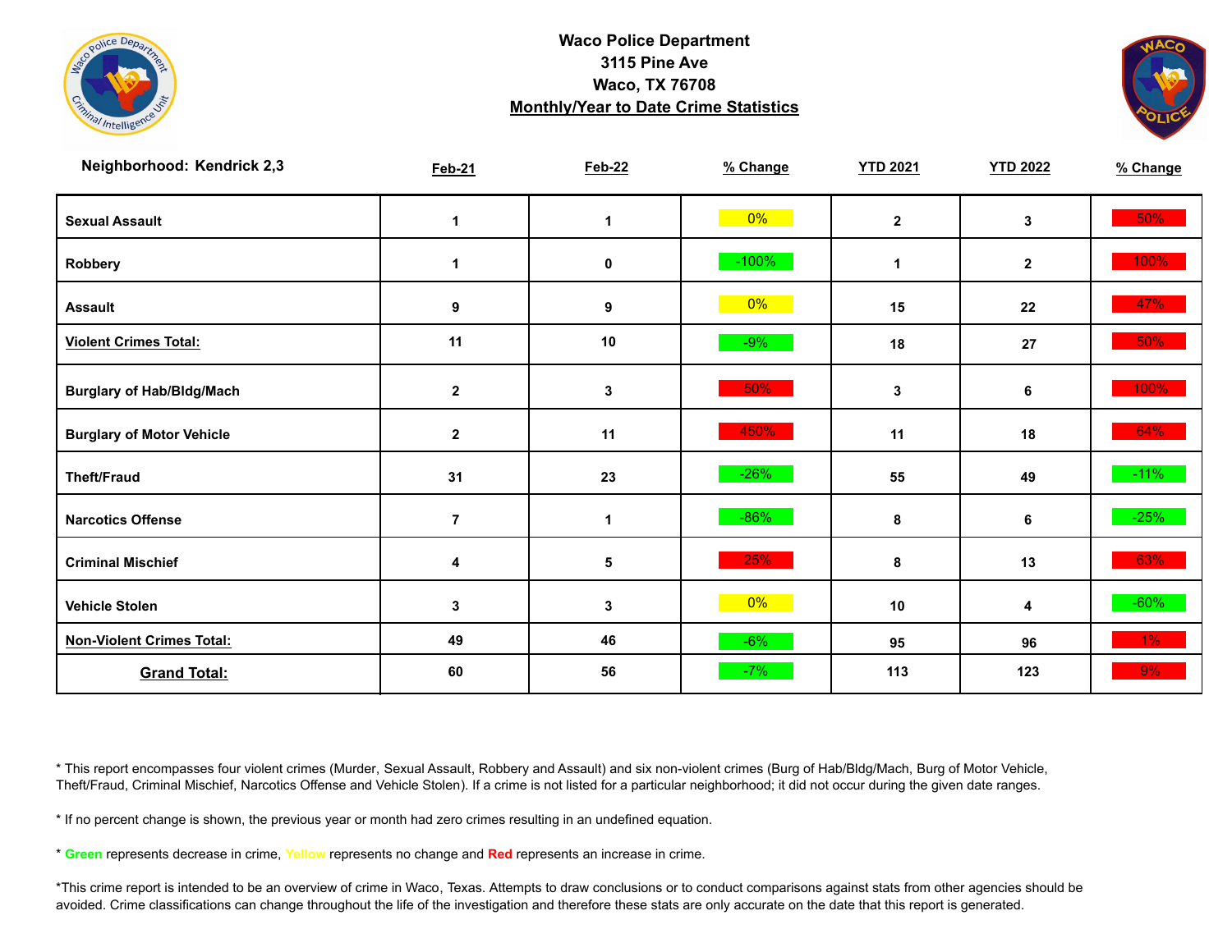# Waco Police Department

**3115 Pine Ave**

**Waco, TX 76708**

**Monthly/Year to Date Crime Statistics**

| Neighborhood: Kendrick 2,3 | Feb-21 | Feb-22 | % Change | YTD 2021 | YTD 2022 | % Change |
|---|---|---|---|---|---|---|
| Sexual Assault | 1 | 1 | 0% | 2 | 3 | 50% |
| Robbery | 1 | 0 | -100% | 1 | 2 | 100% |
| Assault | 9 | 9 | 0% | 15 | 22 | 47% |
| Violent Crimes Total: | 11 | 10 | -9% | 18 | 27 | 50% |
| Burglary of Hab/Bldg/Mach | 2 | 3 | 50% | 3 | 6 | 100% |
| Burglary of Motor Vehicle | 2 | 11 | 450% | 11 | 18 | 64% |
| Theft/Fraud | 31 | 23 | -26% | 55 | 49 | -11% |
| Narcotics Offense | 7 | 1 | -86% | 8 | 6 | -25% |
| Criminal Mischief | 4 | 5 | 25% | 8 | 13 | 63% |
| Vehicle Stolen | 3 | 3 | 0% | 10 | 4 | -60% |
| Non-Violent Crimes Total: | 49 | 46 | -6% | 95 | 96 | 1% |
| Grand Total: | 60 | 56 | -7% | 113 | 123 | 9% |

* This report encompasses four violent crimes (Murder, Sexual Assault, Robbery and Assault) and six non-violent crimes (Burg of Hab/Bldg/Mach, Burg of Motor Vehicle, Theft/Fraud, Criminal Mischief, Narcotics Offense and Vehicle Stolen). If a crime is not listed for a particular neighborhood; it did not occur during the given date ranges.

* If no percent change is shown, the previous year or month had zero crimes resulting in an undefined equation.

* **Green** represents decrease in crime, Yellow represents no change and **Red** represents an increase in crime.

*This crime report is intended to be an overview of crime in Waco, Texas. Attempts to draw conclusions or to conduct comparisons against stats from other agencies should be avoided. Crime classifications can change throughout the life of the investigation and therefore these stats are only accurate on the date that this report is generated.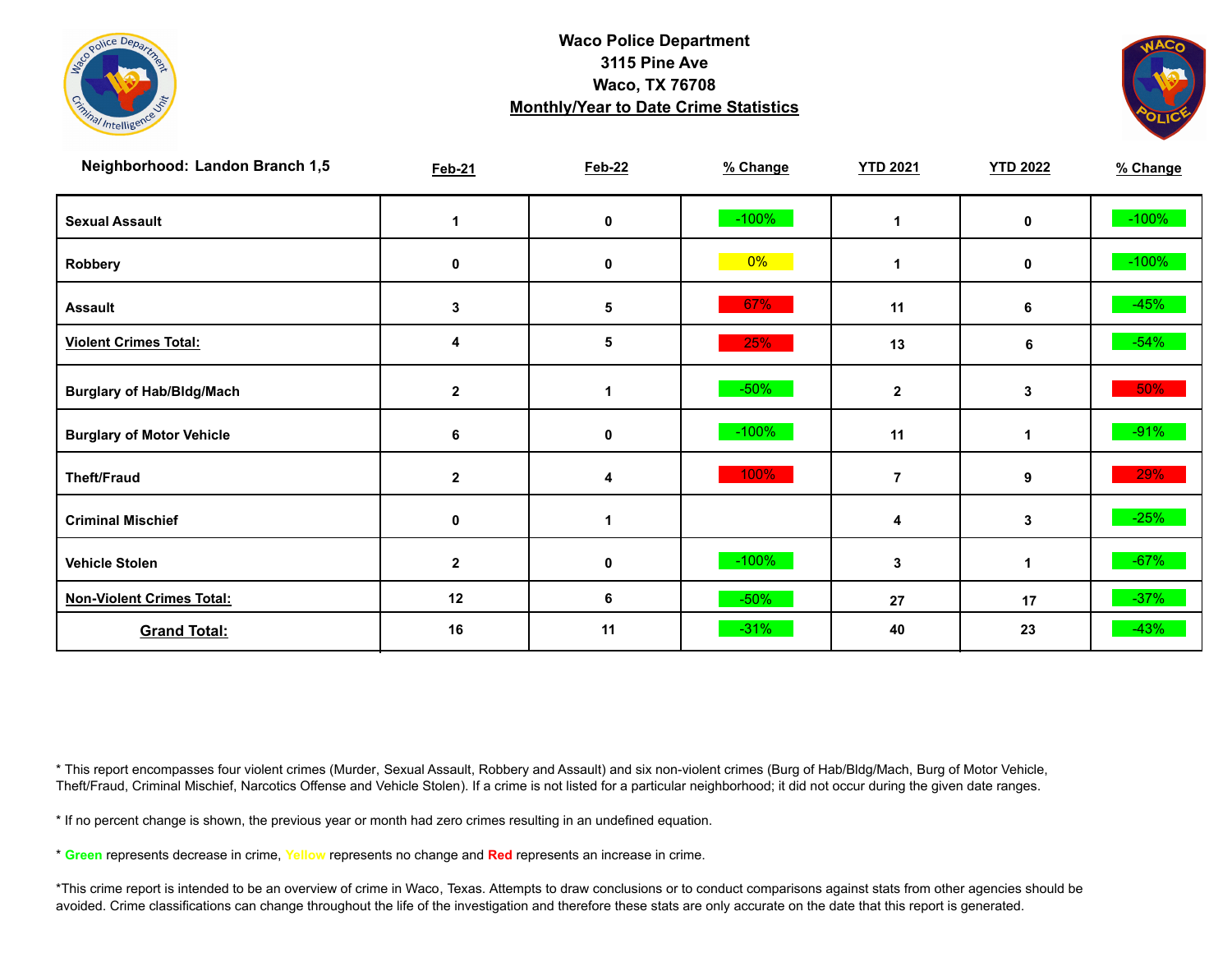**Waco Police Department**
**3115 Pine Ave**
**Waco, TX 76708**
**Monthly/Year to Date Crime Statistics**

| Neighborhood: Landon Branch 1,5 | Feb-21 | Feb-22 | % Change | YTD 2021 | YTD 2022 | % Change |
|---|---|---|---|---|---|---|
| **Sexual Assault** | 1 | 0 | -100% | 1 | 0 | -100% |
| **Robbery** | 0 | 0 | 0% | 1 | 0 | -100% |
| **Assault** | 3 | 5 | 67% | 11 | 6 | -45% |
| **Violent Crimes Total:** | 4 | 5 | 25% | 13 | 6 | -54% |
| **Burglary of Hab/Bldg/Mach** | 2 | 1 | -50% | 2 | 3 | 50% |
| **Burglary of Motor Vehicle** | 6 | 0 | -100% | 11 | 1 | -91% |
| **Theft/Fraud** | 2 | 4 | 100% | 7 | 9 | 29% |
| **Criminal Mischief** | 0 | 1 | | 4 | 3 | -25% |
| **Vehicle Stolen** | 2 | 0 | -100% | 3 | 1 | -67% |
| **Non-Violent Crimes Total:** | 12 | 6 | -50% | 27 | 17 | -37% |
| **Grand Total:** | 16 | 11 | -31% | 40 | 23 | -43% |

* This report encompasses four violent crimes (Murder, Sexual Assault, Robbery and Assault) and six non-violent crimes (Burg of Hab/Bldg/Mach, Burg of Motor Vehicle, Theft/Fraud, Criminal Mischief, Narcotics Offense and Vehicle Stolen). If a crime is not listed for a particular neighborhood; it did not occur during the given date ranges.

* If no percent change is shown, the previous year or month had zero crimes resulting in an undefined equation.

* **Green** represents decrease in crime, **Yellow** represents no change and **Red** represents an increase in crime.

*This crime report is intended to be an overview of crime in Waco, Texas. Attempts to draw conclusions or to conduct comparisons against stats from other agencies should be avoided. Crime classifications can change throughout the life of the investigation and therefore these stats are only accurate on the date that this report is generated.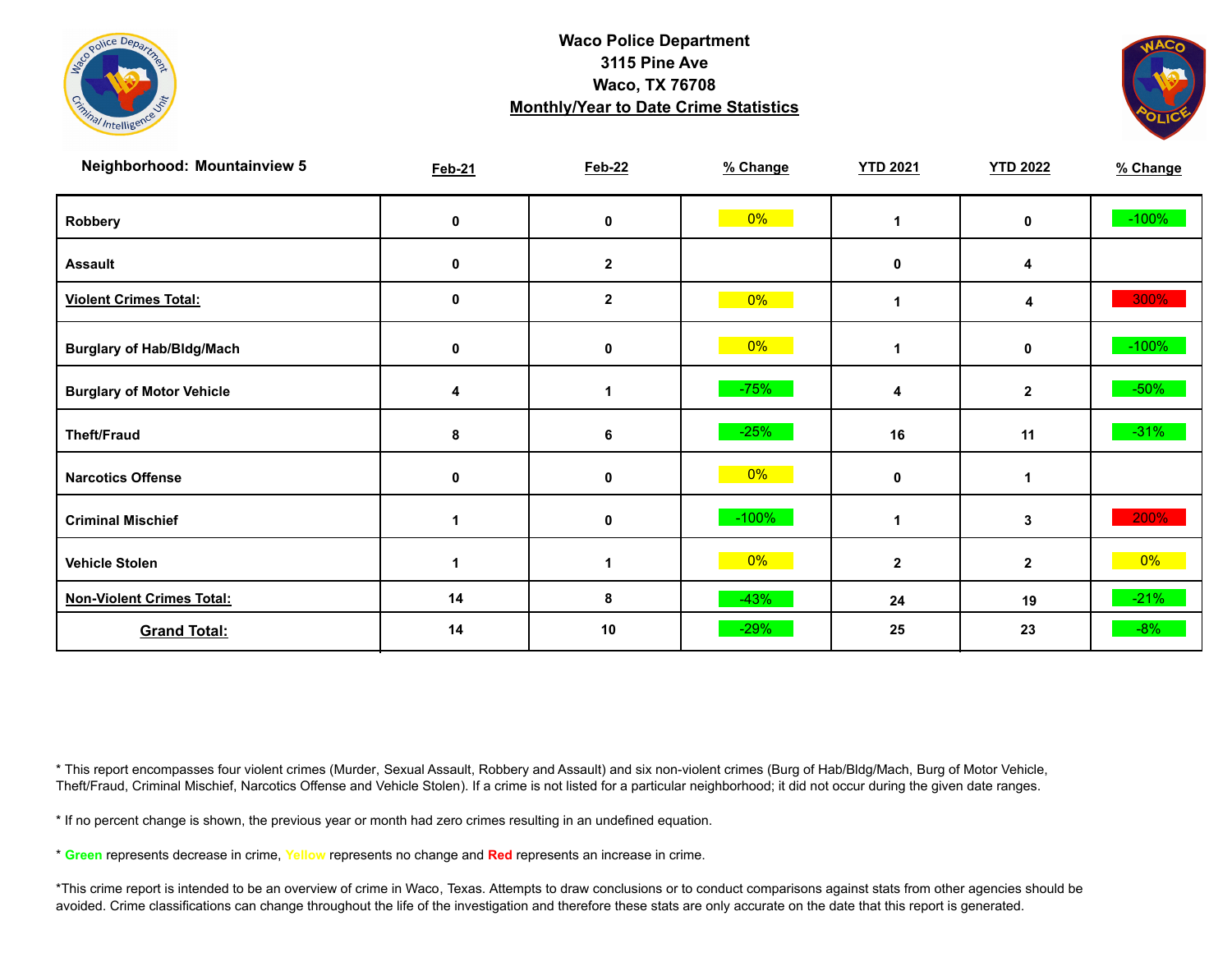**Waco Police Department**
**3115 Pine Ave**
**Waco, TX 76708**
**Monthly/Year to Date Crime Statistics**

| Neighborhood: Mountainview 5 | Feb-21 | Feb-22 | % Change | YTD 2021 | YTD 2022 | % Change |
|---|---|---|---|---|---|---|
| Robbery | 0 | 0 | 0% | 1 | 0 | -100% |
| Assault | 0 | 2 | | 0 | 4 | |
| Violent Crimes Total: | 0 | 2 | 0% | 1 | 4 | 300% |
| Burglary of Hab/Bldg/Mach | 0 | 0 | 0% | 1 | 0 | -100% |
| Burglary of Motor Vehicle | 4 | 1 | -75% | 4 | 2 | -50% |
| Theft/Fraud | 8 | 6 | -25% | 16 | 11 | -31% |
| Narcotics Offense | 0 | 0 | 0% | 0 | 1 | |
| Criminal Mischief | 1 | 0 | -100% | 1 | 3 | 200% |
| Vehicle Stolen | 1 | 1 | 0% | 2 | 2 | 0% |
| Non-Violent Crimes Total: | 14 | 8 | -43% | 24 | 19 | -21% |
| Grand Total: | 14 | 10 | -29% | 25 | 23 | -8% |

* This report encompasses four violent crimes (Murder, Sexual Assault, Robbery and Assault) and six non-violent crimes (Burg of Hab/Bldg/Mach, Burg of Motor Vehicle, Theft/Fraud, Criminal Mischief, Narcotics Offense and Vehicle Stolen). If a crime is not listed for a particular neighborhood; it did not occur during the given date ranges.

* If no percent change is shown, the previous year or month had zero crimes resulting in an undefined equation.

* **Green** represents decrease in crime, Yellow represents no change and **Red** represents an increase in crime.

*This crime report is intended to be an overview of crime in Waco, Texas. Attempts to draw conclusions or to conduct comparisons against stats from other agencies should be avoided. Crime classifications can change throughout the life of the investigation and therefore these stats are only accurate on the date that this report is generated.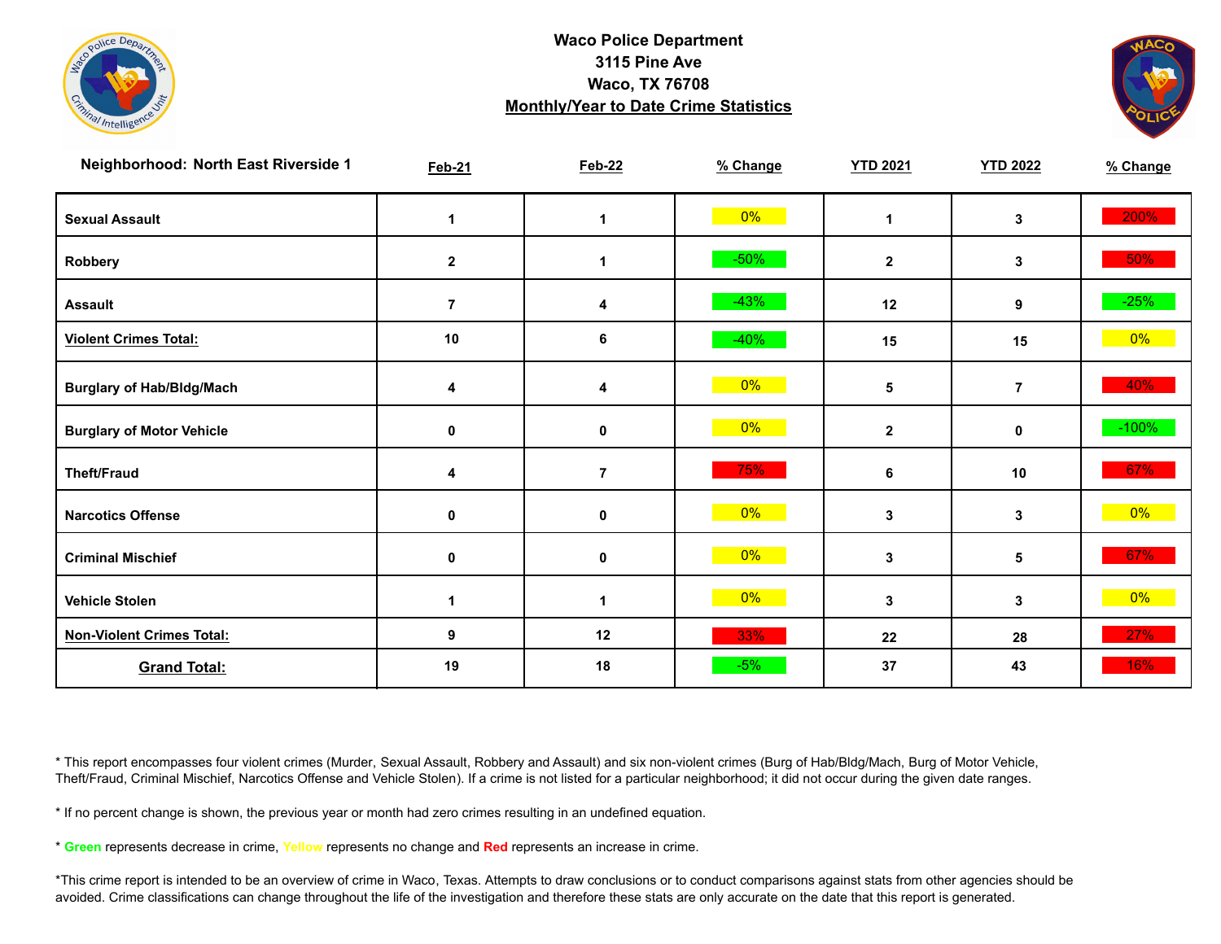**Waco Police Department**
**3115 Pine Ave**
**Waco, TX 76708**
**Monthly/Year to Date Crime Statistics**

| Neighborhood: North East Riverside 1 | Feb-21 | Feb-22 | % Change | YTD 2021 | YTD 2022 | % Change |
|---|---|---|---|---|---|---|
| Sexual Assault | 1 | 1 | 0% | 1 | 3 | 200% |
| Robbery | 2 | 1 | -50% | 2 | 3 | 50% |
| Assault | 7 | 4 | -43% | 12 | 9 | -25% |
| Violent Crimes Total: | 10 | 6 | -40% | 15 | 15 | 0% |
| Burglary of Hab/Bldg/Mach | 4 | 4 | 0% | 5 | 7 | 40% |
| Burglary of Motor Vehicle | 0 | 0 | 0% | 2 | 0 | -100% |
| Theft/Fraud | 4 | 7 | 75% | 6 | 10 | 67% |
| Narcotics Offense | 0 | 0 | 0% | 3 | 3 | 0% |
| Criminal Mischief | 0 | 0 | 0% | 3 | 5 | 67% |
| Vehicle Stolen | 1 | 1 | 0% | 3 | 3 | 0% |
| Non-Violent Crimes Total: | 9 | 12 | 33% | 22 | 28 | 27% |
| Grand Total: | 19 | 18 | -5% | 37 | 43 | 16% |

* This report encompasses four violent crimes (Murder, Sexual Assault, Robbery and Assault) and six non-violent crimes (Burg of Hab/Bldg/Mach, Burg of Motor Vehicle, Theft/Fraud, Criminal Mischief, Narcotics Offense and Vehicle Stolen). If a crime is not listed for a particular neighborhood; it did not occur during the given date ranges.

* If no percent change is shown, the previous year or month had zero crimes resulting in an undefined equation.

* **Green** represents decrease in crime, **Yellow** represents no change and **Red** represents an increase in crime.

*This crime report is intended to be an overview of crime in Waco, Texas. Attempts to draw conclusions or to conduct comparisons against stats from other agencies should be avoided. Crime classifications can change throughout the life of the investigation and therefore these stats are only accurate on the date that this report is generated.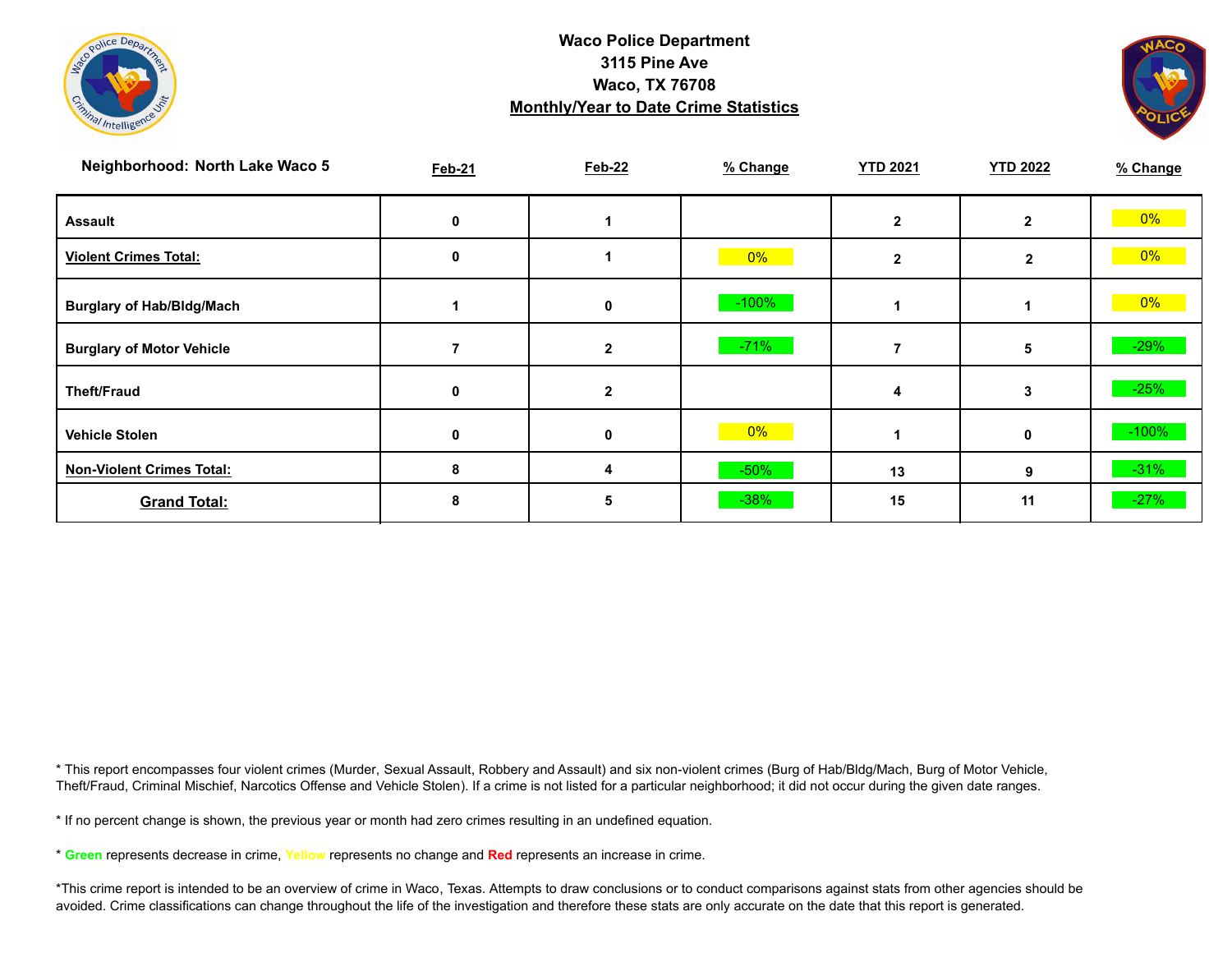**Waco Police Department**
**3115 Pine Ave**
**Waco, TX 76708**
**Monthly/Year to Date Crime Statistics**

| Neighborhood: North Lake Waco 5 | Feb-21 | Feb-22 | % Change | YTD 2021 | YTD 2022 | % Change |
|---|---|---|---|---|---|---|
| **Assault** | 0 | 1 | | 2 | 2 | 0% |
| **Violent Crimes Total:** | 0 | 1 | 0% | 2 | 2 | 0% |
| **Burglary of Hab/Bldg/Mach** | 1 | 0 | -100% | 1 | 1 | 0% |
| **Burglary of Motor Vehicle** | 7 | 2 | -71% | 7 | 5 | -29% |
| **Theft/Fraud** | 0 | 2 | | 4 | 3 | -25% |
| **Vehicle Stolen** | 0 | 0 | 0% | 1 | 0 | -100% |
| **Non-Violent Crimes Total:** | 8 | 4 | -50% | 13 | 9 | -31% |
| **Grand Total:** | 8 | 5 | -38% | 15 | 11 | -27% |

* This report encompasses four violent crimes (Murder, Sexual Assault, Robbery and Assault) and six non-violent crimes (Burg of Hab/Bldg/Mach, Burg of Motor Vehicle, Theft/Fraud, Criminal Mischief, Narcotics Offense and Vehicle Stolen). If a crime is not listed for a particular neighborhood; it did not occur during the given date ranges.

* If no percent change is shown, the previous year or month had zero crimes resulting in an undefined equation.

* **Green** represents decrease in crime, **Yellow** represents no change and **Red** represents an increase in crime.

*This crime report is intended to be an overview of crime in Waco, Texas. Attempts to draw conclusions or to conduct comparisons against stats from other agencies should be avoided. Crime classifications can change throughout the life of the investigation and therefore these stats are only accurate on the date that this report is generated.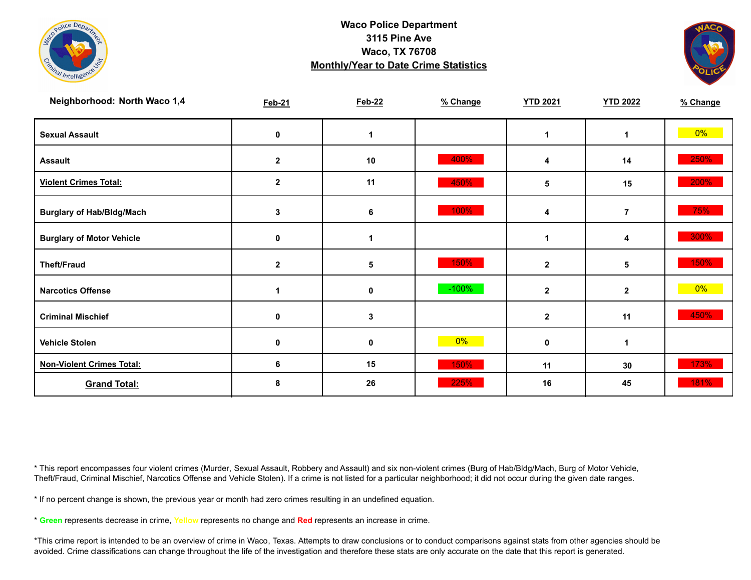**Waco Police Department**
**3115 Pine Ave**
**Waco, TX 76708**
**Monthly/Year to Date Crime Statistics**

| Neighborhood: North Waco 1,4 | Feb-21 | Feb-22 | % Change | YTD 2021 | YTD 2022 | % Change |
|---|---|---|---|---|---|---|
| Sexual Assault | 0 | 1 | | 1 | 1 | 0% |
| Assault | 2 | 10 | 400% | 4 | 14 | 250% |
| Violent Crimes Total: | 2 | 11 | 450% | 5 | 15 | 200% |
| Burglary of Hab/Bldg/Mach | 3 | 6 | 100% | 4 | 7 | 75% |
| Burglary of Motor Vehicle | 0 | 1 | | 1 | 4 | 300% |
| Theft/Fraud | 2 | 5 | 150% | 2 | 5 | 150% |
| Narcotics Offense | 1 | 0 | -100% | 2 | 2 | 0% |
| Criminal Mischief | 0 | 3 | | 2 | 11 | 450% |
| Vehicle Stolen | 0 | 0 | 0% | 0 | 1 | |
| Non-Violent Crimes Total: | 6 | 15 | 150% | 11 | 30 | 173% |
| Grand Total: | 8 | 26 | 225% | 16 | 45 | 181% |

* This report encompasses four violent crimes (Murder, Sexual Assault, Robbery and Assault) and six non-violent crimes (Burg of Hab/Bldg/Mach, Burg of Motor Vehicle, Theft/Fraud, Criminal Mischief, Narcotics Offense and Vehicle Stolen). If a crime is not listed for a particular neighborhood; it did not occur during the given date ranges.

* If no percent change is shown, the previous year or month had zero crimes resulting in an undefined equation.

* **Green** represents decrease in crime, Yellow represents no change and **Red** represents an increase in crime.

*This crime report is intended to be an overview of crime in Waco, Texas. Attempts to draw conclusions or to conduct comparisons against stats from other agencies should be avoided. Crime classifications can change throughout the life of the investigation and therefore these stats are only accurate on the date that this report is generated.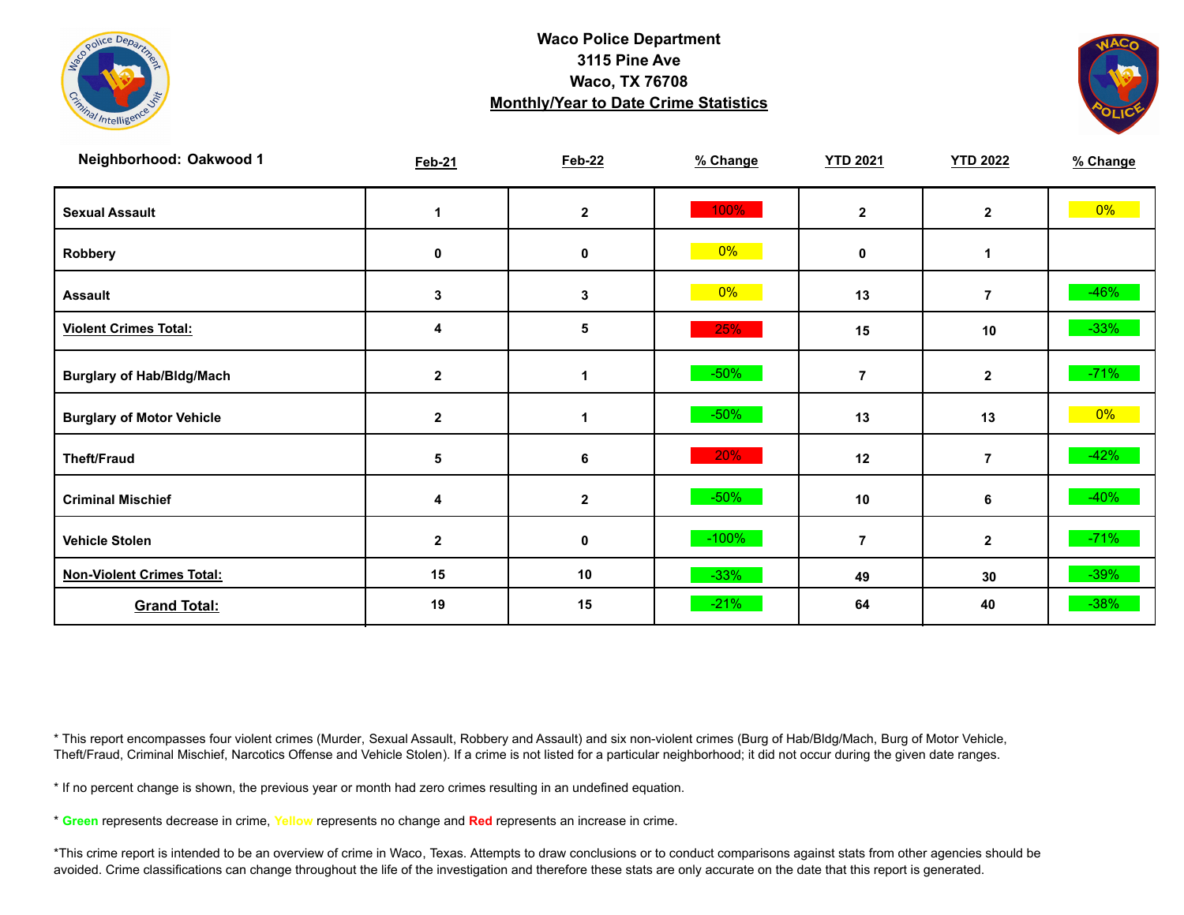**Waco Police Department**
**3115 Pine Ave**
**Waco, TX 76708**
**Monthly/Year to Date Crime Statistics**

| Neighborhood: Oakwood 1 | Feb-21 | Feb-22 | % Change | YTD 2021 | YTD 2022 | % Change |
|---|---|---|---|---|---|---|
| Sexual Assault | 1 | 2 | 100% | 2 | 2 | 0% |
| Robbery | 0 | 0 | 0% | 0 | 1 | |
| Assault | 3 | 3 | 0% | 13 | 7 | -46% |
| Violent Crimes Total: | 4 | 5 | 25% | 15 | 10 | -33% |
| Burglary of Hab/Bldg/Mach | 2 | 1 | -50% | 7 | 2 | -71% |
| Burglary of Motor Vehicle | 2 | 1 | -50% | 13 | 13 | 0% |
| Theft/Fraud | 5 | 6 | 20% | 12 | 7 | -42% |
| Criminal Mischief | 4 | 2 | -50% | 10 | 6 | -40% |
| Vehicle Stolen | 2 | 0 | -100% | 7 | 2 | -71% |
| Non-Violent Crimes Total: | 15 | 10 | -33% | 49 | 30 | -39% |
| Grand Total: | 19 | 15 | -21% | 64 | 40 | -38% |

* This report encompasses four violent crimes (Murder, Sexual Assault, Robbery and Assault) and six non-violent crimes (Burg of Hab/Bldg/Mach, Burg of Motor Vehicle, Theft/Fraud, Criminal Mischief, Narcotics Offense and Vehicle Stolen). If a crime is not listed for a particular neighborhood; it did not occur during the given date ranges.

* If no percent change is shown, the previous year or month had zero crimes resulting in an undefined equation.

* Green represents decrease in crime, Yellow represents no change and Red represents an increase in crime.

*This crime report is intended to be an overview of crime in Waco, Texas. Attempts to draw conclusions or to conduct comparisons against stats from other agencies should be avoided. Crime classifications can change throughout the life of the investigation and therefore these stats are only accurate on the date that this report is generated.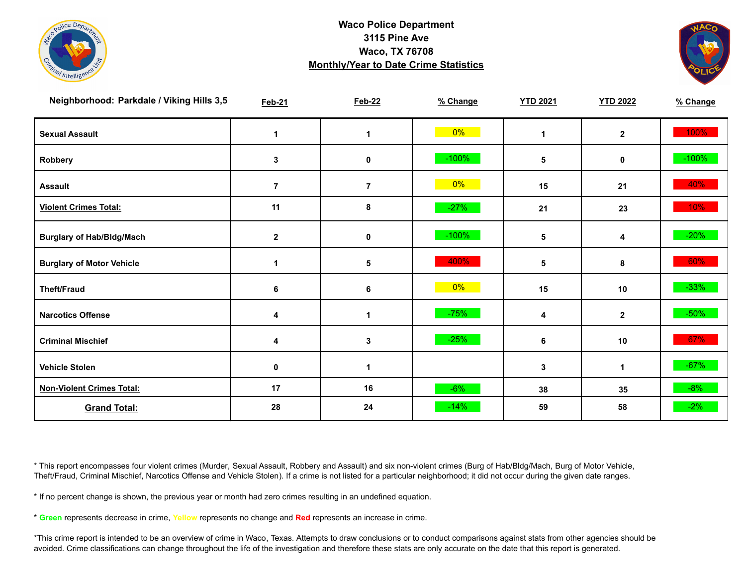# Waco Police Department
## 3115 Pine Ave
## Waco, TX 76708
## Monthly/Year to Date Crime Statistics

| Neighborhood: Parkdale / Viking Hills 3,5 | Feb-21 | Feb-22 | % Change | YTD 2021 | YTD 2022 | % Change |
|---|---|---|---|---|---|---|
| Sexual Assault | 1 | 1 | 0% | 1 | 2 | 100% |
| Robbery | 3 | 0 | -100% | 5 | 0 | -100% |
| Assault | 7 | 7 | 0% | 15 | 21 | 40% |
| Violent Crimes Total: | 11 | 8 | -27% | 21 | 23 | 10% |
| Burglary of Hab/Bldg/Mach | 2 | 0 | -100% | 5 | 4 | -20% |
| Burglary of Motor Vehicle | 1 | 5 | 400% | 5 | 8 | 60% |
| Theft/Fraud | 6 | 6 | 0% | 15 | 10 | -33% |
| Narcotics Offense | 4 | 1 | -75% | 4 | 2 | -50% |
| Criminal Mischief | 4 | 3 | -25% | 6 | 10 | 67% |
| Vehicle Stolen | 0 | 1 | | 3 | 1 | -67% |
| Non-Violent Crimes Total: | 17 | 16 | -6% | 38 | 35 | -8% |
| Grand Total: | 28 | 24 | -14% | 59 | 58 | -2% |

* This report encompasses four violent crimes (Murder, Sexual Assault, Robbery and Assault) and six non-violent crimes (Burg of Hab/Bldg/Mach, Burg of Motor Vehicle, Theft/Fraud, Criminal Mischief, Narcotics Offense and Vehicle Stolen). If a crime is not listed for a particular neighborhood; it did not occur during the given date ranges.

* If no percent change is shown, the previous year or month had zero crimes resulting in an undefined equation.

* **Green** represents decrease in crime, **Yellow** represents no change and **Red** represents an increase in crime.

*This crime report is intended to be an overview of crime in Waco, Texas. Attempts to draw conclusions or to conduct comparisons against stats from other agencies should be avoided. Crime classifications can change throughout the life of the investigation and therefore these stats are only accurate on the date that this report is generated.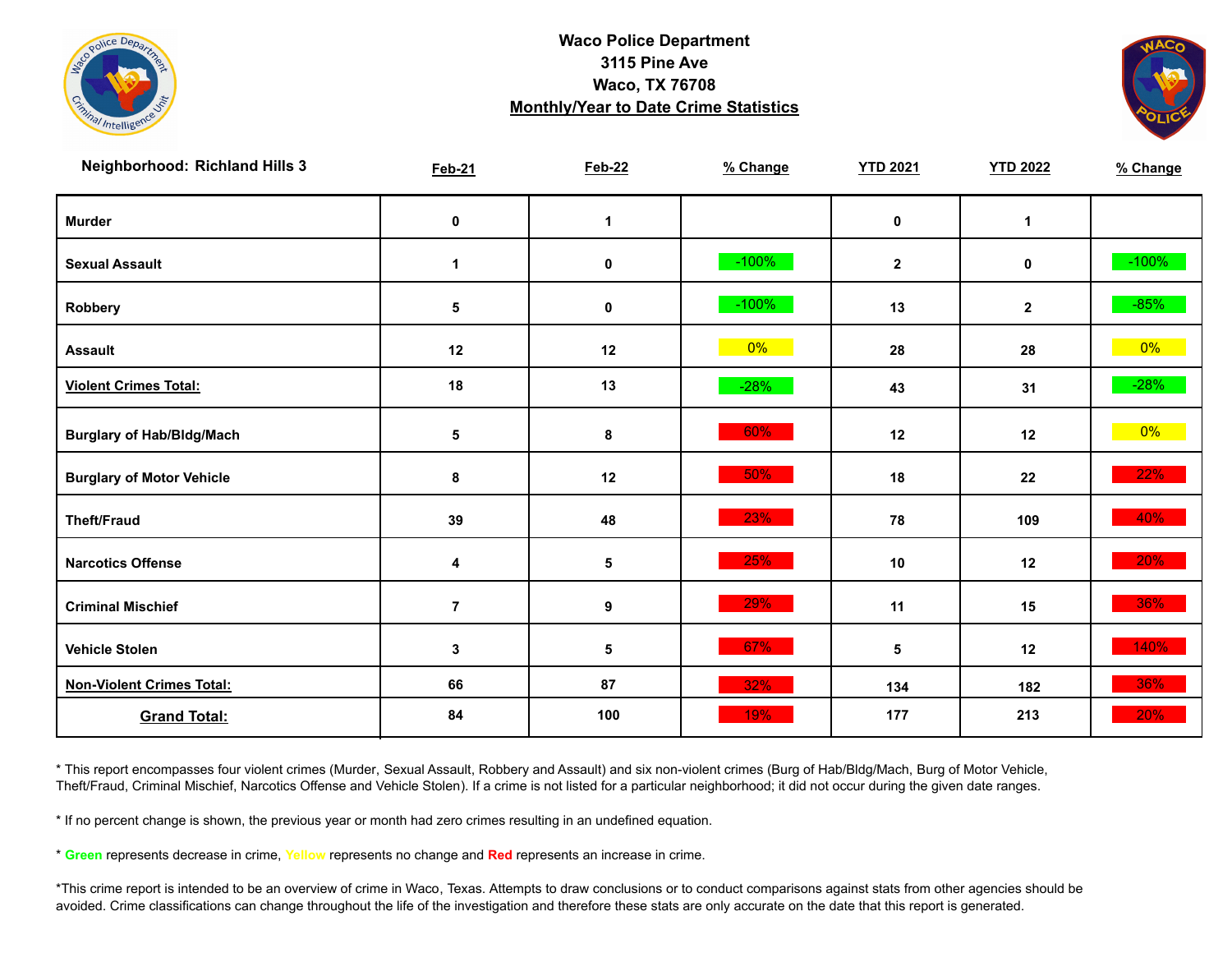**Waco Police Department**
**3115 Pine Ave**
**Waco, TX 76708**
**Monthly/Year to Date Crime Statistics**

| Neighborhood: Richland Hills 3 | Feb-21 | Feb-22 | % Change | YTD 2021 | YTD 2022 | % Change |
|---|---|---|---|---|---|---|
| Murder | 0 | 1 | | 0 | 1 | |
| Sexual Assault | 1 | 0 | -100% | 2 | 0 | -100% |
| Robbery | 5 | 0 | -100% | 13 | 2 | -85% |
| Assault | 12 | 12 | 0% | 28 | 28 | 0% |
| Violent Crimes Total: | 18 | 13 | -28% | 43 | 31 | -28% |
| Burglary of Hab/Bldg/Mach | 5 | 8 | 60% | 12 | 12 | 0% |
| Burglary of Motor Vehicle | 8 | 12 | 50% | 18 | 22 | 22% |
| Theft/Fraud | 39 | 48 | 23% | 78 | 109 | 40% |
| Narcotics Offense | 4 | 5 | 25% | 10 | 12 | 20% |
| Criminal Mischief | 7 | 9 | 29% | 11 | 15 | 36% |
| Vehicle Stolen | 3 | 5 | 67% | 5 | 12 | 140% |
| Non-Violent Crimes Total: | 66 | 87 | 32% | 134 | 182 | 36% |
| Grand Total: | 84 | 100 | 19% | 177 | 213 | 20% |

* This report encompasses four violent crimes (Murder, Sexual Assault, Robbery and Assault) and six non-violent crimes (Burg of Hab/Bldg/Mach, Burg of Motor Vehicle, Theft/Fraud, Criminal Mischief, Narcotics Offense and Vehicle Stolen). If a crime is not listed for a particular neighborhood; it did not occur during the given date ranges.

* If no percent change is shown, the previous year or month had zero crimes resulting in an undefined equation.

* Green represents decrease in crime, Yellow represents no change and Red represents an increase in crime.

*This crime report is intended to be an overview of crime in Waco, Texas. Attempts to draw conclusions or to conduct comparisons against stats from other agencies should be avoided. Crime classifications can change throughout the life of the investigation and therefore these stats are only accurate on the date that this report is generated.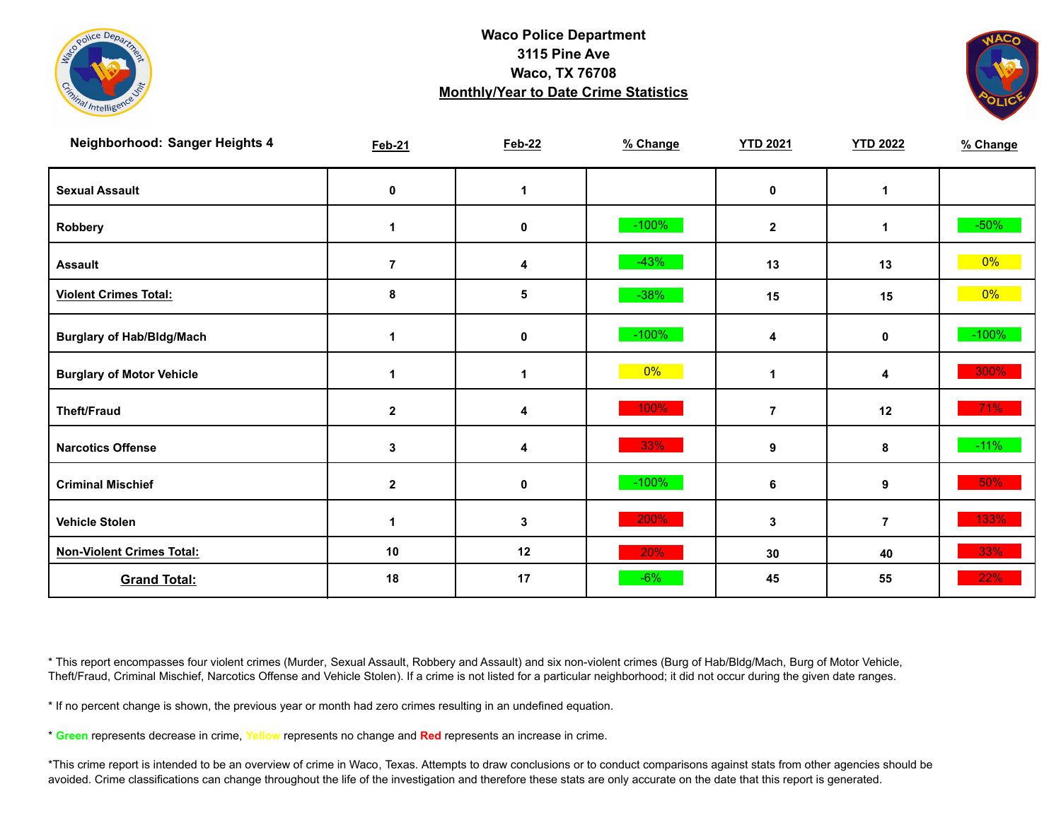**Waco Police Department**
**3115 Pine Ave**
**Waco, TX 76708**
**Monthly/Year to Date Crime Statistics**

| Neighborhood: Sanger Heights 4 | Feb-21 | Feb-22 | % Change | YTD 2021 | YTD 2022 | % Change |
|---|---|---|---|---|---|---|
| **Sexual Assault** | 0 | 1 | | 0 | 1 | |
| **Robbery** | 1 | 0 | -100% | 2 | 1 | -50% |
| **Assault** | 7 | 4 | -43% | 13 | 13 | 0% |
| **Violent Crimes Total:** | 8 | 5 | -38% | 15 | 15 | 0% |
| **Burglary of Hab/Bldg/Mach** | 1 | 0 | -100% | 4 | 0 | -100% |
| **Burglary of Motor Vehicle** | 1 | 1 | 0% | 1 | 4 | 300% |
| **Theft/Fraud** | 2 | 4 | 100% | 7 | 12 | 71% |
| **Narcotics Offense** | 3 | 4 | 33% | 9 | 8 | -11% |
| **Criminal Mischief** | 2 | 0 | -100% | 6 | 9 | 50% |
| **Vehicle Stolen** | 1 | 3 | 200% | 3 | 7 | 133% |
| **Non-Violent Crimes Total:** | 10 | 12 | 20% | 30 | 40 | 33% |
| **Grand Total:** | 18 | 17 | -6% | 45 | 55 | 22% |

* This report encompasses four violent crimes (Murder, Sexual Assault, Robbery and Assault) and six non-violent crimes (Burg of Hab/Bldg/Mach, Burg of Motor Vehicle, Theft/Fraud, Criminal Mischief, Narcotics Offense and Vehicle Stolen). If a crime is not listed for a particular neighborhood; it did not occur during the given date ranges.

* If no percent change is shown, the previous year or month had zero crimes resulting in an undefined equation.

* **Green** represents decrease in crime, **Yellow** represents no change and **Red** represents an increase in crime.

*This crime report is intended to be an overview of crime in Waco, Texas. Attempts to draw conclusions or to conduct comparisons against stats from other agencies should be avoided. Crime classifications can change throughout the life of the investigation and therefore these stats are only accurate on the date that this report is generated.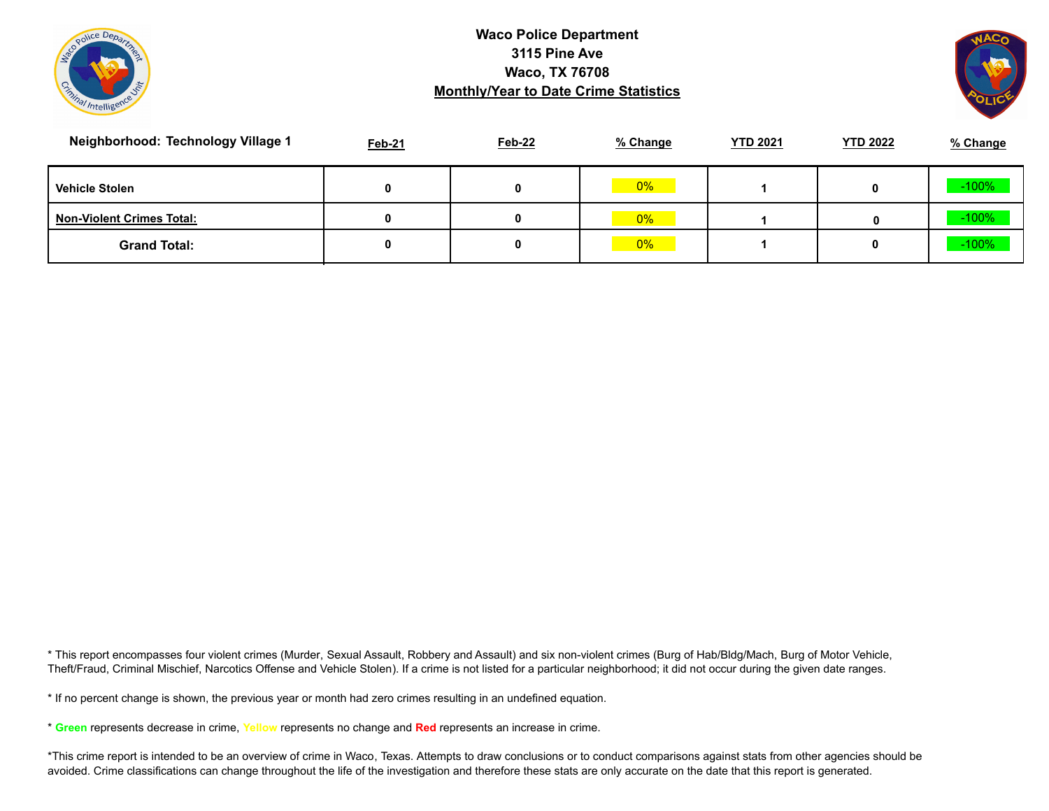**Waco Police Department**
**3115 Pine Ave**
**Waco, TX 76708**
**Monthly/Year to Date Crime Statistics**

| Neighborhood: Technology Village 1 | Feb-21 | Feb-22 | % Change | YTD 2021 | YTD 2022 | % Change |
|---|---|---|---|---|---|---|
| **Vehicle Stolen** | 0 | 0 | 0% | 1 | 0 | -100% |
| **Non-Violent Crimes Total:** | 0 | 0 | 0% | 1 | 0 | -100% |
| **Grand Total:** | 0 | 0 | 0% | 1 | 0 | -100% |

* This report encompasses four violent crimes (Murder, Sexual Assault, Robbery and Assault) and six non-violent crimes (Burg of Hab/Bldg/Mach, Burg of Motor Vehicle, Theft/Fraud, Criminal Mischief, Narcotics Offense and Vehicle Stolen). If a crime is not listed for a particular neighborhood; it did not occur during the given date ranges.

* If no percent change is shown, the previous year or month had zero crimes resulting in an undefined equation.

* **Green** represents decrease in crime, **Yellow** represents no change and **Red** represents an increase in crime.

*This crime report is intended to be an overview of crime in Waco, Texas. Attempts to draw conclusions or to conduct comparisons against stats from other agencies should be avoided. Crime classifications can change throughout the life of the investigation and therefore these stats are only accurate on the date that this report is generated.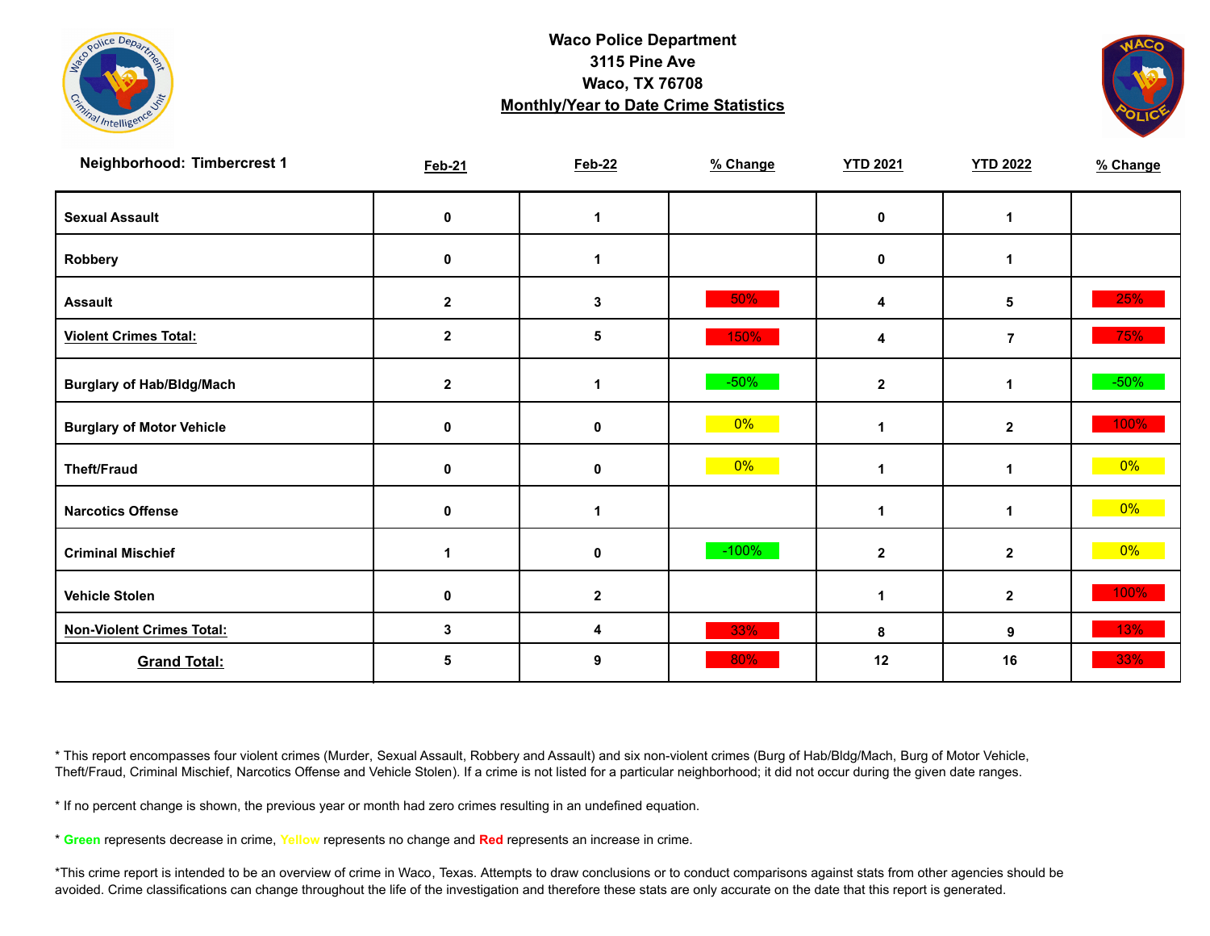**Waco Police Department**
**3115 Pine Ave**
**Waco, TX 76708**
**Monthly/Year to Date Crime Statistics**

| Neighborhood: Timbercrest 1 | Feb-21 | Feb-22 | % Change | YTD 2021 | YTD 2022 | % Change |
|---|---|---|---|---|---|---|
| Sexual Assault | 0 | 1 | | 0 | 1 | |
| Robbery | 0 | 1 | | 0 | 1 | |
| Assault | 2 | 3 | 50% | 4 | 5 | 25% |
| Violent Crimes Total: | 2 | 5 | 150% | 4 | 7 | 75% |
| Burglary of Hab/Bldg/Mach | 2 | 1 | -50% | 2 | 1 | -50% |
| Burglary of Motor Vehicle | 0 | 0 | 0% | 1 | 2 | 100% |
| Theft/Fraud | 0 | 0 | 0% | 1 | 1 | 0% |
| Narcotics Offense | 0 | 1 | | 1 | 1 | 0% |
| Criminal Mischief | 1 | 0 | -100% | 2 | 2 | 0% |
| Vehicle Stolen | 0 | 2 | | 1 | 2 | 100% |
| Non-Violent Crimes Total: | 3 | 4 | 33% | 8 | 9 | 13% |
| Grand Total: | 5 | 9 | 80% | 12 | 16 | 33% |

* This report encompasses four violent crimes (Murder, Sexual Assault, Robbery and Assault) and six non-violent crimes (Burg of Hab/Bldg/Mach, Burg of Motor Vehicle, Theft/Fraud, Criminal Mischief, Narcotics Offense and Vehicle Stolen). If a crime is not listed for a particular neighborhood; it did not occur during the given date ranges.

* If no percent change is shown, the previous year or month had zero crimes resulting in an undefined equation.

* **Green** represents decrease in crime, **Yellow** represents no change and **Red** represents an increase in crime.

*This crime report is intended to be an overview of crime in Waco, Texas. Attempts to draw conclusions or to conduct comparisons against stats from other agencies should be avoided. Crime classifications can change throughout the life of the investigation and therefore these stats are only accurate on the date that this report is generated.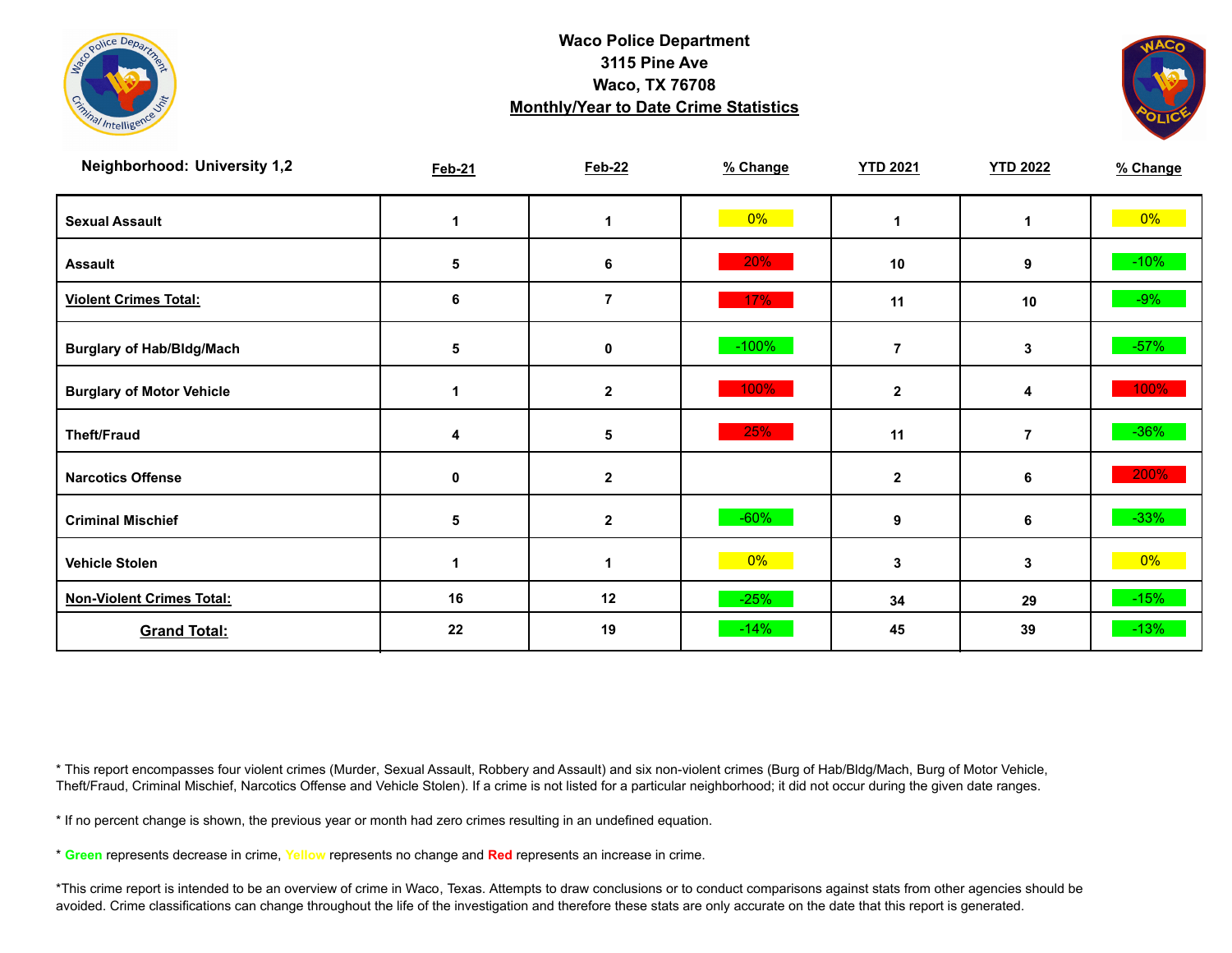**Waco Police Department**
**3115 Pine Ave**
**Waco, TX 76708**
**Monthly/Year to Date Crime Statistics**

| Neighborhood: University 1,2 | Feb-21 | Feb-22 | % Change | YTD 2021 | YTD 2022 | % Change |
|---|---|---|---|---|---|---|
| Sexual Assault | 1 | 1 | 0% | 1 | 1 | 0% |
| Assault | 5 | 6 | 20% | 10 | 9 | -10% |
| **Violent Crimes Total:** | 6 | 7 | 17% | 11 | 10 | -9% |
| Burglary of Hab/Bldg/Mach | 5 | 0 | -100% | 7 | 3 | -57% |
| Burglary of Motor Vehicle | 1 | 2 | 100% | 2 | 4 | 100% |
| Theft/Fraud | 4 | 5 | 25% | 11 | 7 | -36% |
| Narcotics Offense | 0 | 2 | | 2 | 6 | 200% |
| Criminal Mischief | 5 | 2 | -60% | 9 | 6 | -33% |
| Vehicle Stolen | 1 | 1 | 0% | 3 | 3 | 0% |
| **Non-Violent Crimes Total:** | 16 | 12 | -25% | 34 | 29 | -15% |
| **Grand Total:** | 22 | 19 | -14% | 45 | 39 | -13% |

* This report encompasses four violent crimes (Murder, Sexual Assault, Robbery and Assault) and six non-violent crimes (Burg of Hab/Bldg/Mach, Burg of Motor Vehicle, Theft/Fraud, Criminal Mischief, Narcotics Offense and Vehicle Stolen). If a crime is not listed for a particular neighborhood; it did not occur during the given date ranges.

* If no percent change is shown, the previous year or month had zero crimes resulting in an undefined equation.

* **Green** represents decrease in crime, Yellow represents no change and **Red** represents an increase in crime.

*This crime report is intended to be an overview of crime in Waco, Texas. Attempts to draw conclusions or to conduct comparisons against stats from other agencies should be avoided. Crime classifications can change throughout the life of the investigation and therefore these stats are only accurate on the date that this report is generated.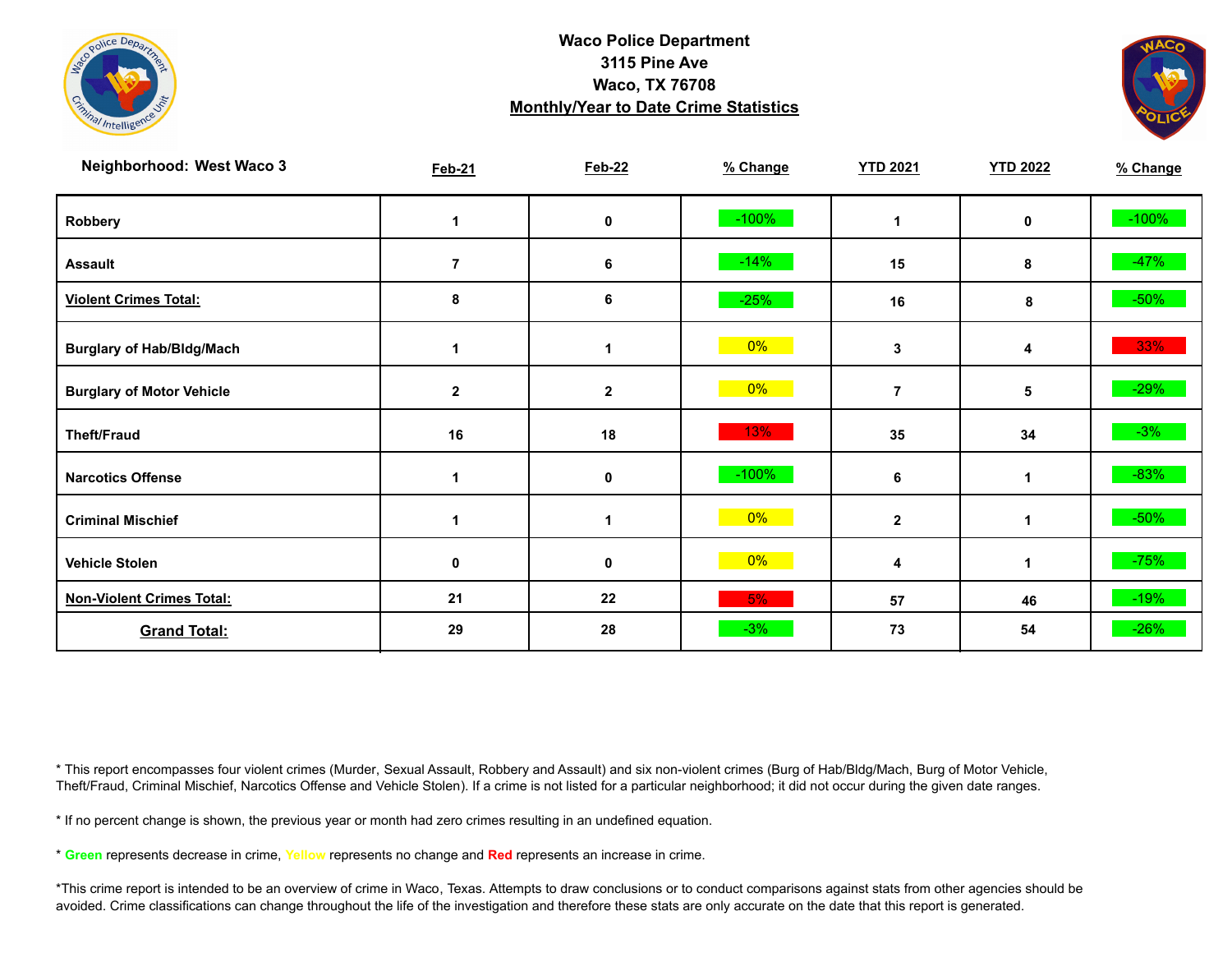**Waco Police Department**
**3115 Pine Ave**
**Waco, TX 76708**
**Monthly/Year to Date Crime Statistics**

| Neighborhood: West Waco 3 | Feb-21 | Feb-22 | % Change | YTD 2021 | YTD 2022 | % Change |
|---|---|---|---|---|---|---|
| Robbery | 1 | 0 | -100% | 1 | 0 | -100% |
| Assault | 7 | 6 | -14% | 15 | 8 | -47% |
| Violent Crimes Total: | 8 | 6 | -25% | 16 | 8 | -50% |
| Burglary of Hab/Bldg/Mach | 1 | 1 | 0% | 3 | 4 | 33% |
| Burglary of Motor Vehicle | 2 | 2 | 0% | 7 | 5 | -29% |
| Theft/Fraud | 16 | 18 | 13% | 35 | 34 | -3% |
| Narcotics Offense | 1 | 0 | -100% | 6 | 1 | -83% |
| Criminal Mischief | 1 | 1 | 0% | 2 | 1 | -50% |
| Vehicle Stolen | 0 | 0 | 0% | 4 | 1 | -75% |
| Non-Violent Crimes Total: | 21 | 22 | 5% | 57 | 46 | -19% |
| Grand Total: | 29 | 28 | -3% | 73 | 54 | -26% |

* This report encompasses four violent crimes (Murder, Sexual Assault, Robbery and Assault) and six non-violent crimes (Burg of Hab/Bldg/Mach, Burg of Motor Vehicle, Theft/Fraud, Criminal Mischief, Narcotics Offense and Vehicle Stolen). If a crime is not listed for a particular neighborhood; it did not occur during the given date ranges.

* If no percent change is shown, the previous year or month had zero crimes resulting in an undefined equation.

* **Green** represents decrease in crime, **Yellow** represents no change and **Red** represents an increase in crime.

*This crime report is intended to be an overview of crime in Waco, Texas. Attempts to draw conclusions or to conduct comparisons against stats from other agencies should be avoided. Crime classifications can change throughout the life of the investigation and therefore these stats are only accurate on the date that this report is generated.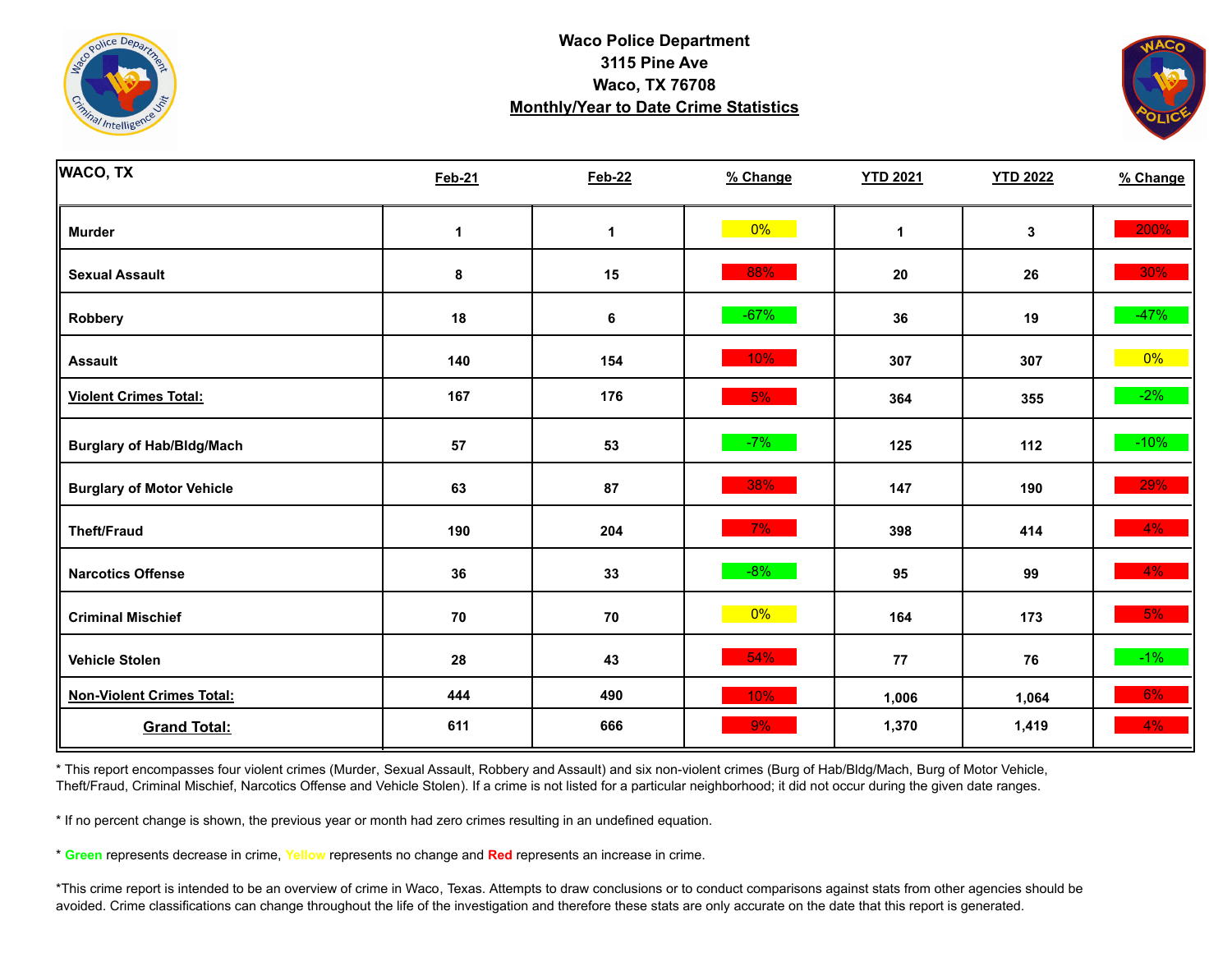**Waco Police Department**
**3115 Pine Ave**
**Waco, TX 76708**
**Monthly/Year to Date Crime Statistics**

| WACO, TX | Feb-21 | Feb-22 | % Change | YTD 2021 | YTD 2022 | % Change |
|---|---|---|---|---|---|---|
| **Murder** | 1 | 1 | 0% | 1 | 3 | 200% |
| **Sexual Assault** | 8 | 15 | 88% | 20 | 26 | 30% |
| **Robbery** | 18 | 6 | -67% | 36 | 19 | -47% |
| **Assault** | 140 | 154 | 10% | 307 | 307 | 0% |
| **Violent Crimes Total:** | 167 | 176 | 5% | 364 | 355 | -2% |
| **Burglary of Hab/Bldg/Mach** | 57 | 53 | -7% | 125 | 112 | -10% |
| **Burglary of Motor Vehicle** | 63 | 87 | 38% | 147 | 190 | 29% |
| **Theft/Fraud** | 190 | 204 | 7% | 398 | 414 | 4% |
| **Narcotics Offense** | 36 | 33 | -8% | 95 | 99 | 4% |
| **Criminal Mischief** | 70 | 70 | 0% | 164 | 173 | 5% |
| **Vehicle Stolen** | 28 | 43 | 54% | 77 | 76 | -1% |
| **Non-Violent Crimes Total:** | 444 | 490 | 10% | 1,006 | 1,064 | 6% |
| **Grand Total:** | 611 | 666 | 9% | 1,370 | 1,419 | 4% |

* This report encompasses four violent crimes (Murder, Sexual Assault, Robbery and Assault) and six non-violent crimes (Burg of Hab/Bldg/Mach, Burg of Motor Vehicle, Theft/Fraud, Criminal Mischief, Narcotics Offense and Vehicle Stolen). If a crime is not listed for a particular neighborhood; it did not occur during the given date ranges.

* If no percent change is shown, the previous year or month had zero crimes resulting in an undefined equation.

* **Green** represents decrease in crime, **Yellow** represents no change and **Red** represents an increase in crime.

*This crime report is intended to be an overview of crime in Waco, Texas. Attempts to draw conclusions or to conduct comparisons against stats from other agencies should be avoided. Crime classifications can change throughout the life of the investigation and therefore these stats are only accurate on the date that this report is generated.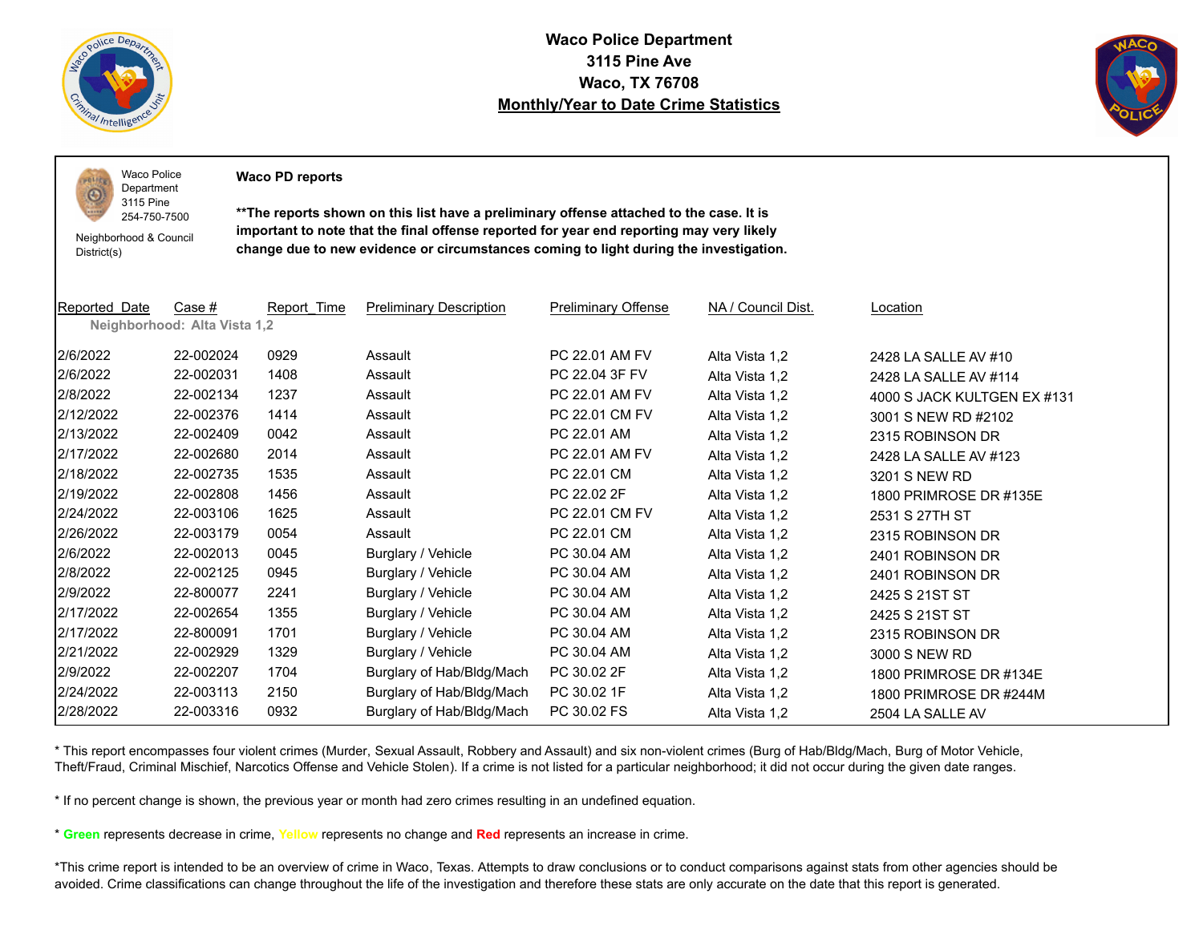**Waco Police Department**
**3115 Pine Ave**
**Waco, TX 76708**
**Monthly/Year to Date Crime Statistics**

Waco Police Department
3115 Pine
254-750-7500

Neighborhood & Council District(s)

**Waco PD reports**

**\*\*The reports shown on this list have a preliminary offense attached to the case. It is important to note that the final offense reported for year end reporting may very likely change due to new evidence or circumstances coming to light during the investigation.**

| Reported_Date | Case # | Report_Time | Preliminary Description | Preliminary Offense | NA / Council Dist. | Location |
|---|---|---|---|---|---|---|
| **Neighborhood: Alta Vista 1,2** | | | | | | |
| 2/6/2022 | 22-002024 | 0929 | Assault | PC 22.01 AM FV | Alta Vista 1,2 | 2428 LA SALLE AV #10 |
| 2/6/2022 | 22-002031 | 1408 | Assault | PC 22.04 3F FV | Alta Vista 1,2 | 2428 LA SALLE AV #114 |
| 2/8/2022 | 22-002134 | 1237 | Assault | PC 22.01 AM FV | Alta Vista 1,2 | 4000 S JACK KULTGEN EX #131 |
| 2/12/2022 | 22-002376 | 1414 | Assault | PC 22.01 CM FV | Alta Vista 1,2 | 3001 S NEW RD #2102 |
| 2/13/2022 | 22-002409 | 0042 | Assault | PC 22.01 AM | Alta Vista 1,2 | 2315 ROBINSON DR |
| 2/17/2022 | 22-002680 | 2014 | Assault | PC 22.01 AM FV | Alta Vista 1,2 | 2428 LA SALLE AV #123 |
| 2/18/2022 | 22-002735 | 1535 | Assault | PC 22.01 CM | Alta Vista 1,2 | 3201 S NEW RD |
| 2/19/2022 | 22-002808 | 1456 | Assault | PC 22.02 2F | Alta Vista 1,2 | 1800 PRIMROSE DR #135E |
| 2/24/2022 | 22-003106 | 1625 | Assault | PC 22.01 CM FV | Alta Vista 1,2 | 2531 S 27TH ST |
| 2/26/2022 | 22-003179 | 0054 | Assault | PC 22.01 CM | Alta Vista 1,2 | 2315 ROBINSON DR |
| 2/6/2022 | 22-002013 | 0045 | Burglary / Vehicle | PC 30.04 AM | Alta Vista 1,2 | 2401 ROBINSON DR |
| 2/8/2022 | 22-002125 | 0945 | Burglary / Vehicle | PC 30.04 AM | Alta Vista 1,2 | 2401 ROBINSON DR |
| 2/9/2022 | 22-800077 | 2241 | Burglary / Vehicle | PC 30.04 AM | Alta Vista 1,2 | 2425 S 21ST ST |
| 2/17/2022 | 22-002654 | 1355 | Burglary / Vehicle | PC 30.04 AM | Alta Vista 1,2 | 2425 S 21ST ST |
| 2/17/2022 | 22-800091 | 1701 | Burglary / Vehicle | PC 30.04 AM | Alta Vista 1,2 | 2315 ROBINSON DR |
| 2/21/2022 | 22-002929 | 1329 | Burglary / Vehicle | PC 30.04 AM | Alta Vista 1,2 | 3000 S NEW RD |
| 2/9/2022 | 22-002207 | 1704 | Burglary of Hab/Bldg/Mach | PC 30.02 2F | Alta Vista 1,2 | 1800 PRIMROSE DR #134E |
| 2/24/2022 | 22-003113 | 2150 | Burglary of Hab/Bldg/Mach | PC 30.02 1F | Alta Vista 1,2 | 1800 PRIMROSE DR #244M |
| 2/28/2022 | 22-003316 | 0932 | Burglary of Hab/Bldg/Mach | PC 30.02 FS | Alta Vista 1,2 | 2504 LA SALLE AV |

\* This report encompasses four violent crimes (Murder, Sexual Assault, Robbery and Assault) and six non-violent crimes (Burg of Hab/Bldg/Mach, Burg of Motor Vehicle, Theft/Fraud, Criminal Mischief, Narcotics Offense and Vehicle Stolen). If a crime is not listed for a particular neighborhood; it did not occur during the given date ranges.

\* If no percent change is shown, the previous year or month had zero crimes resulting in an undefined equation.

\* **Green** represents decrease in crime, **Yellow** represents no change and **Red** represents an increase in crime.

\*This crime report is intended to be an overview of crime in Waco, Texas. Attempts to draw conclusions or to conduct comparisons against stats from other agencies should be avoided. Crime classifications can change throughout the life of the investigation and therefore these stats are only accurate on the date that this report is generated.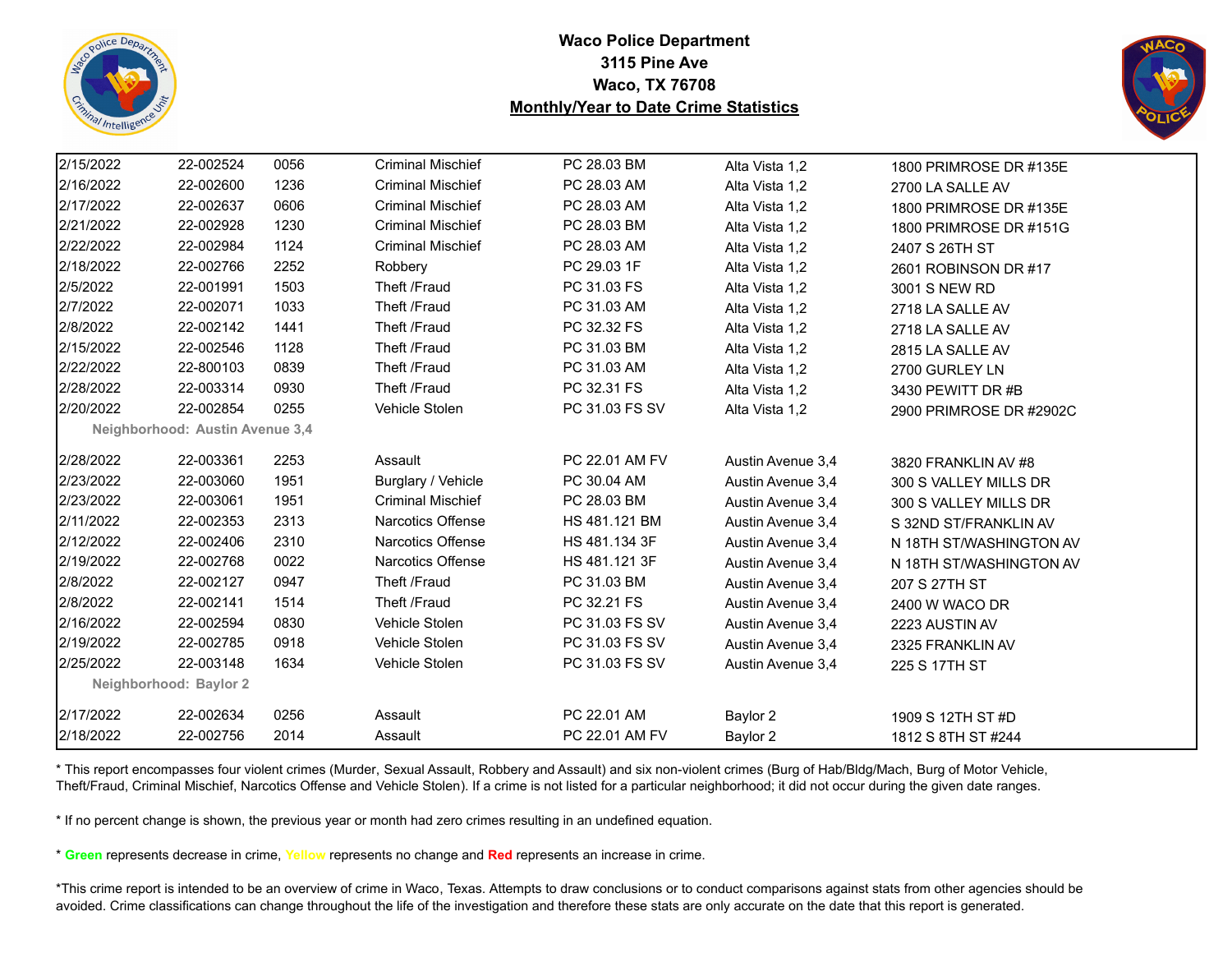**Waco Police Department**
**3115 Pine Ave**
**Waco, TX 76708**
**Monthly/Year to Date Crime Statistics**

| | | | | | | |
|---|---|---|---|---|---|---|
| 2/15/2022 | 22-002524 | 0056 | Criminal Mischief | PC 28.03 BM | Alta Vista 1,2 | 1800 PRIMROSE DR #135E |
| 2/16/2022 | 22-002600 | 1236 | Criminal Mischief | PC 28.03 AM | Alta Vista 1,2 | 2700 LA SALLE AV |
| 2/17/2022 | 22-002637 | 0606 | Criminal Mischief | PC 28.03 AM | Alta Vista 1,2 | 1800 PRIMROSE DR #135E |
| 2/21/2022 | 22-002928 | 1230 | Criminal Mischief | PC 28.03 BM | Alta Vista 1,2 | 1800 PRIMROSE DR #151G |
| 2/22/2022 | 22-002984 | 1124 | Criminal Mischief | PC 28.03 AM | Alta Vista 1,2 | 2407 S 26TH ST |
| 2/18/2022 | 22-002766 | 2252 | Robbery | PC 29.03 1F | Alta Vista 1,2 | 2601 ROBINSON DR #17 |
| 2/5/2022 | 22-001991 | 1503 | Theft /Fraud | PC 31.03 FS | Alta Vista 1,2 | 3001 S NEW RD |
| 2/7/2022 | 22-002071 | 1033 | Theft /Fraud | PC 31.03 AM | Alta Vista 1,2 | 2718 LA SALLE AV |
| 2/8/2022 | 22-002142 | 1441 | Theft /Fraud | PC 32.32 FS | Alta Vista 1,2 | 2718 LA SALLE AV |
| 2/15/2022 | 22-002546 | 1128 | Theft /Fraud | PC 31.03 BM | Alta Vista 1,2 | 2815 LA SALLE AV |
| 2/22/2022 | 22-800103 | 0839 | Theft /Fraud | PC 31.03 AM | Alta Vista 1,2 | 2700 GURLEY LN |
| 2/28/2022 | 22-003314 | 0930 | Theft /Fraud | PC 32.31 FS | Alta Vista 1,2 | 3430 PEWITT DR #B |
| 2/20/2022 | 22-002854 | 0255 | Vehicle Stolen | PC 31.03 FS SV | Alta Vista 1,2 | 2900 PRIMROSE DR #2902C |
| **Neighborhood: Austin Avenue 3,4** | | | | | | |
| 2/28/2022 | 22-003361 | 2253 | Assault | PC 22.01 AM FV | Austin Avenue 3,4 | 3820 FRANKLIN AV #8 |
| 2/23/2022 | 22-003060 | 1951 | Burglary / Vehicle | PC 30.04 AM | Austin Avenue 3,4 | 300 S VALLEY MILLS DR |
| 2/23/2022 | 22-003061 | 1951 | Criminal Mischief | PC 28.03 BM | Austin Avenue 3,4 | 300 S VALLEY MILLS DR |
| 2/11/2022 | 22-002353 | 2313 | Narcotics Offense | HS 481.121 BM | Austin Avenue 3,4 | S 32ND ST/FRANKLIN AV |
| 2/12/2022 | 22-002406 | 2310 | Narcotics Offense | HS 481.134 3F | Austin Avenue 3,4 | N 18TH ST/WASHINGTON AV |
| 2/19/2022 | 22-002768 | 0022 | Narcotics Offense | HS 481.121 3F | Austin Avenue 3,4 | N 18TH ST/WASHINGTON AV |
| 2/8/2022 | 22-002127 | 0947 | Theft /Fraud | PC 31.03 BM | Austin Avenue 3,4 | 207 S 27TH ST |
| 2/8/2022 | 22-002141 | 1514 | Theft /Fraud | PC 32.21 FS | Austin Avenue 3,4 | 2400 W WACO DR |
| 2/16/2022 | 22-002594 | 0830 | Vehicle Stolen | PC 31.03 FS SV | Austin Avenue 3,4 | 2223 AUSTIN AV |
| 2/19/2022 | 22-002785 | 0918 | Vehicle Stolen | PC 31.03 FS SV | Austin Avenue 3,4 | 2325 FRANKLIN AV |
| 2/25/2022 | 22-003148 | 1634 | Vehicle Stolen | PC 31.03 FS SV | Austin Avenue 3,4 | 225 S 17TH ST |
| **Neighborhood: Baylor 2** | | | | | | |
| 2/17/2022 | 22-002634 | 0256 | Assault | PC 22.01 AM | Baylor 2 | 1909 S 12TH ST #D |
| 2/18/2022 | 22-002756 | 2014 | Assault | PC 22.01 AM FV | Baylor 2 | 1812 S 8TH ST #244 |

* This report encompasses four violent crimes (Murder, Sexual Assault, Robbery and Assault) and six non-violent crimes (Burg of Hab/Bldg/Mach, Burg of Motor Vehicle, Theft/Fraud, Criminal Mischief, Narcotics Offense and Vehicle Stolen). If a crime is not listed for a particular neighborhood; it did not occur during the given date ranges.

* If no percent change is shown, the previous year or month had zero crimes resulting in an undefined equation.

* **Green** represents decrease in crime, **Yellow** represents no change and **Red** represents an increase in crime.

*This crime report is intended to be an overview of crime in Waco, Texas. Attempts to draw conclusions or to conduct comparisons against stats from other agencies should be avoided. Crime classifications can change throughout the life of the investigation and therefore these stats are only accurate on the date that this report is generated.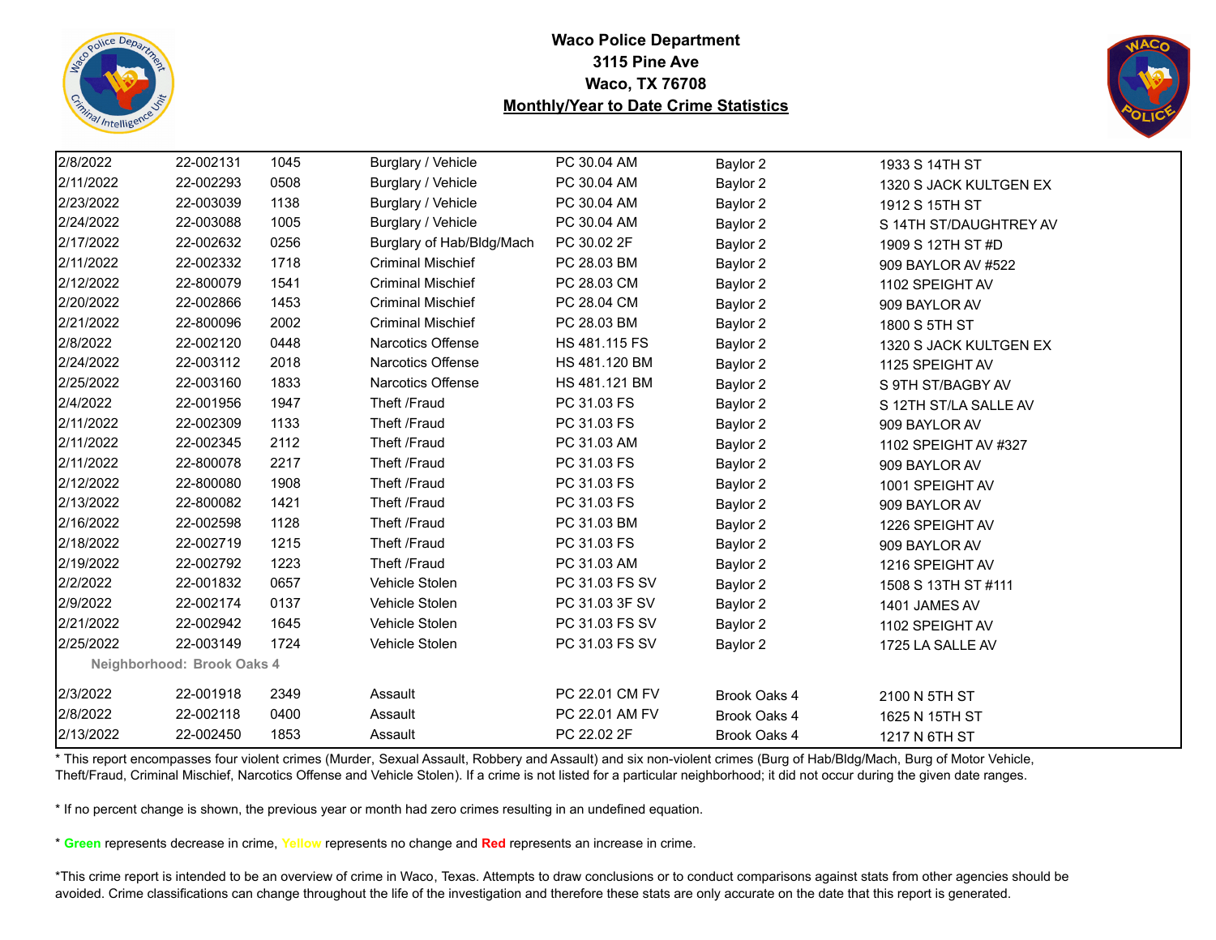**Waco Police Department**
**3115 Pine Ave**
**Waco, TX 76708**
**Monthly/Year to Date Crime Statistics**

| | | | | | | |
|---|---|---|---|---|---|---|
| 2/8/2022 | 22-002131 | 1045 | Burglary / Vehicle | PC 30.04 AM | Baylor 2 | 1933 S 14TH ST |
| 2/11/2022 | 22-002293 | 0508 | Burglary / Vehicle | PC 30.04 AM | Baylor 2 | 1320 S JACK KULTGEN EX |
| 2/23/2022 | 22-003039 | 1138 | Burglary / Vehicle | PC 30.04 AM | Baylor 2 | 1912 S 15TH ST |
| 2/24/2022 | 22-003088 | 1005 | Burglary / Vehicle | PC 30.04 AM | Baylor 2 | S 14TH ST/DAUGHTREY AV |
| 2/17/2022 | 22-002632 | 0256 | Burglary of Hab/Bldg/Mach | PC 30.02 2F | Baylor 2 | 1909 S 12TH ST #D |
| 2/11/2022 | 22-002332 | 1718 | Criminal Mischief | PC 28.03 BM | Baylor 2 | 909 BAYLOR AV #522 |
| 2/12/2022 | 22-800079 | 1541 | Criminal Mischief | PC 28.03 CM | Baylor 2 | 1102 SPEIGHT AV |
| 2/20/2022 | 22-002866 | 1453 | Criminal Mischief | PC 28.04 CM | Baylor 2 | 909 BAYLOR AV |
| 2/21/2022 | 22-800096 | 2002 | Criminal Mischief | PC 28.03 BM | Baylor 2 | 1800 S 5TH ST |
| 2/8/2022 | 22-002120 | 0448 | Narcotics Offense | HS 481.115 FS | Baylor 2 | 1320 S JACK KULTGEN EX |
| 2/24/2022 | 22-003112 | 2018 | Narcotics Offense | HS 481.120 BM | Baylor 2 | 1125 SPEIGHT AV |
| 2/25/2022 | 22-003160 | 1833 | Narcotics Offense | HS 481.121 BM | Baylor 2 | S 9TH ST/BAGBY AV |
| 2/4/2022 | 22-001956 | 1947 | Theft /Fraud | PC 31.03 FS | Baylor 2 | S 12TH ST/LA SALLE AV |
| 2/11/2022 | 22-002309 | 1133 | Theft /Fraud | PC 31.03 FS | Baylor 2 | 909 BAYLOR AV |
| 2/11/2022 | 22-002345 | 2112 | Theft /Fraud | PC 31.03 AM | Baylor 2 | 1102 SPEIGHT AV #327 |
| 2/11/2022 | 22-800078 | 2217 | Theft /Fraud | PC 31.03 FS | Baylor 2 | 909 BAYLOR AV |
| 2/12/2022 | 22-800080 | 1908 | Theft /Fraud | PC 31.03 FS | Baylor 2 | 1001 SPEIGHT AV |
| 2/13/2022 | 22-800082 | 1421 | Theft /Fraud | PC 31.03 FS | Baylor 2 | 909 BAYLOR AV |
| 2/16/2022 | 22-002598 | 1128 | Theft /Fraud | PC 31.03 BM | Baylor 2 | 1226 SPEIGHT AV |
| 2/18/2022 | 22-002719 | 1215 | Theft /Fraud | PC 31.03 FS | Baylor 2 | 909 BAYLOR AV |
| 2/19/2022 | 22-002792 | 1223 | Theft /Fraud | PC 31.03 AM | Baylor 2 | 1216 SPEIGHT AV |
| 2/2/2022 | 22-001832 | 0657 | Vehicle Stolen | PC 31.03 FS SV | Baylor 2 | 1508 S 13TH ST #111 |
| 2/9/2022 | 22-002174 | 0137 | Vehicle Stolen | PC 31.03 3F SV | Baylor 2 | 1401 JAMES AV |
| 2/21/2022 | 22-002942 | 1645 | Vehicle Stolen | PC 31.03 FS SV | Baylor 2 | 1102 SPEIGHT AV |
| 2/25/2022 | 22-003149 | 1724 | Vehicle Stolen | PC 31.03 FS SV | Baylor 2 | 1725 LA SALLE AV |
| **Neighborhood: Brook Oaks 4** | | | | | | |
| 2/3/2022 | 22-001918 | 2349 | Assault | PC 22.01 CM FV | Brook Oaks 4 | 2100 N 5TH ST |
| 2/8/2022 | 22-002118 | 0400 | Assault | PC 22.01 AM FV | Brook Oaks 4 | 1625 N 15TH ST |
| 2/13/2022 | 22-002450 | 1853 | Assault | PC 22.02 2F | Brook Oaks 4 | 1217 N 6TH ST |

* This report encompasses four violent crimes (Murder, Sexual Assault, Robbery and Assault) and six non-violent crimes (Burg of Hab/Bldg/Mach, Burg of Motor Vehicle, Theft/Fraud, Criminal Mischief, Narcotics Offense and Vehicle Stolen). If a crime is not listed for a particular neighborhood; it did not occur during the given date ranges.

* If no percent change is shown, the previous year or month had zero crimes resulting in an undefined equation.

* **Green** represents decrease in crime, **Yellow** represents no change and **Red** represents an increase in crime.

*This crime report is intended to be an overview of crime in Waco, Texas. Attempts to draw conclusions or to conduct comparisons against stats from other agencies should be avoided. Crime classifications can change throughout the life of the investigation and therefore these stats are only accurate on the date that this report is generated.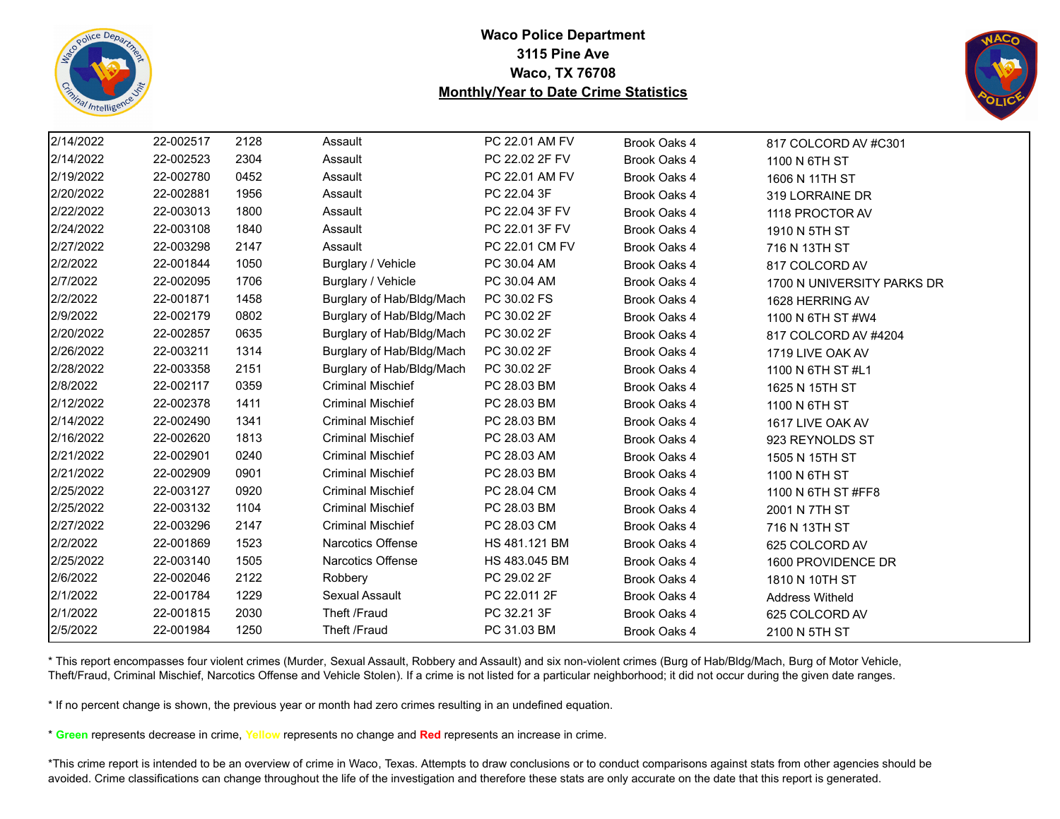**Waco Police Department**
**3115 Pine Ave**
**Waco, TX 76708**
**Monthly/Year to Date Crime Statistics**

| | | | | | | |
|---|---|---|---|---|---|---|
| 2/14/2022 | 22-002517 | 2128 | Assault | PC 22.01 AM FV | Brook Oaks 4 | 817 COLCORD AV #C301 |
| 2/14/2022 | 22-002523 | 2304 | Assault | PC 22.02 2F FV | Brook Oaks 4 | 1100 N 6TH ST |
| 2/19/2022 | 22-002780 | 0452 | Assault | PC 22.01 AM FV | Brook Oaks 4 | 1606 N 11TH ST |
| 2/20/2022 | 22-002881 | 1956 | Assault | PC 22.04 3F | Brook Oaks 4 | 319 LORRAINE DR |
| 2/22/2022 | 22-003013 | 1800 | Assault | PC 22.04 3F FV | Brook Oaks 4 | 1118 PROCTOR AV |
| 2/24/2022 | 22-003108 | 1840 | Assault | PC 22.01 3F FV | Brook Oaks 4 | 1910 N 5TH ST |
| 2/27/2022 | 22-003298 | 2147 | Assault | PC 22.01 CM FV | Brook Oaks 4 | 716 N 13TH ST |
| 2/2/2022 | 22-001844 | 1050 | Burglary / Vehicle | PC 30.04 AM | Brook Oaks 4 | 817 COLCORD AV |
| 2/7/2022 | 22-002095 | 1706 | Burglary / Vehicle | PC 30.04 AM | Brook Oaks 4 | 1700 N UNIVERSITY PARKS DR |
| 2/2/2022 | 22-001871 | 1458 | Burglary of Hab/Bldg/Mach | PC 30.02 FS | Brook Oaks 4 | 1628 HERRING AV |
| 2/9/2022 | 22-002179 | 0802 | Burglary of Hab/Bldg/Mach | PC 30.02 2F | Brook Oaks 4 | 1100 N 6TH ST #W4 |
| 2/20/2022 | 22-002857 | 0635 | Burglary of Hab/Bldg/Mach | PC 30.02 2F | Brook Oaks 4 | 817 COLCORD AV #4204 |
| 2/26/2022 | 22-003211 | 1314 | Burglary of Hab/Bldg/Mach | PC 30.02 2F | Brook Oaks 4 | 1719 LIVE OAK AV |
| 2/28/2022 | 22-003358 | 2151 | Burglary of Hab/Bldg/Mach | PC 30.02 2F | Brook Oaks 4 | 1100 N 6TH ST #L1 |
| 2/8/2022 | 22-002117 | 0359 | Criminal Mischief | PC 28.03 BM | Brook Oaks 4 | 1625 N 15TH ST |
| 2/12/2022 | 22-002378 | 1411 | Criminal Mischief | PC 28.03 BM | Brook Oaks 4 | 1100 N 6TH ST |
| 2/14/2022 | 22-002490 | 1341 | Criminal Mischief | PC 28.03 BM | Brook Oaks 4 | 1617 LIVE OAK AV |
| 2/16/2022 | 22-002620 | 1813 | Criminal Mischief | PC 28.03 AM | Brook Oaks 4 | 923 REYNOLDS ST |
| 2/21/2022 | 22-002901 | 0240 | Criminal Mischief | PC 28.03 AM | Brook Oaks 4 | 1505 N 15TH ST |
| 2/21/2022 | 22-002909 | 0901 | Criminal Mischief | PC 28.03 BM | Brook Oaks 4 | 1100 N 6TH ST |
| 2/25/2022 | 22-003127 | 0920 | Criminal Mischief | PC 28.04 CM | Brook Oaks 4 | 1100 N 6TH ST #FF8 |
| 2/25/2022 | 22-003132 | 1104 | Criminal Mischief | PC 28.03 BM | Brook Oaks 4 | 2001 N 7TH ST |
| 2/27/2022 | 22-003296 | 2147 | Criminal Mischief | PC 28.03 CM | Brook Oaks 4 | 716 N 13TH ST |
| 2/2/2022 | 22-001869 | 1523 | Narcotics Offense | HS 481.121 BM | Brook Oaks 4 | 625 COLCORD AV |
| 2/25/2022 | 22-003140 | 1505 | Narcotics Offense | HS 483.045 BM | Brook Oaks 4 | 1600 PROVIDENCE DR |
| 2/6/2022 | 22-002046 | 2122 | Robbery | PC 29.02 2F | Brook Oaks 4 | 1810 N 10TH ST |
| 2/1/2022 | 22-001784 | 1229 | Sexual Assault | PC 22.011 2F | Brook Oaks 4 | Address Witheld |
| 2/1/2022 | 22-001815 | 2030 | Theft /Fraud | PC 32.21 3F | Brook Oaks 4 | 625 COLCORD AV |
| 2/5/2022 | 22-001984 | 1250 | Theft /Fraud | PC 31.03 BM | Brook Oaks 4 | 2100 N 5TH ST |

\* This report encompasses four violent crimes (Murder, Sexual Assault, Robbery and Assault) and six non-violent crimes (Burg of Hab/Bldg/Mach, Burg of Motor Vehicle, Theft/Fraud, Criminal Mischief, Narcotics Offense and Vehicle Stolen). If a crime is not listed for a particular neighborhood; it did not occur during the given date ranges.

\* If no percent change is shown, the previous year or month had zero crimes resulting in an undefined equation.

\* **Green** represents decrease in crime, **Yellow** represents no change and **Red** represents an increase in crime.

\*This crime report is intended to be an overview of crime in Waco, Texas. Attempts to draw conclusions or to conduct comparisons against stats from other agencies should be avoided. Crime classifications can change throughout the life of the investigation and therefore these stats are only accurate on the date that this report is generated.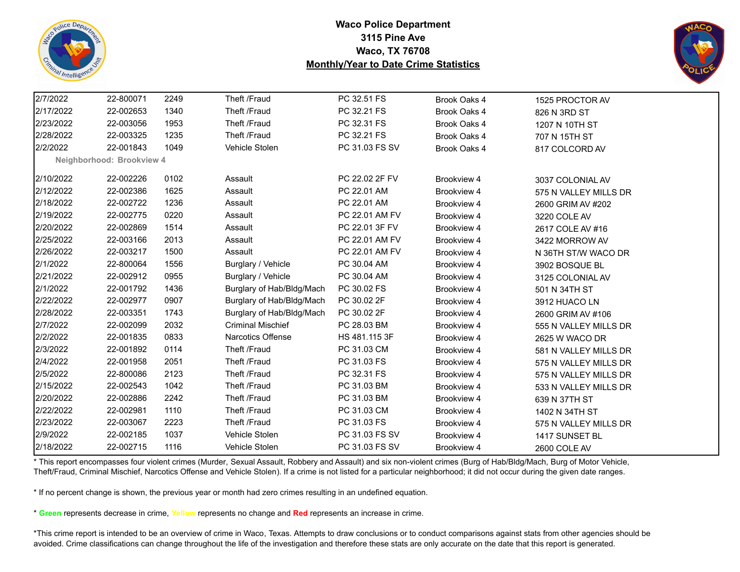**Waco Police Department**
**3115 Pine Ave**
**Waco, TX 76708**
**Monthly/Year to Date Crime Statistics**

| Date | Case Number | Time | Offense | Statute | Neighborhood | Address |
|---|---|---|---|---|---|---|
| 2/7/2022 | 22-800071 | 2249 | Theft /Fraud | PC 32.51 FS | Brook Oaks 4 | 1525 PROCTOR AV |
| 2/17/2022 | 22-002653 | 1340 | Theft /Fraud | PC 32.21 FS | Brook Oaks 4 | 826 N 3RD ST |
| 2/23/2022 | 22-003056 | 1953 | Theft /Fraud | PC 32.31 FS | Brook Oaks 4 | 1207 N 10TH ST |
| 2/28/2022 | 22-003325 | 1235 | Theft /Fraud | PC 32.21 FS | Brook Oaks 4 | 707 N 15TH ST |
| 2/2/2022 | 22-001843 | 1049 | Vehicle Stolen | PC 31.03 FS SV | Brook Oaks 4 | 817 COLCORD AV |
| **Neighborhood: Brookview 4** | | | | | | |
| 2/10/2022 | 22-002226 | 0102 | Assault | PC 22.02 2F FV | Brookview 4 | 3037 COLONIAL AV |
| 2/12/2022 | 22-002386 | 1625 | Assault | PC 22.01 AM | Brookview 4 | 575 N VALLEY MILLS DR |
| 2/18/2022 | 22-002722 | 1236 | Assault | PC 22.01 AM | Brookview 4 | 2600 GRIM AV #202 |
| 2/19/2022 | 22-002775 | 0220 | Assault | PC 22.01 AM FV | Brookview 4 | 3220 COLE AV |
| 2/20/2022 | 22-002869 | 1514 | Assault | PC 22.01 3F FV | Brookview 4 | 2617 COLE AV #16 |
| 2/25/2022 | 22-003166 | 2013 | Assault | PC 22.01 AM FV | Brookview 4 | 3422 MORROW AV |
| 2/26/2022 | 22-003217 | 1500 | Assault | PC 22.01 AM FV | Brookview 4 | N 36TH ST/W WACO DR |
| 2/1/2022 | 22-800064 | 1556 | Burglary / Vehicle | PC 30.04 AM | Brookview 4 | 3902 BOSQUE BL |
| 2/21/2022 | 22-002912 | 0955 | Burglary / Vehicle | PC 30.04 AM | Brookview 4 | 3125 COLONIAL AV |
| 2/1/2022 | 22-001792 | 1436 | Burglary of Hab/Bldg/Mach | PC 30.02 FS | Brookview 4 | 501 N 34TH ST |
| 2/22/2022 | 22-002977 | 0907 | Burglary of Hab/Bldg/Mach | PC 30.02 2F | Brookview 4 | 3912 HUACO LN |
| 2/28/2022 | 22-003351 | 1743 | Burglary of Hab/Bldg/Mach | PC 30.02 2F | Brookview 4 | 2600 GRIM AV #106 |
| 2/7/2022 | 22-002099 | 2032 | Criminal Mischief | PC 28.03 BM | Brookview 4 | 555 N VALLEY MILLS DR |
| 2/2/2022 | 22-001835 | 0833 | Narcotics Offense | HS 481.115 3F | Brookview 4 | 2625 W WACO DR |
| 2/3/2022 | 22-001892 | 0114 | Theft /Fraud | PC 31.03 CM | Brookview 4 | 581 N VALLEY MILLS DR |
| 2/4/2022 | 22-001958 | 2051 | Theft /Fraud | PC 31.03 FS | Brookview 4 | 575 N VALLEY MILLS DR |
| 2/5/2022 | 22-800086 | 2123 | Theft /Fraud | PC 32.31 FS | Brookview 4 | 575 N VALLEY MILLS DR |
| 2/15/2022 | 22-002543 | 1042 | Theft /Fraud | PC 31.03 BM | Brookview 4 | 533 N VALLEY MILLS DR |
| 2/20/2022 | 22-002886 | 2242 | Theft /Fraud | PC 31.03 BM | Brookview 4 | 639 N 37TH ST |
| 2/22/2022 | 22-002981 | 1110 | Theft /Fraud | PC 31.03 CM | Brookview 4 | 1402 N 34TH ST |
| 2/23/2022 | 22-003067 | 2223 | Theft /Fraud | PC 31.03 FS | Brookview 4 | 575 N VALLEY MILLS DR |
| 2/9/2022 | 22-002185 | 1037 | Vehicle Stolen | PC 31.03 FS SV | Brookview 4 | 1417 SUNSET BL |
| 2/18/2022 | 22-002715 | 1116 | Vehicle Stolen | PC 31.03 FS SV | Brookview 4 | 2600 COLE AV |

* This report encompasses four violent crimes (Murder, Sexual Assault, Robbery and Assault) and six non-violent crimes (Burg of Hab/Bldg/Mach, Burg of Motor Vehicle, Theft/Fraud, Criminal Mischief, Narcotics Offense and Vehicle Stolen). If a crime is not listed for a particular neighborhood; it did not occur during the given date ranges.

* If no percent change is shown, the previous year or month had zero crimes resulting in an undefined equation.

* **Green** represents decrease in crime, **Yellow** represents no change and **Red** represents an increase in crime.

*This crime report is intended to be an overview of crime in Waco, Texas. Attempts to draw conclusions or to conduct comparisons against stats from other agencies should be avoided. Crime classifications can change throughout the life of the investigation and therefore these stats are only accurate on the date that this report is generated.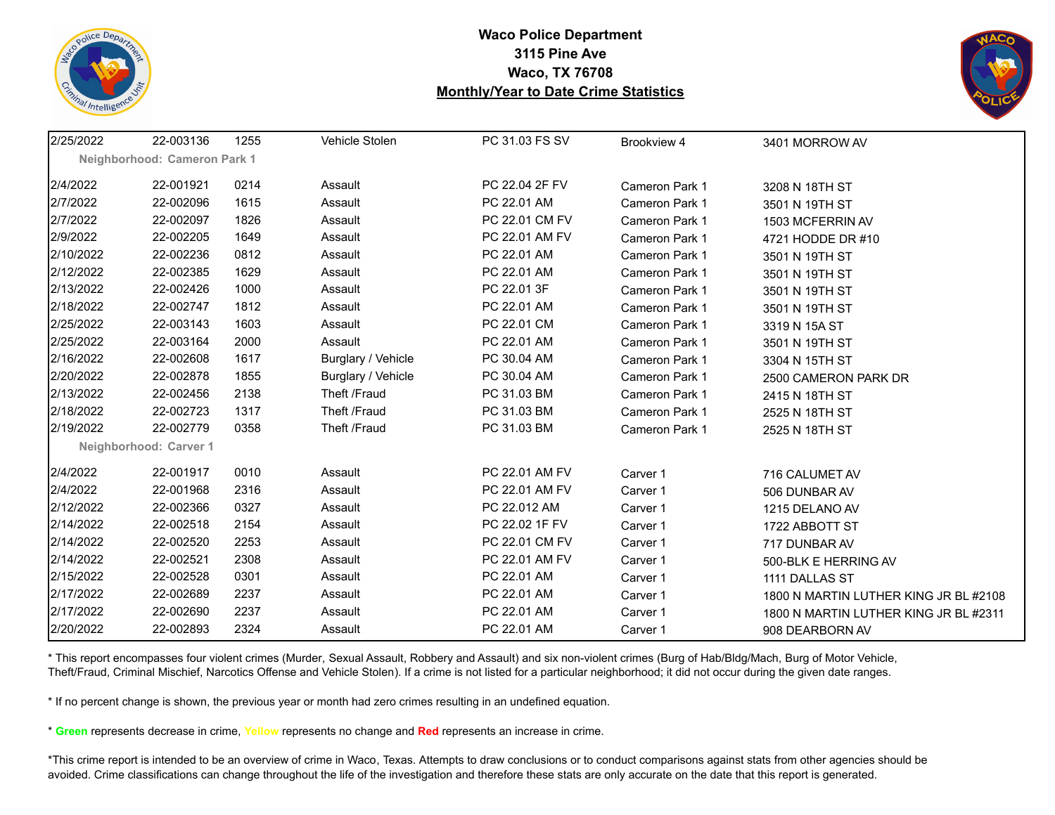**Waco Police Department**
**3115 Pine Ave**
**Waco, TX 76708**
**Monthly/Year to Date Crime Statistics**

| Date | Case # | Time | Offense | Code | Neighborhood | Address |
|---|---|---|---|---|---|---|
| 2/25/2022 | 22-003136 | 1255 | Vehicle Stolen | PC 31.03 FS SV | Brookview 4 | 3401 MORROW AV |
| **Neighborhood: Cameron Park 1** | | | | | | |
| 2/4/2022 | 22-001921 | 0214 | Assault | PC 22.04 2F FV | Cameron Park 1 | 3208 N 18TH ST |
| 2/7/2022 | 22-002096 | 1615 | Assault | PC 22.01 AM | Cameron Park 1 | 3501 N 19TH ST |
| 2/7/2022 | 22-002097 | 1826 | Assault | PC 22.01 CM FV | Cameron Park 1 | 1503 MCFERRIN AV |
| 2/9/2022 | 22-002205 | 1649 | Assault | PC 22.01 AM FV | Cameron Park 1 | 4721 HODDE DR #10 |
| 2/10/2022 | 22-002236 | 0812 | Assault | PC 22.01 AM | Cameron Park 1 | 3501 N 19TH ST |
| 2/12/2022 | 22-002385 | 1629 | Assault | PC 22.01 AM | Cameron Park 1 | 3501 N 19TH ST |
| 2/13/2022 | 22-002426 | 1000 | Assault | PC 22.01 3F | Cameron Park 1 | 3501 N 19TH ST |
| 2/18/2022 | 22-002747 | 1812 | Assault | PC 22.01 AM | Cameron Park 1 | 3501 N 19TH ST |
| 2/25/2022 | 22-003143 | 1603 | Assault | PC 22.01 CM | Cameron Park 1 | 3319 N 15A ST |
| 2/25/2022 | 22-003164 | 2000 | Assault | PC 22.01 AM | Cameron Park 1 | 3501 N 19TH ST |
| 2/16/2022 | 22-002608 | 1617 | Burglary / Vehicle | PC 30.04 AM | Cameron Park 1 | 3304 N 15TH ST |
| 2/20/2022 | 22-002878 | 1855 | Burglary / Vehicle | PC 30.04 AM | Cameron Park 1 | 2500 CAMERON PARK DR |
| 2/13/2022 | 22-002456 | 2138 | Theft /Fraud | PC 31.03 BM | Cameron Park 1 | 2415 N 18TH ST |
| 2/18/2022 | 22-002723 | 1317 | Theft /Fraud | PC 31.03 BM | Cameron Park 1 | 2525 N 18TH ST |
| 2/19/2022 | 22-002779 | 0358 | Theft /Fraud | PC 31.03 BM | Cameron Park 1 | 2525 N 18TH ST |
| **Neighborhood: Carver 1** | | | | | | |
| 2/4/2022 | 22-001917 | 0010 | Assault | PC 22.01 AM FV | Carver 1 | 716 CALUMET AV |
| 2/4/2022 | 22-001968 | 2316 | Assault | PC 22.01 AM FV | Carver 1 | 506 DUNBAR AV |
| 2/12/2022 | 22-002366 | 0327 | Assault | PC 22.012 AM | Carver 1 | 1215 DELANO AV |
| 2/14/2022 | 22-002518 | 2154 | Assault | PC 22.02 1F FV | Carver 1 | 1722 ABBOTT ST |
| 2/14/2022 | 22-002520 | 2253 | Assault | PC 22.01 CM FV | Carver 1 | 717 DUNBAR AV |
| 2/14/2022 | 22-002521 | 2308 | Assault | PC 22.01 AM FV | Carver 1 | 500-BLK E HERRING AV |
| 2/15/2022 | 22-002528 | 0301 | Assault | PC 22.01 AM | Carver 1 | 1111 DALLAS ST |
| 2/17/2022 | 22-002689 | 2237 | Assault | PC 22.01 AM | Carver 1 | 1800 N MARTIN LUTHER KING JR BL #2108 |
| 2/17/2022 | 22-002690 | 2237 | Assault | PC 22.01 AM | Carver 1 | 1800 N MARTIN LUTHER KING JR BL #2311 |
| 2/20/2022 | 22-002893 | 2324 | Assault | PC 22.01 AM | Carver 1 | 908 DEARBORN AV |

* This report encompasses four violent crimes (Murder, Sexual Assault, Robbery and Assault) and six non-violent crimes (Burg of Hab/Bldg/Mach, Burg of Motor Vehicle, Theft/Fraud, Criminal Mischief, Narcotics Offense and Vehicle Stolen). If a crime is not listed for a particular neighborhood; it did not occur during the given date ranges.

* If no percent change is shown, the previous year or month had zero crimes resulting in an undefined equation.

* **Green** represents decrease in crime, **Yellow** represents no change and **Red** represents an increase in crime.

*This crime report is intended to be an overview of crime in Waco, Texas. Attempts to draw conclusions or to conduct comparisons against stats from other agencies should be avoided. Crime classifications can change throughout the life of the investigation and therefore these stats are only accurate on the date that this report is generated.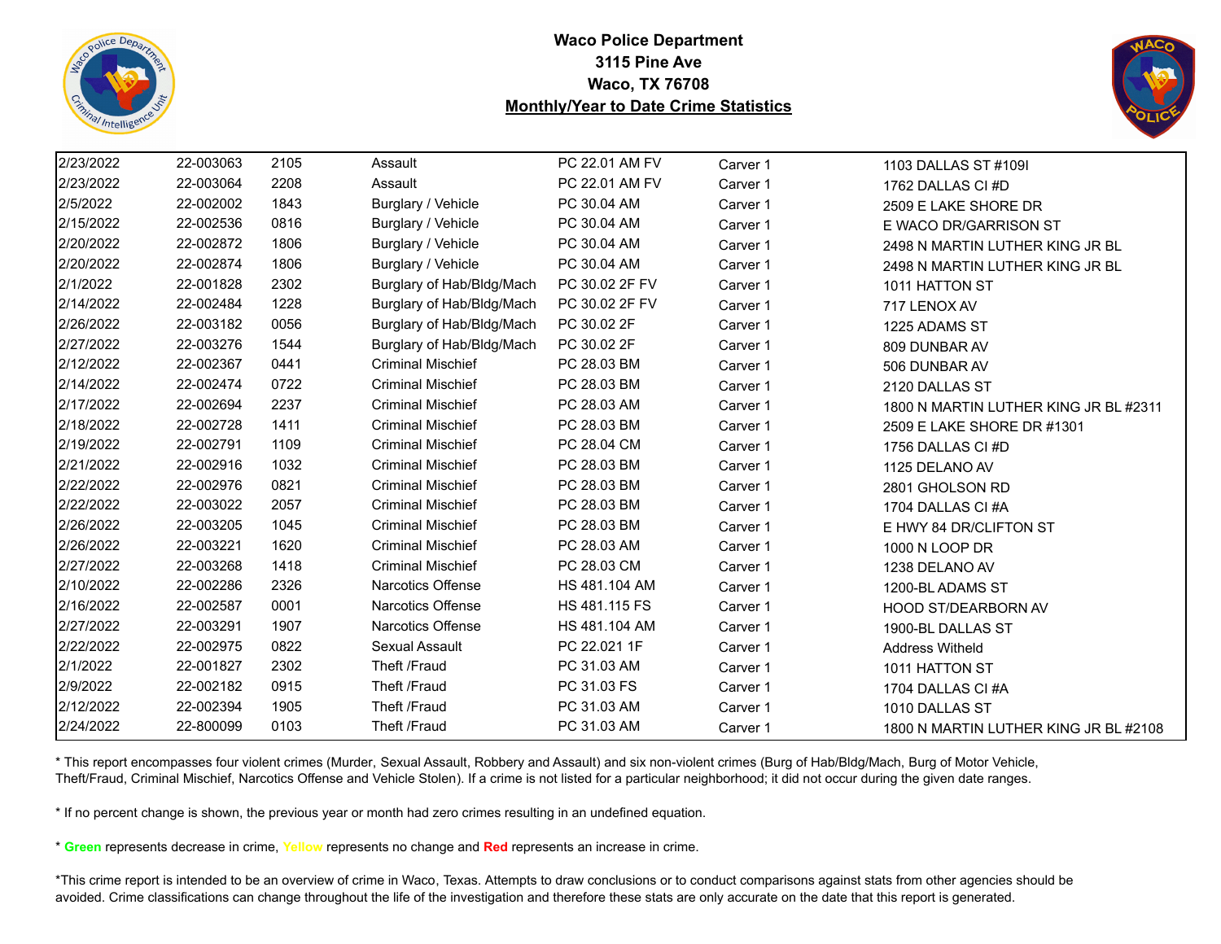**Waco Police Department**
**3115 Pine Ave**
**Waco, TX 76708**
**Monthly/Year to Date Crime Statistics**

| | | | | | | |
|---|---|---|---|---|---|---|
| 2/23/2022 | 22-003063 | 2105 | Assault | PC 22.01 AM FV | Carver 1 | 1103 DALLAS ST #109I |
| 2/23/2022 | 22-003064 | 2208 | Assault | PC 22.01 AM FV | Carver 1 | 1762 DALLAS CI #D |
| 2/5/2022 | 22-002002 | 1843 | Burglary / Vehicle | PC 30.04 AM | Carver 1 | 2509 E LAKE SHORE DR |
| 2/15/2022 | 22-002536 | 0816 | Burglary / Vehicle | PC 30.04 AM | Carver 1 | E WACO DR/GARRISON ST |
| 2/20/2022 | 22-002872 | 1806 | Burglary / Vehicle | PC 30.04 AM | Carver 1 | 2498 N MARTIN LUTHER KING JR BL |
| 2/20/2022 | 22-002874 | 1806 | Burglary / Vehicle | PC 30.04 AM | Carver 1 | 2498 N MARTIN LUTHER KING JR BL |
| 2/1/2022 | 22-001828 | 2302 | Burglary of Hab/Bldg/Mach | PC 30.02 2F FV | Carver 1 | 1011 HATTON ST |
| 2/14/2022 | 22-002484 | 1228 | Burglary of Hab/Bldg/Mach | PC 30.02 2F FV | Carver 1 | 717 LENOX AV |
| 2/26/2022 | 22-003182 | 0056 | Burglary of Hab/Bldg/Mach | PC 30.02 2F | Carver 1 | 1225 ADAMS ST |
| 2/27/2022 | 22-003276 | 1544 | Burglary of Hab/Bldg/Mach | PC 30.02 2F | Carver 1 | 809 DUNBAR AV |
| 2/12/2022 | 22-002367 | 0441 | Criminal Mischief | PC 28.03 BM | Carver 1 | 506 DUNBAR AV |
| 2/14/2022 | 22-002474 | 0722 | Criminal Mischief | PC 28.03 BM | Carver 1 | 2120 DALLAS ST |
| 2/17/2022 | 22-002694 | 2237 | Criminal Mischief | PC 28.03 AM | Carver 1 | 1800 N MARTIN LUTHER KING JR BL #2311 |
| 2/18/2022 | 22-002728 | 1411 | Criminal Mischief | PC 28.03 BM | Carver 1 | 2509 E LAKE SHORE DR #1301 |
| 2/19/2022 | 22-002791 | 1109 | Criminal Mischief | PC 28.04 CM | Carver 1 | 1756 DALLAS CI #D |
| 2/21/2022 | 22-002916 | 1032 | Criminal Mischief | PC 28.03 BM | Carver 1 | 1125 DELANO AV |
| 2/22/2022 | 22-002976 | 0821 | Criminal Mischief | PC 28.03 BM | Carver 1 | 2801 GHOLSON RD |
| 2/22/2022 | 22-003022 | 2057 | Criminal Mischief | PC 28.03 BM | Carver 1 | 1704 DALLAS CI #A |
| 2/26/2022 | 22-003205 | 1045 | Criminal Mischief | PC 28.03 BM | Carver 1 | E HWY 84 DR/CLIFTON ST |
| 2/26/2022 | 22-003221 | 1620 | Criminal Mischief | PC 28.03 AM | Carver 1 | 1000 N LOOP DR |
| 2/27/2022 | 22-003268 | 1418 | Criminal Mischief | PC 28.03 CM | Carver 1 | 1238 DELANO AV |
| 2/10/2022 | 22-002286 | 2326 | Narcotics Offense | HS 481.104 AM | Carver 1 | 1200-BL ADAMS ST |
| 2/16/2022 | 22-002587 | 0001 | Narcotics Offense | HS 481.115 FS | Carver 1 | HOOD ST/DEARBORN AV |
| 2/27/2022 | 22-003291 | 1907 | Narcotics Offense | HS 481.104 AM | Carver 1 | 1900-BL DALLAS ST |
| 2/22/2022 | 22-002975 | 0822 | Sexual Assault | PC 22.021 1F | Carver 1 | Address Witheld |
| 2/1/2022 | 22-001827 | 2302 | Theft /Fraud | PC 31.03 AM | Carver 1 | 1011 HATTON ST |
| 2/9/2022 | 22-002182 | 0915 | Theft /Fraud | PC 31.03 FS | Carver 1 | 1704 DALLAS CI #A |
| 2/12/2022 | 22-002394 | 1905 | Theft /Fraud | PC 31.03 AM | Carver 1 | 1010 DALLAS ST |
| 2/24/2022 | 22-800099 | 0103 | Theft /Fraud | PC 31.03 AM | Carver 1 | 1800 N MARTIN LUTHER KING JR BL #2108 |

* This report encompasses four violent crimes (Murder, Sexual Assault, Robbery and Assault) and six non-violent crimes (Burg of Hab/Bldg/Mach, Burg of Motor Vehicle, Theft/Fraud, Criminal Mischief, Narcotics Offense and Vehicle Stolen). If a crime is not listed for a particular neighborhood; it did not occur during the given date ranges.

* If no percent change is shown, the previous year or month had zero crimes resulting in an undefined equation.

* **Green** represents decrease in crime, **Yellow** represents no change and **Red** represents an increase in crime.

*This crime report is intended to be an overview of crime in Waco, Texas. Attempts to draw conclusions or to conduct comparisons against stats from other agencies should be avoided. Crime classifications can change throughout the life of the investigation and therefore these stats are only accurate on the date that this report is generated.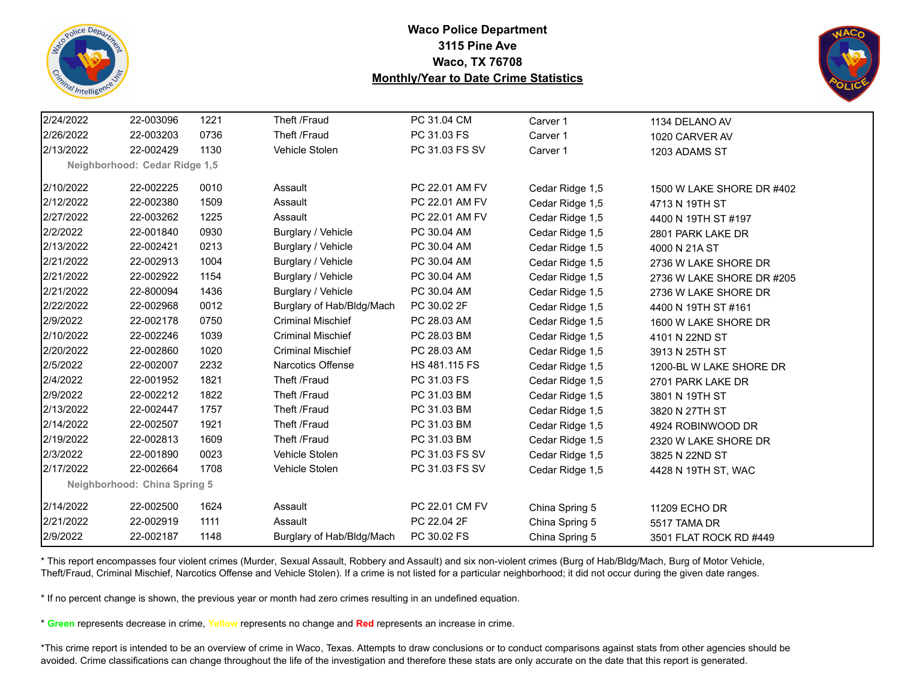**Waco Police Department**
**3115 Pine Ave**
**Waco, TX 76708**
**Monthly/Year to Date Crime Statistics**

| Date | Case # | Time | Offense | Statute | Neighborhood | Address |
|---|---|---|---|---|---|---|
| 2/24/2022 | 22-003096 | 1221 | Theft /Fraud | PC 31.04 CM | Carver 1 | 1134 DELANO AV |
| 2/26/2022 | 22-003203 | 0736 | Theft /Fraud | PC 31.03 FS | Carver 1 | 1020 CARVER AV |
| 2/13/2022 | 22-002429 | 1130 | Vehicle Stolen | PC 31.03 FS SV | Carver 1 | 1203 ADAMS ST |
| **Neighborhood: Cedar Ridge 1,5** | | | | | | |
| 2/10/2022 | 22-002225 | 0010 | Assault | PC 22.01 AM FV | Cedar Ridge 1,5 | 1500 W LAKE SHORE DR #402 |
| 2/12/2022 | 22-002380 | 1509 | Assault | PC 22.01 AM FV | Cedar Ridge 1,5 | 4713 N 19TH ST |
| 2/27/2022 | 22-003262 | 1225 | Assault | PC 22.01 AM FV | Cedar Ridge 1,5 | 4400 N 19TH ST #197 |
| 2/2/2022 | 22-001840 | 0930 | Burglary / Vehicle | PC 30.04 AM | Cedar Ridge 1,5 | 2801 PARK LAKE DR |
| 2/13/2022 | 22-002421 | 0213 | Burglary / Vehicle | PC 30.04 AM | Cedar Ridge 1,5 | 4000 N 21A ST |
| 2/21/2022 | 22-002913 | 1004 | Burglary / Vehicle | PC 30.04 AM | Cedar Ridge 1,5 | 2736 W LAKE SHORE DR |
| 2/21/2022 | 22-002922 | 1154 | Burglary / Vehicle | PC 30.04 AM | Cedar Ridge 1,5 | 2736 W LAKE SHORE DR #205 |
| 2/21/2022 | 22-800094 | 1436 | Burglary / Vehicle | PC 30.04 AM | Cedar Ridge 1,5 | 2736 W LAKE SHORE DR |
| 2/22/2022 | 22-002968 | 0012 | Burglary of Hab/Bldg/Mach | PC 30.02 2F | Cedar Ridge 1,5 | 4400 N 19TH ST #161 |
| 2/9/2022 | 22-002178 | 0750 | Criminal Mischief | PC 28.03 AM | Cedar Ridge 1,5 | 1600 W LAKE SHORE DR |
| 2/10/2022 | 22-002246 | 1039 | Criminal Mischief | PC 28.03 BM | Cedar Ridge 1,5 | 4101 N 22ND ST |
| 2/20/2022 | 22-002860 | 1020 | Criminal Mischief | PC 28.03 AM | Cedar Ridge 1,5 | 3913 N 25TH ST |
| 2/5/2022 | 22-002007 | 2232 | Narcotics Offense | HS 481.115 FS | Cedar Ridge 1,5 | 1200-BL W LAKE SHORE DR |
| 2/4/2022 | 22-001952 | 1821 | Theft /Fraud | PC 31.03 FS | Cedar Ridge 1,5 | 2701 PARK LAKE DR |
| 2/9/2022 | 22-002212 | 1822 | Theft /Fraud | PC 31.03 BM | Cedar Ridge 1,5 | 3801 N 19TH ST |
| 2/13/2022 | 22-002447 | 1757 | Theft /Fraud | PC 31.03 BM | Cedar Ridge 1,5 | 3820 N 27TH ST |
| 2/14/2022 | 22-002507 | 1921 | Theft /Fraud | PC 31.03 BM | Cedar Ridge 1,5 | 4924 ROBINWOOD DR |
| 2/19/2022 | 22-002813 | 1609 | Theft /Fraud | PC 31.03 BM | Cedar Ridge 1,5 | 2320 W LAKE SHORE DR |
| 2/3/2022 | 22-001890 | 0023 | Vehicle Stolen | PC 31.03 FS SV | Cedar Ridge 1,5 | 3825 N 22ND ST |
| 2/17/2022 | 22-002664 | 1708 | Vehicle Stolen | PC 31.03 FS SV | Cedar Ridge 1,5 | 4428 N 19TH ST, WAC |
| **Neighborhood: China Spring 5** | | | | | | |
| 2/14/2022 | 22-002500 | 1624 | Assault | PC 22.01 CM FV | China Spring 5 | 11209 ECHO DR |
| 2/21/2022 | 22-002919 | 1111 | Assault | PC 22.04 2F | China Spring 5 | 5517 TAMA DR |
| 2/9/2022 | 22-002187 | 1148 | Burglary of Hab/Bldg/Mach | PC 30.02 FS | China Spring 5 | 3501 FLAT ROCK RD #449 |

* This report encompasses four violent crimes (Murder, Sexual Assault, Robbery and Assault) and six non-violent crimes (Burg of Hab/Bldg/Mach, Burg of Motor Vehicle, Theft/Fraud, Criminal Mischief, Narcotics Offense and Vehicle Stolen). If a crime is not listed for a particular neighborhood; it did not occur during the given date ranges.

* If no percent change is shown, the previous year or month had zero crimes resulting in an undefined equation.

* **Green** represents decrease in crime, **Yellow** represents no change and **Red** represents an increase in crime.

*This crime report is intended to be an overview of crime in Waco, Texas. Attempts to draw conclusions or to conduct comparisons against stats from other agencies should be avoided. Crime classifications can change throughout the life of the investigation and therefore these stats are only accurate on the date that this report is generated.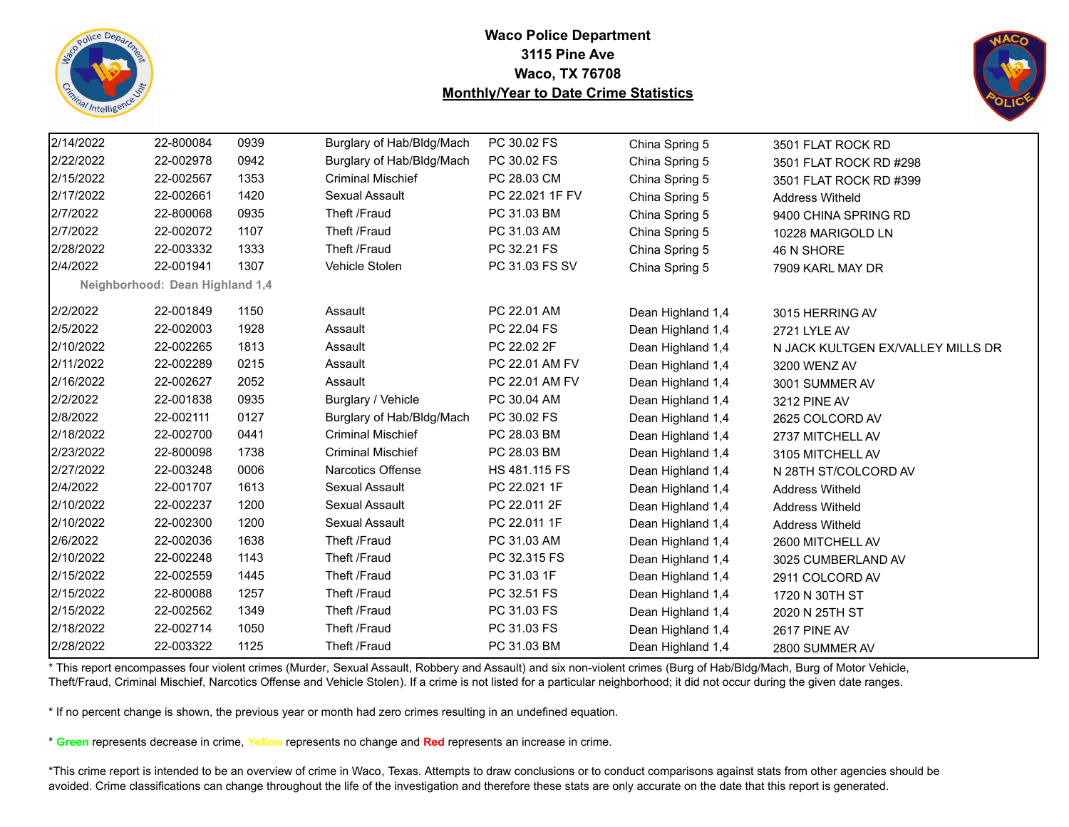# Waco Police Department
**3115 Pine Ave**
**Waco, TX 76708**
**Monthly/Year to Date Crime Statistics**

| | | | | | | |
|---|---|---|---|---|---|---|
| 2/14/2022 | 22-800084 | 0939 | Burglary of Hab/Bldg/Mach | PC 30.02 FS | China Spring 5 | 3501 FLAT ROCK RD |
| 2/22/2022 | 22-002978 | 0942 | Burglary of Hab/Bldg/Mach | PC 30.02 FS | China Spring 5 | 3501 FLAT ROCK RD #298 |
| 2/15/2022 | 22-002567 | 1353 | Criminal Mischief | PC 28.03 CM | China Spring 5 | 3501 FLAT ROCK RD #399 |
| 2/17/2022 | 22-002661 | 1420 | Sexual Assault | PC 22.021 1F FV | China Spring 5 | Address Witheld |
| 2/7/2022 | 22-800068 | 0935 | Theft /Fraud | PC 31.03 BM | China Spring 5 | 9400 CHINA SPRING RD |
| 2/7/2022 | 22-002072 | 1107 | Theft /Fraud | PC 31.03 AM | China Spring 5 | 10228 MARIGOLD LN |
| 2/28/2022 | 22-003332 | 1333 | Theft /Fraud | PC 32.21 FS | China Spring 5 | 46 N SHORE |
| 2/4/2022 | 22-001941 | 1307 | Vehicle Stolen | PC 31.03 FS SV | China Spring 5 | 7909 KARL MAY DR |
| **Neighborhood: Dean Highland 1,4** | | | | | | |
| 2/2/2022 | 22-001849 | 1150 | Assault | PC 22.01 AM | Dean Highland 1,4 | 3015 HERRING AV |
| 2/5/2022 | 22-002003 | 1928 | Assault | PC 22.04 FS | Dean Highland 1,4 | 2721 LYLE AV |
| 2/10/2022 | 22-002265 | 1813 | Assault | PC 22.02 2F | Dean Highland 1,4 | N JACK KULTGEN EX/VALLEY MILLS DR |
| 2/11/2022 | 22-002289 | 0215 | Assault | PC 22.01 AM FV | Dean Highland 1,4 | 3200 WENZ AV |
| 2/16/2022 | 22-002627 | 2052 | Assault | PC 22.01 AM FV | Dean Highland 1,4 | 3001 SUMMER AV |
| 2/2/2022 | 22-001838 | 0935 | Burglary / Vehicle | PC 30.04 AM | Dean Highland 1,4 | 3212 PINE AV |
| 2/8/2022 | 22-002111 | 0127 | Burglary of Hab/Bldg/Mach | PC 30.02 FS | Dean Highland 1,4 | 2625 COLCORD AV |
| 2/18/2022 | 22-002700 | 0441 | Criminal Mischief | PC 28.03 BM | Dean Highland 1,4 | 2737 MITCHELL AV |
| 2/23/2022 | 22-800098 | 1738 | Criminal Mischief | PC 28.03 BM | Dean Highland 1,4 | 3105 MITCHELL AV |
| 2/27/2022 | 22-003248 | 0006 | Narcotics Offense | HS 481.115 FS | Dean Highland 1,4 | N 28TH ST/COLCORD AV |
| 2/4/2022 | 22-001707 | 1613 | Sexual Assault | PC 22.021 1F | Dean Highland 1,4 | Address Witheld |
| 2/10/2022 | 22-002237 | 1200 | Sexual Assault | PC 22.011 2F | Dean Highland 1,4 | Address Witheld |
| 2/10/2022 | 22-002300 | 1200 | Sexual Assault | PC 22.011 1F | Dean Highland 1,4 | Address Witheld |
| 2/6/2022 | 22-002036 | 1638 | Theft /Fraud | PC 31.03 AM | Dean Highland 1,4 | 2600 MITCHELL AV |
| 2/10/2022 | 22-002248 | 1143 | Theft /Fraud | PC 32.315 FS | Dean Highland 1,4 | 3025 CUMBERLAND AV |
| 2/15/2022 | 22-002559 | 1445 | Theft /Fraud | PC 31.03 1F | Dean Highland 1,4 | 2911 COLCORD AV |
| 2/15/2022 | 22-800088 | 1257 | Theft /Fraud | PC 32.51 FS | Dean Highland 1,4 | 1720 N 30TH ST |
| 2/15/2022 | 22-002562 | 1349 | Theft /Fraud | PC 31.03 FS | Dean Highland 1,4 | 2020 N 25TH ST |
| 2/18/2022 | 22-002714 | 1050 | Theft /Fraud | PC 31.03 FS | Dean Highland 1,4 | 2617 PINE AV |
| 2/28/2022 | 22-003322 | 1125 | Theft /Fraud | PC 31.03 BM | Dean Highland 1,4 | 2800 SUMMER AV |

* This report encompasses four violent crimes (Murder, Sexual Assault, Robbery and Assault) and six non-violent crimes (Burg of Hab/Bldg/Mach, Burg of Motor Vehicle, Theft/Fraud, Criminal Mischief, Narcotics Offense and Vehicle Stolen). If a crime is not listed for a particular neighborhood; it did not occur during the given date ranges.

* If no percent change is shown, the previous year or month had zero crimes resulting in an undefined equation.

* **Green** represents decrease in crime, **Yellow** represents no change and **Red** represents an increase in crime.

*This crime report is intended to be an overview of crime in Waco, Texas. Attempts to draw conclusions or to conduct comparisons against stats from other agencies should be avoided. Crime classifications can change throughout the life of the investigation and therefore these stats are only accurate on the date that this report is generated.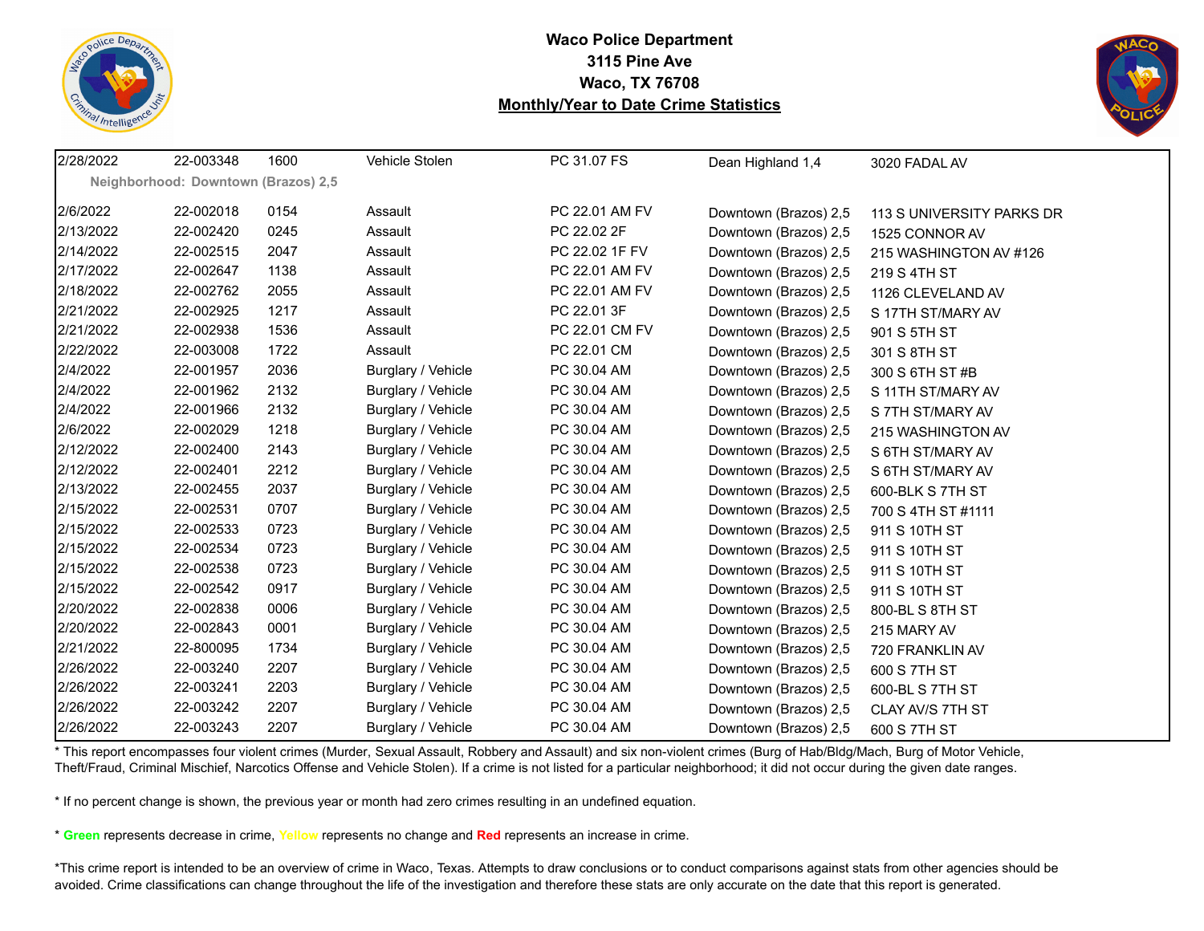**Waco Police Department**
**3115 Pine Ave**
**Waco, TX 76708**
**Monthly/Year to Date Crime Statistics**

| | | | | | | |
|---|---|---|---|---|---|---|
| 2/28/2022 | 22-003348 | 1600 | Vehicle Stolen | PC 31.07 FS | Dean Highland 1,4 | 3020 FADAL AV |
| **Neighborhood: Downtown (Brazos) 2,5** | | | | | | |
| 2/6/2022 | 22-002018 | 0154 | Assault | PC 22.01 AM FV | Downtown (Brazos) 2,5 | 113 S UNIVERSITY PARKS DR |
| 2/13/2022 | 22-002420 | 0245 | Assault | PC 22.02 2F | Downtown (Brazos) 2,5 | 1525 CONNOR AV |
| 2/14/2022 | 22-002515 | 2047 | Assault | PC 22.02 1F FV | Downtown (Brazos) 2,5 | 215 WASHINGTON AV #126 |
| 2/17/2022 | 22-002647 | 1138 | Assault | PC 22.01 AM FV | Downtown (Brazos) 2,5 | 219 S 4TH ST |
| 2/18/2022 | 22-002762 | 2055 | Assault | PC 22.01 AM FV | Downtown (Brazos) 2,5 | 1126 CLEVELAND AV |
| 2/21/2022 | 22-002925 | 1217 | Assault | PC 22.01 3F | Downtown (Brazos) 2,5 | S 17TH ST/MARY AV |
| 2/21/2022 | 22-002938 | 1536 | Assault | PC 22.01 CM FV | Downtown (Brazos) 2,5 | 901 S 5TH ST |
| 2/22/2022 | 22-003008 | 1722 | Assault | PC 22.01 CM | Downtown (Brazos) 2,5 | 301 S 8TH ST |
| 2/4/2022 | 22-001957 | 2036 | Burglary / Vehicle | PC 30.04 AM | Downtown (Brazos) 2,5 | 300 S 6TH ST #B |
| 2/4/2022 | 22-001962 | 2132 | Burglary / Vehicle | PC 30.04 AM | Downtown (Brazos) 2,5 | S 11TH ST/MARY AV |
| 2/4/2022 | 22-001966 | 2132 | Burglary / Vehicle | PC 30.04 AM | Downtown (Brazos) 2,5 | S 7TH ST/MARY AV |
| 2/6/2022 | 22-002029 | 1218 | Burglary / Vehicle | PC 30.04 AM | Downtown (Brazos) 2,5 | 215 WASHINGTON AV |
| 2/12/2022 | 22-002400 | 2143 | Burglary / Vehicle | PC 30.04 AM | Downtown (Brazos) 2,5 | S 6TH ST/MARY AV |
| 2/12/2022 | 22-002401 | 2212 | Burglary / Vehicle | PC 30.04 AM | Downtown (Brazos) 2,5 | S 6TH ST/MARY AV |
| 2/13/2022 | 22-002455 | 2037 | Burglary / Vehicle | PC 30.04 AM | Downtown (Brazos) 2,5 | 600-BLK S 7TH ST |
| 2/15/2022 | 22-002531 | 0707 | Burglary / Vehicle | PC 30.04 AM | Downtown (Brazos) 2,5 | 700 S 4TH ST #1111 |
| 2/15/2022 | 22-002533 | 0723 | Burglary / Vehicle | PC 30.04 AM | Downtown (Brazos) 2,5 | 911 S 10TH ST |
| 2/15/2022 | 22-002534 | 0723 | Burglary / Vehicle | PC 30.04 AM | Downtown (Brazos) 2,5 | 911 S 10TH ST |
| 2/15/2022 | 22-002538 | 0723 | Burglary / Vehicle | PC 30.04 AM | Downtown (Brazos) 2,5 | 911 S 10TH ST |
| 2/15/2022 | 22-002542 | 0917 | Burglary / Vehicle | PC 30.04 AM | Downtown (Brazos) 2,5 | 911 S 10TH ST |
| 2/20/2022 | 22-002838 | 0006 | Burglary / Vehicle | PC 30.04 AM | Downtown (Brazos) 2,5 | 800-BL S 8TH ST |
| 2/20/2022 | 22-002843 | 0001 | Burglary / Vehicle | PC 30.04 AM | Downtown (Brazos) 2,5 | 215 MARY AV |
| 2/21/2022 | 22-800095 | 1734 | Burglary / Vehicle | PC 30.04 AM | Downtown (Brazos) 2,5 | 720 FRANKLIN AV |
| 2/26/2022 | 22-003240 | 2207 | Burglary / Vehicle | PC 30.04 AM | Downtown (Brazos) 2,5 | 600 S 7TH ST |
| 2/26/2022 | 22-003241 | 2203 | Burglary / Vehicle | PC 30.04 AM | Downtown (Brazos) 2,5 | 600-BL S 7TH ST |
| 2/26/2022 | 22-003242 | 2207 | Burglary / Vehicle | PC 30.04 AM | Downtown (Brazos) 2,5 | CLAY AV/S 7TH ST |
| 2/26/2022 | 22-003243 | 2207 | Burglary / Vehicle | PC 30.04 AM | Downtown (Brazos) 2,5 | 600 S 7TH ST |

* This report encompasses four violent crimes (Murder, Sexual Assault, Robbery and Assault) and six non-violent crimes (Burg of Hab/Bldg/Mach, Burg of Motor Vehicle, Theft/Fraud, Criminal Mischief, Narcotics Offense and Vehicle Stolen). If a crime is not listed for a particular neighborhood; it did not occur during the given date ranges.

* If no percent change is shown, the previous year or month had zero crimes resulting in an undefined equation.

* **Green** represents decrease in crime, **Yellow** represents no change and **Red** represents an increase in crime.

*This crime report is intended to be an overview of crime in Waco, Texas. Attempts to draw conclusions or to conduct comparisons against stats from other agencies should be avoided. Crime classifications can change throughout the life of the investigation and therefore these stats are only accurate on the date that this report is generated.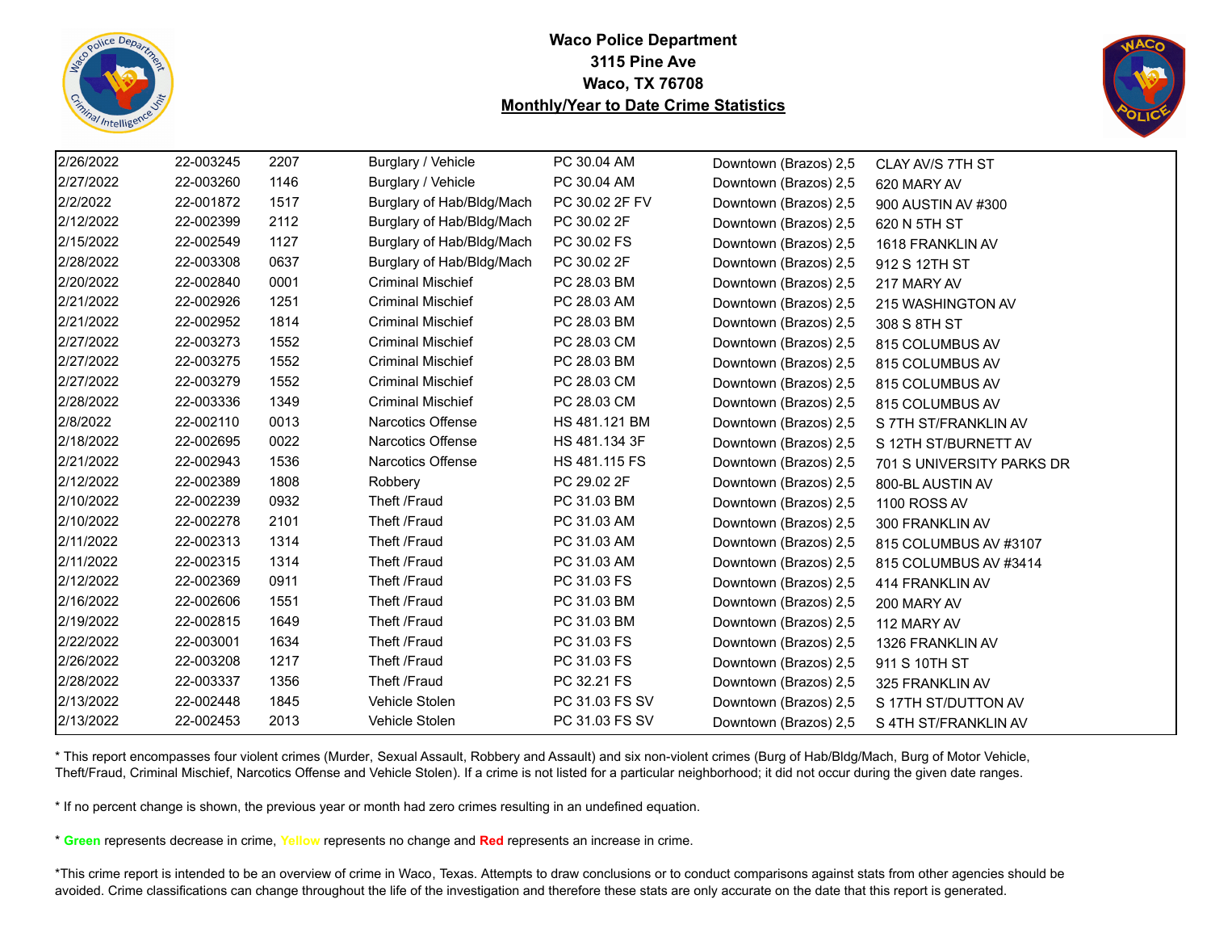**Waco Police Department**
**3115 Pine Ave**
**Waco, TX 76708**
**Monthly/Year to Date Crime Statistics**

| | | | | | | |
|---|---|---|---|---|---|---|
| 2/26/2022 | 22-003245 | 2207 | Burglary / Vehicle | PC 30.04 AM | Downtown (Brazos) 2,5 | CLAY AV/S 7TH ST |
| 2/27/2022 | 22-003260 | 1146 | Burglary / Vehicle | PC 30.04 AM | Downtown (Brazos) 2,5 | 620 MARY AV |
| 2/2/2022 | 22-001872 | 1517 | Burglary of Hab/Bldg/Mach | PC 30.02 2F FV | Downtown (Brazos) 2,5 | 900 AUSTIN AV #300 |
| 2/12/2022 | 22-002399 | 2112 | Burglary of Hab/Bldg/Mach | PC 30.02 2F | Downtown (Brazos) 2,5 | 620 N 5TH ST |
| 2/15/2022 | 22-002549 | 1127 | Burglary of Hab/Bldg/Mach | PC 30.02 FS | Downtown (Brazos) 2,5 | 1618 FRANKLIN AV |
| 2/28/2022 | 22-003308 | 0637 | Burglary of Hab/Bldg/Mach | PC 30.02 2F | Downtown (Brazos) 2,5 | 912 S 12TH ST |
| 2/20/2022 | 22-002840 | 0001 | Criminal Mischief | PC 28.03 BM | Downtown (Brazos) 2,5 | 217 MARY AV |
| 2/21/2022 | 22-002926 | 1251 | Criminal Mischief | PC 28.03 AM | Downtown (Brazos) 2,5 | 215 WASHINGTON AV |
| 2/21/2022 | 22-002952 | 1814 | Criminal Mischief | PC 28.03 BM | Downtown (Brazos) 2,5 | 308 S 8TH ST |
| 2/27/2022 | 22-003273 | 1552 | Criminal Mischief | PC 28.03 CM | Downtown (Brazos) 2,5 | 815 COLUMBUS AV |
| 2/27/2022 | 22-003275 | 1552 | Criminal Mischief | PC 28.03 BM | Downtown (Brazos) 2,5 | 815 COLUMBUS AV |
| 2/27/2022 | 22-003279 | 1552 | Criminal Mischief | PC 28.03 CM | Downtown (Brazos) 2,5 | 815 COLUMBUS AV |
| 2/28/2022 | 22-003336 | 1349 | Criminal Mischief | PC 28.03 CM | Downtown (Brazos) 2,5 | 815 COLUMBUS AV |
| 2/8/2022 | 22-002110 | 0013 | Narcotics Offense | HS 481.121 BM | Downtown (Brazos) 2,5 | S 7TH ST/FRANKLIN AV |
| 2/18/2022 | 22-002695 | 0022 | Narcotics Offense | HS 481.134 3F | Downtown (Brazos) 2,5 | S 12TH ST/BURNETT AV |
| 2/21/2022 | 22-002943 | 1536 | Narcotics Offense | HS 481.115 FS | Downtown (Brazos) 2,5 | 701 S UNIVERSITY PARKS DR |
| 2/12/2022 | 22-002389 | 1808 | Robbery | PC 29.02 2F | Downtown (Brazos) 2,5 | 800-BL AUSTIN AV |
| 2/10/2022 | 22-002239 | 0932 | Theft /Fraud | PC 31.03 BM | Downtown (Brazos) 2,5 | 1100 ROSS AV |
| 2/10/2022 | 22-002278 | 2101 | Theft /Fraud | PC 31.03 AM | Downtown (Brazos) 2,5 | 300 FRANKLIN AV |
| 2/11/2022 | 22-002313 | 1314 | Theft /Fraud | PC 31.03 AM | Downtown (Brazos) 2,5 | 815 COLUMBUS AV #3107 |
| 2/11/2022 | 22-002315 | 1314 | Theft /Fraud | PC 31.03 AM | Downtown (Brazos) 2,5 | 815 COLUMBUS AV #3414 |
| 2/12/2022 | 22-002369 | 0911 | Theft /Fraud | PC 31.03 FS | Downtown (Brazos) 2,5 | 414 FRANKLIN AV |
| 2/16/2022 | 22-002606 | 1551 | Theft /Fraud | PC 31.03 BM | Downtown (Brazos) 2,5 | 200 MARY AV |
| 2/19/2022 | 22-002815 | 1649 | Theft /Fraud | PC 31.03 BM | Downtown (Brazos) 2,5 | 112 MARY AV |
| 2/22/2022 | 22-003001 | 1634 | Theft /Fraud | PC 31.03 FS | Downtown (Brazos) 2,5 | 1326 FRANKLIN AV |
| 2/26/2022 | 22-003208 | 1217 | Theft /Fraud | PC 31.03 FS | Downtown (Brazos) 2,5 | 911 S 10TH ST |
| 2/28/2022 | 22-003337 | 1356 | Theft /Fraud | PC 32.21 FS | Downtown (Brazos) 2,5 | 325 FRANKLIN AV |
| 2/13/2022 | 22-002448 | 1845 | Vehicle Stolen | PC 31.03 FS SV | Downtown (Brazos) 2,5 | S 17TH ST/DUTTON AV |
| 2/13/2022 | 22-002453 | 2013 | Vehicle Stolen | PC 31.03 FS SV | Downtown (Brazos) 2,5 | S 4TH ST/FRANKLIN AV |

* This report encompasses four violent crimes (Murder, Sexual Assault, Robbery and Assault) and six non-violent crimes (Burg of Hab/Bldg/Mach, Burg of Motor Vehicle, Theft/Fraud, Criminal Mischief, Narcotics Offense and Vehicle Stolen). If a crime is not listed for a particular neighborhood; it did not occur during the given date ranges.

* If no percent change is shown, the previous year or month had zero crimes resulting in an undefined equation.

* **Green** represents decrease in crime, **Yellow** represents no change and **Red** represents an increase in crime.

*This crime report is intended to be an overview of crime in Waco, Texas. Attempts to draw conclusions or to conduct comparisons against stats from other agencies should be avoided. Crime classifications can change throughout the life of the investigation and therefore these stats are only accurate on the date that this report is generated.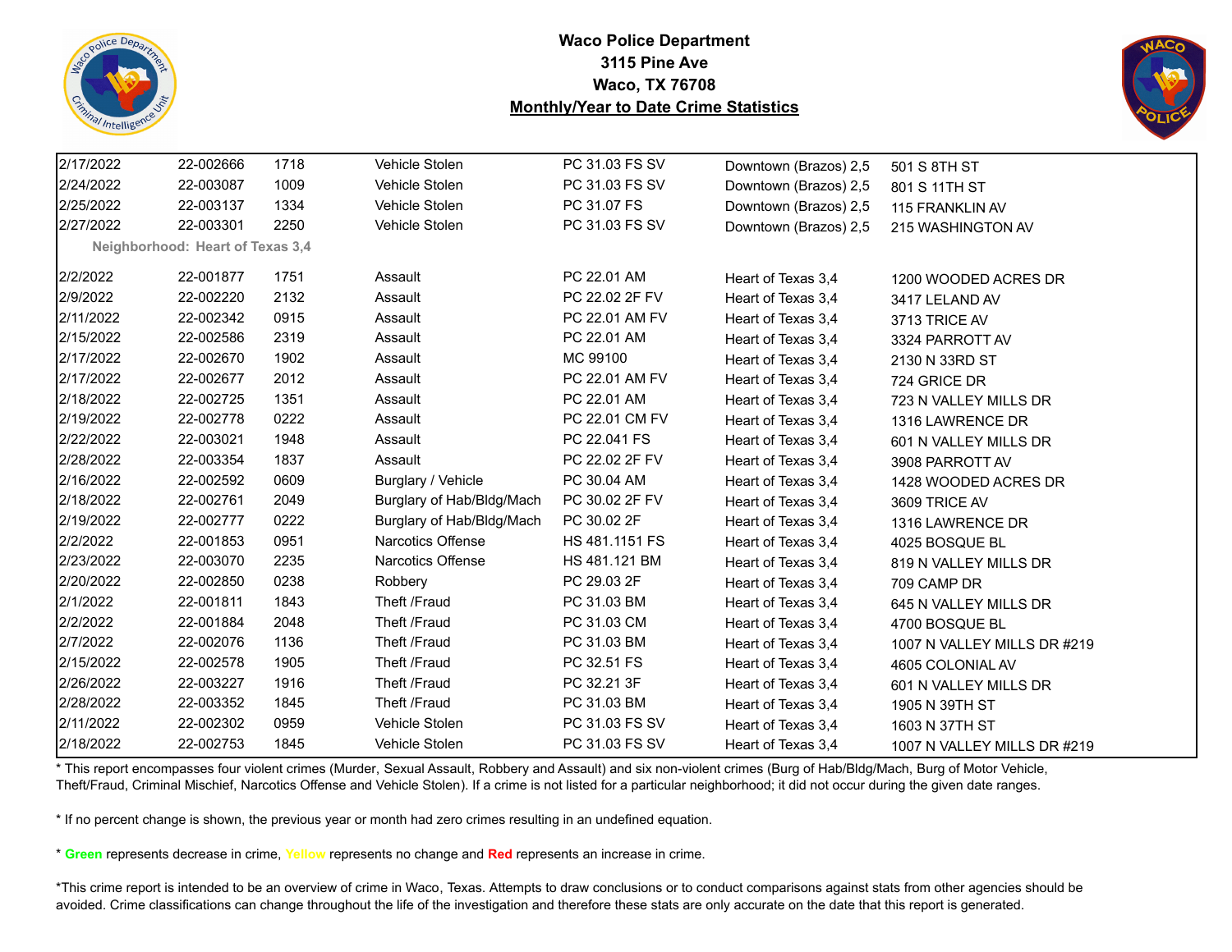**Waco Police Department**
**3115 Pine Ave**
**Waco, TX 76708**
**Monthly/Year to Date Crime Statistics**

| | | | | | | |
|---|---|---|---|---|---|---|
| 2/17/2022 | 22-002666 | 1718 | Vehicle Stolen | PC 31.03 FS SV | Downtown (Brazos) 2,5 | 501 S 8TH ST |
| 2/24/2022 | 22-003087 | 1009 | Vehicle Stolen | PC 31.03 FS SV | Downtown (Brazos) 2,5 | 801 S 11TH ST |
| 2/25/2022 | 22-003137 | 1334 | Vehicle Stolen | PC 31.07 FS | Downtown (Brazos) 2,5 | 115 FRANKLIN AV |
| 2/27/2022 | 22-003301 | 2250 | Vehicle Stolen | PC 31.03 FS SV | Downtown (Brazos) 2,5 | 215 WASHINGTON AV |
| Neighborhood: Heart of Texas 3,4 | | | | | | |
| 2/2/2022 | 22-001877 | 1751 | Assault | PC 22.01 AM | Heart of Texas 3,4 | 1200 WOODED ACRES DR |
| 2/9/2022 | 22-002220 | 2132 | Assault | PC 22.02 2F FV | Heart of Texas 3,4 | 3417 LELAND AV |
| 2/11/2022 | 22-002342 | 0915 | Assault | PC 22.01 AM FV | Heart of Texas 3,4 | 3713 TRICE AV |
| 2/15/2022 | 22-002586 | 2319 | Assault | PC 22.01 AM | Heart of Texas 3,4 | 3324 PARROTT AV |
| 2/17/2022 | 22-002670 | 1902 | Assault | MC 99100 | Heart of Texas 3,4 | 2130 N 33RD ST |
| 2/17/2022 | 22-002677 | 2012 | Assault | PC 22.01 AM FV | Heart of Texas 3,4 | 724 GRICE DR |
| 2/18/2022 | 22-002725 | 1351 | Assault | PC 22.01 AM | Heart of Texas 3,4 | 723 N VALLEY MILLS DR |
| 2/19/2022 | 22-002778 | 0222 | Assault | PC 22.01 CM FV | Heart of Texas 3,4 | 1316 LAWRENCE DR |
| 2/22/2022 | 22-003021 | 1948 | Assault | PC 22.041 FS | Heart of Texas 3,4 | 601 N VALLEY MILLS DR |
| 2/28/2022 | 22-003354 | 1837 | Assault | PC 22.02 2F FV | Heart of Texas 3,4 | 3908 PARROTT AV |
| 2/16/2022 | 22-002592 | 0609 | Burglary / Vehicle | PC 30.04 AM | Heart of Texas 3,4 | 1428 WOODED ACRES DR |
| 2/18/2022 | 22-002761 | 2049 | Burglary of Hab/Bldg/Mach | PC 30.02 2F FV | Heart of Texas 3,4 | 3609 TRICE AV |
| 2/19/2022 | 22-002777 | 0222 | Burglary of Hab/Bldg/Mach | PC 30.02 2F | Heart of Texas 3,4 | 1316 LAWRENCE DR |
| 2/2/2022 | 22-001853 | 0951 | Narcotics Offense | HS 481.1151 FS | Heart of Texas 3,4 | 4025 BOSQUE BL |
| 2/23/2022 | 22-003070 | 2235 | Narcotics Offense | HS 481.121 BM | Heart of Texas 3,4 | 819 N VALLEY MILLS DR |
| 2/20/2022 | 22-002850 | 0238 | Robbery | PC 29.03 2F | Heart of Texas 3,4 | 709 CAMP DR |
| 2/1/2022 | 22-001811 | 1843 | Theft /Fraud | PC 31.03 BM | Heart of Texas 3,4 | 645 N VALLEY MILLS DR |
| 2/2/2022 | 22-001884 | 2048 | Theft /Fraud | PC 31.03 CM | Heart of Texas 3,4 | 4700 BOSQUE BL |
| 2/7/2022 | 22-002076 | 1136 | Theft /Fraud | PC 31.03 BM | Heart of Texas 3,4 | 1007 N VALLEY MILLS DR #219 |
| 2/15/2022 | 22-002578 | 1905 | Theft /Fraud | PC 32.51 FS | Heart of Texas 3,4 | 4605 COLONIAL AV |
| 2/26/2022 | 22-003227 | 1916 | Theft /Fraud | PC 32.21 3F | Heart of Texas 3,4 | 601 N VALLEY MILLS DR |
| 2/28/2022 | 22-003352 | 1845 | Theft /Fraud | PC 31.03 BM | Heart of Texas 3,4 | 1905 N 39TH ST |
| 2/11/2022 | 22-002302 | 0959 | Vehicle Stolen | PC 31.03 FS SV | Heart of Texas 3,4 | 1603 N 37TH ST |
| 2/18/2022 | 22-002753 | 1845 | Vehicle Stolen | PC 31.03 FS SV | Heart of Texas 3,4 | 1007 N VALLEY MILLS DR #219 |

* This report encompasses four violent crimes (Murder, Sexual Assault, Robbery and Assault) and six non-violent crimes (Burg of Hab/Bldg/Mach, Burg of Motor Vehicle, Theft/Fraud, Criminal Mischief, Narcotics Offense and Vehicle Stolen). If a crime is not listed for a particular neighborhood; it did not occur during the given date ranges.

* If no percent change is shown, the previous year or month had zero crimes resulting in an undefined equation.

* **Green** represents decrease in crime, **Yellow** represents no change and **Red** represents an increase in crime.

*This crime report is intended to be an overview of crime in Waco, Texas. Attempts to draw conclusions or to conduct comparisons against stats from other agencies should be avoided. Crime classifications can change throughout the life of the investigation and therefore these stats are only accurate on the date that this report is generated.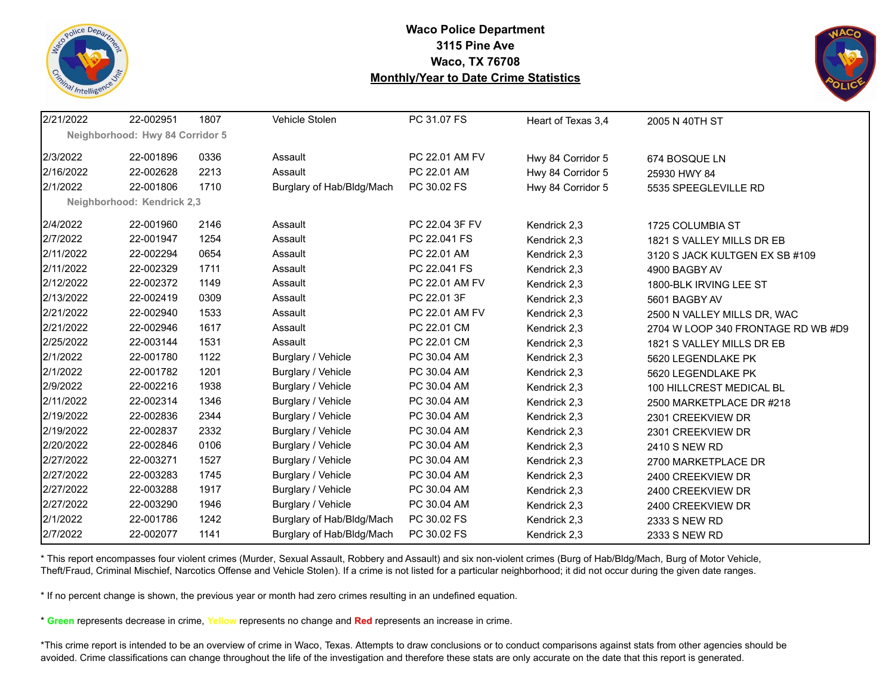**Waco Police Department**
**3115 Pine Ave**
**Waco, TX 76708**
**Monthly/Year to Date Crime Statistics**

| | | | | | | |
|---|---|---|---|---|---|---|
| 2/21/2022 | 22-002951 | 1807 | Vehicle Stolen | PC 31.07 FS | Heart of Texas 3,4 | 2005 N 40TH ST |
| **Neighborhood: Hwy 84 Corridor 5** | | | | | | |
| 2/3/2022 | 22-001896 | 0336 | Assault | PC 22.01 AM FV | Hwy 84 Corridor 5 | 674 BOSQUE LN |
| 2/16/2022 | 22-002628 | 2213 | Assault | PC 22.01 AM | Hwy 84 Corridor 5 | 25930 HWY 84 |
| 2/1/2022 | 22-001806 | 1710 | Burglary of Hab/Bldg/Mach | PC 30.02 FS | Hwy 84 Corridor 5 | 5535 SPEEGLEVILLE RD |
| **Neighborhood: Kendrick 2,3** | | | | | | |
| 2/4/2022 | 22-001960 | 2146 | Assault | PC 22.04 3F FV | Kendrick 2,3 | 1725 COLUMBIA ST |
| 2/7/2022 | 22-001947 | 1254 | Assault | PC 22.041 FS | Kendrick 2,3 | 1821 S VALLEY MILLS DR EB |
| 2/11/2022 | 22-002294 | 0654 | Assault | PC 22.01 AM | Kendrick 2,3 | 3120 S JACK KULTGEN EX SB #109 |
| 2/11/2022 | 22-002329 | 1711 | Assault | PC 22.041 FS | Kendrick 2,3 | 4900 BAGBY AV |
| 2/12/2022 | 22-002372 | 1149 | Assault | PC 22.01 AM FV | Kendrick 2,3 | 1800-BLK IRVING LEE ST |
| 2/13/2022 | 22-002419 | 0309 | Assault | PC 22.01 3F | Kendrick 2,3 | 5601 BAGBY AV |
| 2/21/2022 | 22-002940 | 1533 | Assault | PC 22.01 AM FV | Kendrick 2,3 | 2500 N VALLEY MILLS DR, WAC |
| 2/21/2022 | 22-002946 | 1617 | Assault | PC 22.01 CM | Kendrick 2,3 | 2704 W LOOP 340 FRONTAGE RD WB #D9 |
| 2/25/2022 | 22-003144 | 1531 | Assault | PC 22.01 CM | Kendrick 2,3 | 1821 S VALLEY MILLS DR EB |
| 2/1/2022 | 22-001780 | 1122 | Burglary / Vehicle | PC 30.04 AM | Kendrick 2,3 | 5620 LEGENDLAKE PK |
| 2/1/2022 | 22-001782 | 1201 | Burglary / Vehicle | PC 30.04 AM | Kendrick 2,3 | 5620 LEGENDLAKE PK |
| 2/9/2022 | 22-002216 | 1938 | Burglary / Vehicle | PC 30.04 AM | Kendrick 2,3 | 100 HILLCREST MEDICAL BL |
| 2/11/2022 | 22-002314 | 1346 | Burglary / Vehicle | PC 30.04 AM | Kendrick 2,3 | 2500 MARKETPLACE DR #218 |
| 2/19/2022 | 22-002836 | 2344 | Burglary / Vehicle | PC 30.04 AM | Kendrick 2,3 | 2301 CREEKVIEW DR |
| 2/19/2022 | 22-002837 | 2332 | Burglary / Vehicle | PC 30.04 AM | Kendrick 2,3 | 2301 CREEKVIEW DR |
| 2/20/2022 | 22-002846 | 0106 | Burglary / Vehicle | PC 30.04 AM | Kendrick 2,3 | 2410 S NEW RD |
| 2/27/2022 | 22-003271 | 1527 | Burglary / Vehicle | PC 30.04 AM | Kendrick 2,3 | 2700 MARKETPLACE DR |
| 2/27/2022 | 22-003283 | 1745 | Burglary / Vehicle | PC 30.04 AM | Kendrick 2,3 | 2400 CREEKVIEW DR |
| 2/27/2022 | 22-003288 | 1917 | Burglary / Vehicle | PC 30.04 AM | Kendrick 2,3 | 2400 CREEKVIEW DR |
| 2/27/2022 | 22-003290 | 1946 | Burglary / Vehicle | PC 30.04 AM | Kendrick 2,3 | 2400 CREEKVIEW DR |
| 2/1/2022 | 22-001786 | 1242 | Burglary of Hab/Bldg/Mach | PC 30.02 FS | Kendrick 2,3 | 2333 S NEW RD |
| 2/7/2022 | 22-002077 | 1141 | Burglary of Hab/Bldg/Mach | PC 30.02 FS | Kendrick 2,3 | 2333 S NEW RD |

* This report encompasses four violent crimes (Murder, Sexual Assault, Robbery and Assault) and six non-violent crimes (Burg of Hab/Bldg/Mach, Burg of Motor Vehicle, Theft/Fraud, Criminal Mischief, Narcotics Offense and Vehicle Stolen). If a crime is not listed for a particular neighborhood; it did not occur during the given date ranges.

* If no percent change is shown, the previous year or month had zero crimes resulting in an undefined equation.

* **Green** represents decrease in crime, **Yellow** represents no change and **Red** represents an increase in crime.

*This crime report is intended to be an overview of crime in Waco, Texas. Attempts to draw conclusions or to conduct comparisons against stats from other agencies should be avoided. Crime classifications can change throughout the life of the investigation and therefore these stats are only accurate on the date that this report is generated.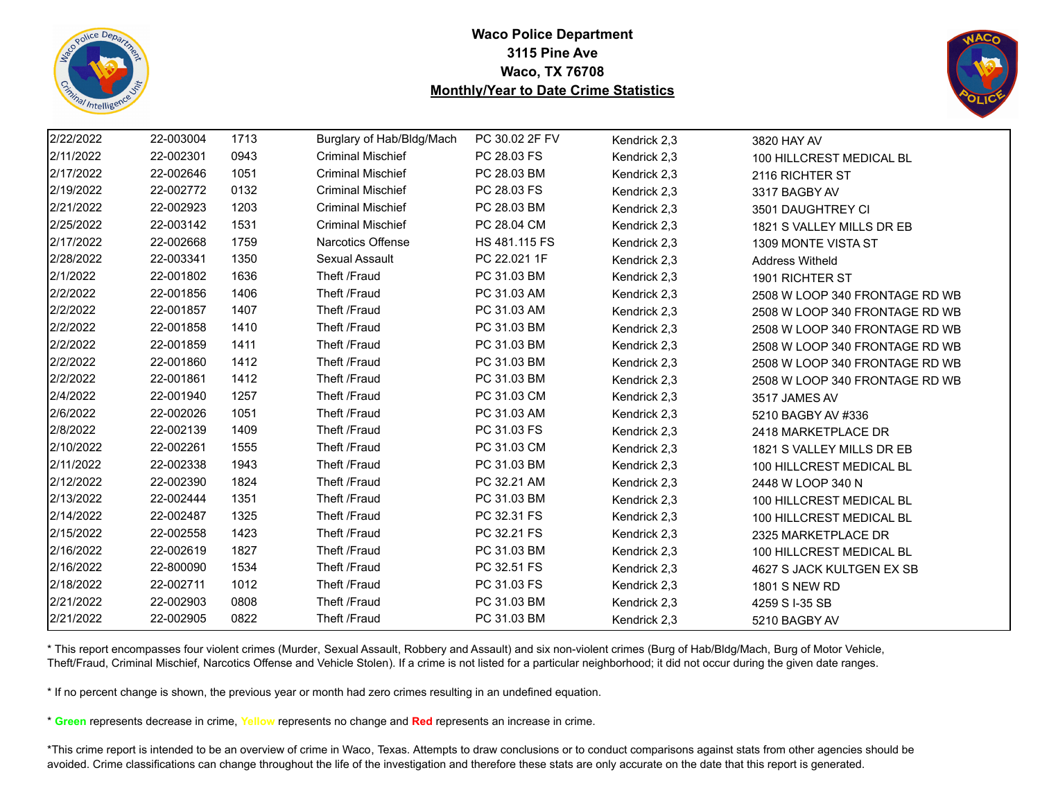**Waco Police Department**
**3115 Pine Ave**
**Waco, TX 76708**
**Monthly/Year to Date Crime Statistics**

| | | | | | | |
|---|---|---|---|---|---|---|
| 2/22/2022 | 22-003004 | 1713 | Burglary of Hab/Bldg/Mach | PC 30.02 2F FV | Kendrick 2,3 | 3820 HAY AV |
| 2/11/2022 | 22-002301 | 0943 | Criminal Mischief | PC 28.03 FS | Kendrick 2,3 | 100 HILLCREST MEDICAL BL |
| 2/17/2022 | 22-002646 | 1051 | Criminal Mischief | PC 28.03 BM | Kendrick 2,3 | 2116 RICHTER ST |
| 2/19/2022 | 22-002772 | 0132 | Criminal Mischief | PC 28.03 FS | Kendrick 2,3 | 3317 BAGBY AV |
| 2/21/2022 | 22-002923 | 1203 | Criminal Mischief | PC 28.03 BM | Kendrick 2,3 | 3501 DAUGHTREY CI |
| 2/25/2022 | 22-003142 | 1531 | Criminal Mischief | PC 28.04 CM | Kendrick 2,3 | 1821 S VALLEY MILLS DR EB |
| 2/17/2022 | 22-002668 | 1759 | Narcotics Offense | HS 481.115 FS | Kendrick 2,3 | 1309 MONTE VISTA ST |
| 2/28/2022 | 22-003341 | 1350 | Sexual Assault | PC 22.021 1F | Kendrick 2,3 | Address Witheld |
| 2/1/2022 | 22-001802 | 1636 | Theft /Fraud | PC 31.03 BM | Kendrick 2,3 | 1901 RICHTER ST |
| 2/2/2022 | 22-001856 | 1406 | Theft /Fraud | PC 31.03 AM | Kendrick 2,3 | 2508 W LOOP 340 FRONTAGE RD WB |
| 2/2/2022 | 22-001857 | 1407 | Theft /Fraud | PC 31.03 AM | Kendrick 2,3 | 2508 W LOOP 340 FRONTAGE RD WB |
| 2/2/2022 | 22-001858 | 1410 | Theft /Fraud | PC 31.03 BM | Kendrick 2,3 | 2508 W LOOP 340 FRONTAGE RD WB |
| 2/2/2022 | 22-001859 | 1411 | Theft /Fraud | PC 31.03 BM | Kendrick 2,3 | 2508 W LOOP 340 FRONTAGE RD WB |
| 2/2/2022 | 22-001860 | 1412 | Theft /Fraud | PC 31.03 BM | Kendrick 2,3 | 2508 W LOOP 340 FRONTAGE RD WB |
| 2/2/2022 | 22-001861 | 1412 | Theft /Fraud | PC 31.03 BM | Kendrick 2,3 | 2508 W LOOP 340 FRONTAGE RD WB |
| 2/4/2022 | 22-001940 | 1257 | Theft /Fraud | PC 31.03 CM | Kendrick 2,3 | 3517 JAMES AV |
| 2/6/2022 | 22-002026 | 1051 | Theft /Fraud | PC 31.03 AM | Kendrick 2,3 | 5210 BAGBY AV #336 |
| 2/8/2022 | 22-002139 | 1409 | Theft /Fraud | PC 31.03 FS | Kendrick 2,3 | 2418 MARKETPLACE DR |
| 2/10/2022 | 22-002261 | 1555 | Theft /Fraud | PC 31.03 CM | Kendrick 2,3 | 1821 S VALLEY MILLS DR EB |
| 2/11/2022 | 22-002338 | 1943 | Theft /Fraud | PC 31.03 BM | Kendrick 2,3 | 100 HILLCREST MEDICAL BL |
| 2/12/2022 | 22-002390 | 1824 | Theft /Fraud | PC 32.21 AM | Kendrick 2,3 | 2448 W LOOP 340 N |
| 2/13/2022 | 22-002444 | 1351 | Theft /Fraud | PC 31.03 BM | Kendrick 2,3 | 100 HILLCREST MEDICAL BL |
| 2/14/2022 | 22-002487 | 1325 | Theft /Fraud | PC 32.31 FS | Kendrick 2,3 | 100 HILLCREST MEDICAL BL |
| 2/15/2022 | 22-002558 | 1423 | Theft /Fraud | PC 32.21 FS | Kendrick 2,3 | 2325 MARKETPLACE DR |
| 2/16/2022 | 22-002619 | 1827 | Theft /Fraud | PC 31.03 BM | Kendrick 2,3 | 100 HILLCREST MEDICAL BL |
| 2/16/2022 | 22-800090 | 1534 | Theft /Fraud | PC 32.51 FS | Kendrick 2,3 | 4627 S JACK KULTGEN EX SB |
| 2/18/2022 | 22-002711 | 1012 | Theft /Fraud | PC 31.03 FS | Kendrick 2,3 | 1801 S NEW RD |
| 2/21/2022 | 22-002903 | 0808 | Theft /Fraud | PC 31.03 BM | Kendrick 2,3 | 4259 S I-35 SB |
| 2/21/2022 | 22-002905 | 0822 | Theft /Fraud | PC 31.03 BM | Kendrick 2,3 | 5210 BAGBY AV |

* This report encompasses four violent crimes (Murder, Sexual Assault, Robbery and Assault) and six non-violent crimes (Burg of Hab/Bldg/Mach, Burg of Motor Vehicle, Theft/Fraud, Criminal Mischief, Narcotics Offense and Vehicle Stolen). If a crime is not listed for a particular neighborhood; it did not occur during the given date ranges.

* If no percent change is shown, the previous year or month had zero crimes resulting in an undefined equation.

* **Green** represents decrease in crime, **Yellow** represents no change and **Red** represents an increase in crime.

*This crime report is intended to be an overview of crime in Waco, Texas. Attempts to draw conclusions or to conduct comparisons against stats from other agencies should be avoided. Crime classifications can change throughout the life of the investigation and therefore these stats are only accurate on the date that this report is generated.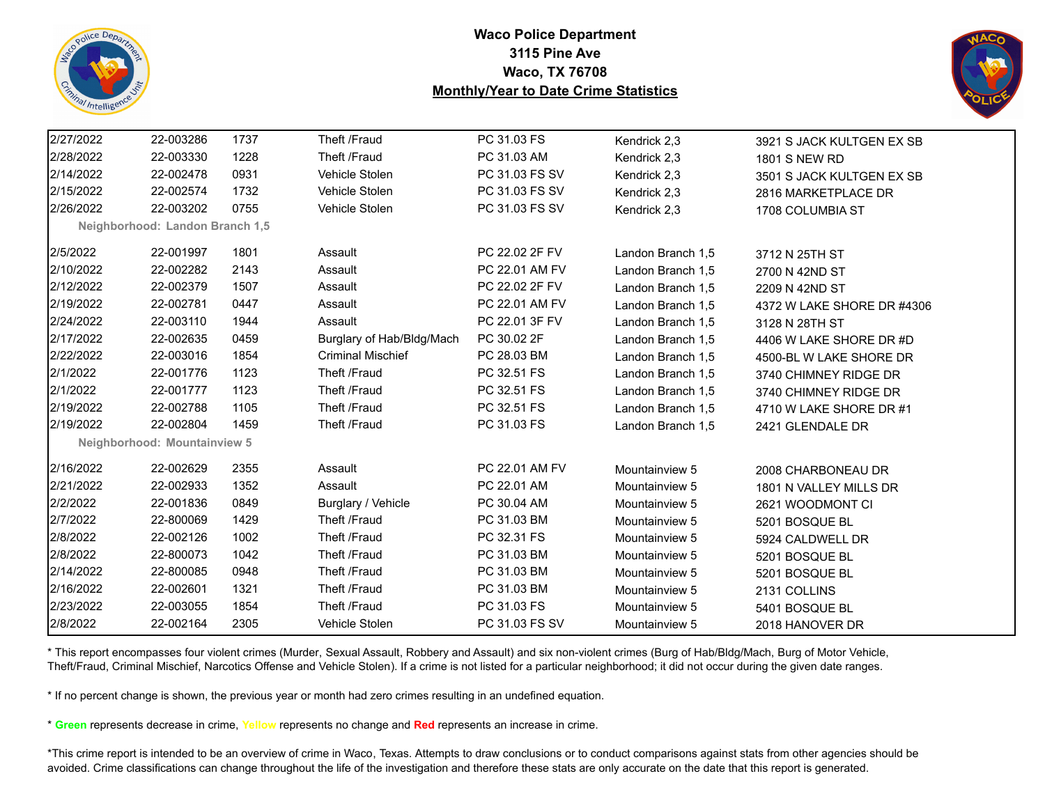**Waco Police Department**
**3115 Pine Ave**
**Waco, TX 76708**
**Monthly/Year to Date Crime Statistics**

| | | | | | | |
|---|---|---|---|---|---|---|
| 2/27/2022 | 22-003286 | 1737 | Theft /Fraud | PC 31.03 FS | Kendrick 2,3 | 3921 S JACK KULTGEN EX SB |
| 2/28/2022 | 22-003330 | 1228 | Theft /Fraud | PC 31.03 AM | Kendrick 2,3 | 1801 S NEW RD |
| 2/14/2022 | 22-002478 | 0931 | Vehicle Stolen | PC 31.03 FS SV | Kendrick 2,3 | 3501 S JACK KULTGEN EX SB |
| 2/15/2022 | 22-002574 | 1732 | Vehicle Stolen | PC 31.03 FS SV | Kendrick 2,3 | 2816 MARKETPLACE DR |
| 2/26/2022 | 22-003202 | 0755 | Vehicle Stolen | PC 31.03 FS SV | Kendrick 2,3 | 1708 COLUMBIA ST |
| **Neighborhood: Landon Branch 1,5** | | | | | | |
| 2/5/2022 | 22-001997 | 1801 | Assault | PC 22.02 2F FV | Landon Branch 1,5 | 3712 N 25TH ST |
| 2/10/2022 | 22-002282 | 2143 | Assault | PC 22.01 AM FV | Landon Branch 1,5 | 2700 N 42ND ST |
| 2/12/2022 | 22-002379 | 1507 | Assault | PC 22.02 2F FV | Landon Branch 1,5 | 2209 N 42ND ST |
| 2/19/2022 | 22-002781 | 0447 | Assault | PC 22.01 AM FV | Landon Branch 1,5 | 4372 W LAKE SHORE DR #4306 |
| 2/24/2022 | 22-003110 | 1944 | Assault | PC 22.01 3F FV | Landon Branch 1,5 | 3128 N 28TH ST |
| 2/17/2022 | 22-002635 | 0459 | Burglary of Hab/Bldg/Mach | PC 30.02 2F | Landon Branch 1,5 | 4406 W LAKE SHORE DR #D |
| 2/22/2022 | 22-003016 | 1854 | Criminal Mischief | PC 28.03 BM | Landon Branch 1,5 | 4500-BL W LAKE SHORE DR |
| 2/1/2022 | 22-001776 | 1123 | Theft /Fraud | PC 32.51 FS | Landon Branch 1,5 | 3740 CHIMNEY RIDGE DR |
| 2/1/2022 | 22-001777 | 1123 | Theft /Fraud | PC 32.51 FS | Landon Branch 1,5 | 3740 CHIMNEY RIDGE DR |
| 2/19/2022 | 22-002788 | 1105 | Theft /Fraud | PC 32.51 FS | Landon Branch 1,5 | 4710 W LAKE SHORE DR #1 |
| 2/19/2022 | 22-002804 | 1459 | Theft /Fraud | PC 31.03 FS | Landon Branch 1,5 | 2421 GLENDALE DR |
| **Neighborhood: Mountainview 5** | | | | | | |
| 2/16/2022 | 22-002629 | 2355 | Assault | PC 22.01 AM FV | Mountainview 5 | 2008 CHARBONEAU DR |
| 2/21/2022 | 22-002933 | 1352 | Assault | PC 22.01 AM | Mountainview 5 | 1801 N VALLEY MILLS DR |
| 2/2/2022 | 22-001836 | 0849 | Burglary / Vehicle | PC 30.04 AM | Mountainview 5 | 2621 WOODMONT CI |
| 2/7/2022 | 22-800069 | 1429 | Theft /Fraud | PC 31.03 BM | Mountainview 5 | 5201 BOSQUE BL |
| 2/8/2022 | 22-002126 | 1002 | Theft /Fraud | PC 32.31 FS | Mountainview 5 | 5924 CALDWELL DR |
| 2/8/2022 | 22-800073 | 1042 | Theft /Fraud | PC 31.03 BM | Mountainview 5 | 5201 BOSQUE BL |
| 2/14/2022 | 22-800085 | 0948 | Theft /Fraud | PC 31.03 BM | Mountainview 5 | 5201 BOSQUE BL |
| 2/16/2022 | 22-002601 | 1321 | Theft /Fraud | PC 31.03 BM | Mountainview 5 | 2131 COLLINS |
| 2/23/2022 | 22-003055 | 1854 | Theft /Fraud | PC 31.03 FS | Mountainview 5 | 5401 BOSQUE BL |
| 2/8/2022 | 22-002164 | 2305 | Vehicle Stolen | PC 31.03 FS SV | Mountainview 5 | 2018 HANOVER DR |

\* This report encompasses four violent crimes (Murder, Sexual Assault, Robbery and Assault) and six non-violent crimes (Burg of Hab/Bldg/Mach, Burg of Motor Vehicle, Theft/Fraud, Criminal Mischief, Narcotics Offense and Vehicle Stolen). If a crime is not listed for a particular neighborhood; it did not occur during the given date ranges.

\* If no percent change is shown, the previous year or month had zero crimes resulting in an undefined equation.

\* **Green** represents decrease in crime, **Yellow** represents no change and **Red** represents an increase in crime.

\*This crime report is intended to be an overview of crime in Waco, Texas. Attempts to draw conclusions or to conduct comparisons against stats from other agencies should be avoided. Crime classifications can change throughout the life of the investigation and therefore these stats are only accurate on the date that this report is generated.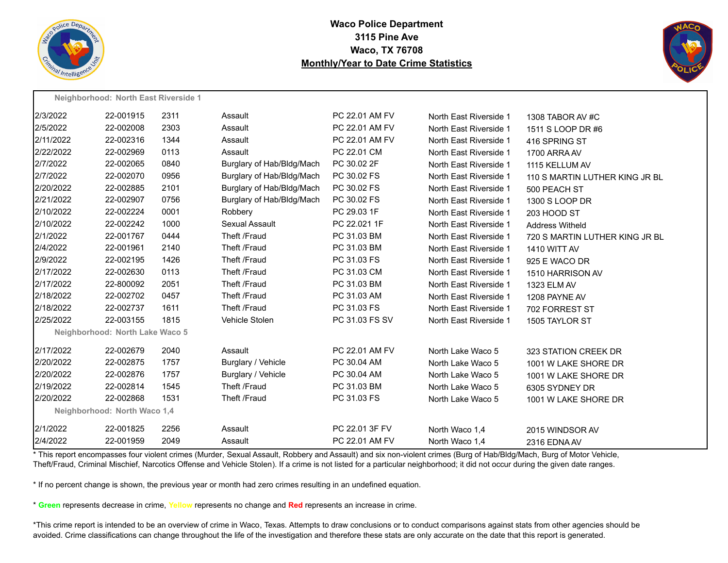**Waco Police Department**
**3115 Pine Ave**
**Waco, TX 76708**
**Monthly/Year to Date Crime Statistics**

| | | | | | | |
|---|---|---|---|---|---|---|
| **Neighborhood: North East Riverside 1** | | | | | | |
| 2/3/2022 | 22-001915 | 2311 | Assault | PC 22.01 AM FV | North East Riverside 1 | 1308 TABOR AV #C |
| 2/5/2022 | 22-002008 | 2303 | Assault | PC 22.01 AM FV | North East Riverside 1 | 1511 S LOOP DR #6 |
| 2/11/2022 | 22-002316 | 1344 | Assault | PC 22.01 AM FV | North East Riverside 1 | 416 SPRING ST |
| 2/22/2022 | 22-002969 | 0113 | Assault | PC 22.01 CM | North East Riverside 1 | 1700 ARRA AV |
| 2/7/2022 | 22-002065 | 0840 | Burglary of Hab/Bldg/Mach | PC 30.02 2F | North East Riverside 1 | 1115 KELLUM AV |
| 2/7/2022 | 22-002070 | 0956 | Burglary of Hab/Bldg/Mach | PC 30.02 FS | North East Riverside 1 | 110 S MARTIN LUTHER KING JR BL |
| 2/20/2022 | 22-002885 | 2101 | Burglary of Hab/Bldg/Mach | PC 30.02 FS | North East Riverside 1 | 500 PEACH ST |
| 2/21/2022 | 22-002907 | 0756 | Burglary of Hab/Bldg/Mach | PC 30.02 FS | North East Riverside 1 | 1300 S LOOP DR |
| 2/10/2022 | 22-002224 | 0001 | Robbery | PC 29.03 1F | North East Riverside 1 | 203 HOOD ST |
| 2/10/2022 | 22-002242 | 1000 | Sexual Assault | PC 22.021 1F | North East Riverside 1 | Address Witheld |
| 2/1/2022 | 22-001767 | 0444 | Theft /Fraud | PC 31.03 BM | North East Riverside 1 | 720 S MARTIN LUTHER KING JR BL |
| 2/4/2022 | 22-001961 | 2140 | Theft /Fraud | PC 31.03 BM | North East Riverside 1 | 1410 WITT AV |
| 2/9/2022 | 22-002195 | 1426 | Theft /Fraud | PC 31.03 FS | North East Riverside 1 | 925 E WACO DR |
| 2/17/2022 | 22-002630 | 0113 | Theft /Fraud | PC 31.03 CM | North East Riverside 1 | 1510 HARRISON AV |
| 2/17/2022 | 22-800092 | 2051 | Theft /Fraud | PC 31.03 BM | North East Riverside 1 | 1323 ELM AV |
| 2/18/2022 | 22-002702 | 0457 | Theft /Fraud | PC 31.03 AM | North East Riverside 1 | 1208 PAYNE AV |
| 2/18/2022 | 22-002737 | 1611 | Theft /Fraud | PC 31.03 FS | North East Riverside 1 | 702 FORREST ST |
| 2/25/2022 | 22-003155 | 1815 | Vehicle Stolen | PC 31.03 FS SV | North East Riverside 1 | 1505 TAYLOR ST |
| **Neighborhood: North Lake Waco 5** | | | | | | |
| 2/17/2022 | 22-002679 | 2040 | Assault | PC 22.01 AM FV | North Lake Waco 5 | 323 STATION CREEK DR |
| 2/20/2022 | 22-002875 | 1757 | Burglary / Vehicle | PC 30.04 AM | North Lake Waco 5 | 1001 W LAKE SHORE DR |
| 2/20/2022 | 22-002876 | 1757 | Burglary / Vehicle | PC 30.04 AM | North Lake Waco 5 | 1001 W LAKE SHORE DR |
| 2/19/2022 | 22-002814 | 1545 | Theft /Fraud | PC 31.03 BM | North Lake Waco 5 | 6305 SYDNEY DR |
| 2/20/2022 | 22-002868 | 1531 | Theft /Fraud | PC 31.03 FS | North Lake Waco 5 | 1001 W LAKE SHORE DR |
| **Neighborhood: North Waco 1,4** | | | | | | |
| 2/1/2022 | 22-001825 | 2256 | Assault | PC 22.01 3F FV | North Waco 1,4 | 2015 WINDSOR AV |
| 2/4/2022 | 22-001959 | 2049 | Assault | PC 22.01 AM FV | North Waco 1,4 | 2316 EDNA AV |

* This report encompasses four violent crimes (Murder, Sexual Assault, Robbery and Assault) and six non-violent crimes (Burg of Hab/Bldg/Mach, Burg of Motor Vehicle, Theft/Fraud, Criminal Mischief, Narcotics Offense and Vehicle Stolen). If a crime is not listed for a particular neighborhood; it did not occur during the given date ranges.

* If no percent change is shown, the previous year or month had zero crimes resulting in an undefined equation.

* **Green** represents decrease in crime, Yellow represents no change and **Red** represents an increase in crime.

*This crime report is intended to be an overview of crime in Waco, Texas. Attempts to draw conclusions or to conduct comparisons against stats from other agencies should be avoided. Crime classifications can change throughout the life of the investigation and therefore these stats are only accurate on the date that this report is generated.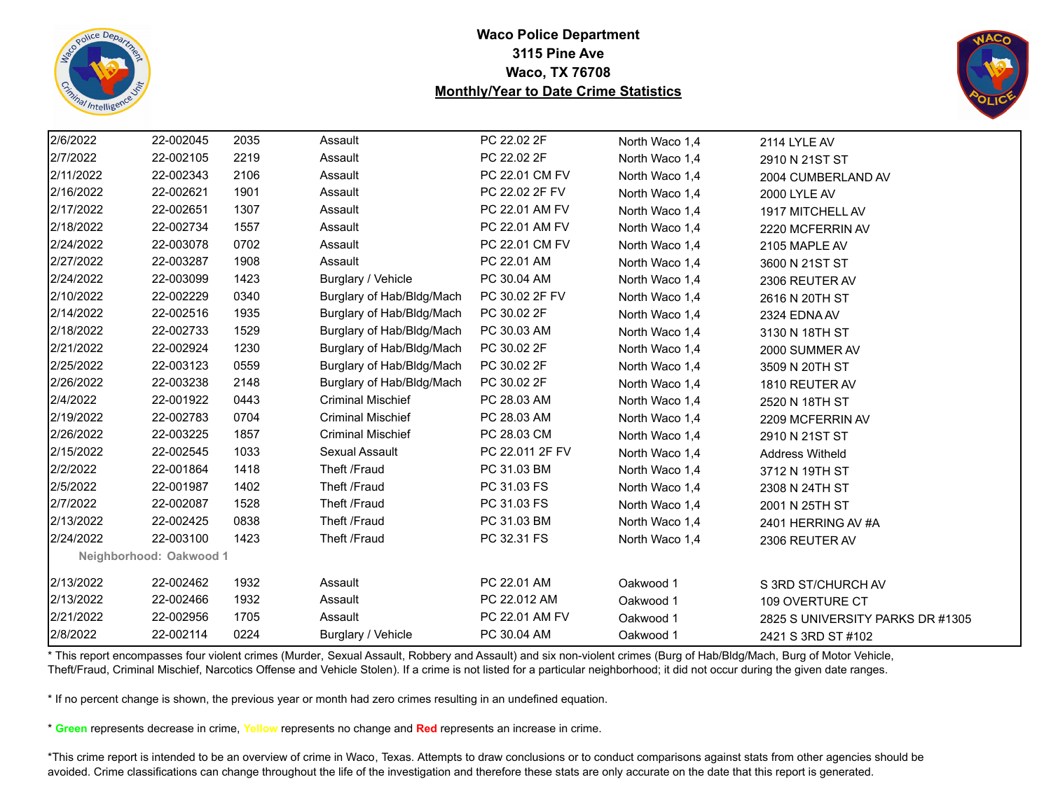# Waco Police Department
## 3115 Pine Ave
## Waco, TX 76708
## Monthly/Year to Date Crime Statistics

| Date | Case Number | Time | Offense | Statute | Neighborhood | Address |
|---|---|---|---|---|---|---|
| 2/6/2022 | 22-002045 | 2035 | Assault | PC 22.02 2F | North Waco 1,4 | 2114 LYLE AV |
| 2/7/2022 | 22-002105 | 2219 | Assault | PC 22.02 2F | North Waco 1,4 | 2910 N 21ST ST |
| 2/11/2022 | 22-002343 | 2106 | Assault | PC 22.01 CM FV | North Waco 1,4 | 2004 CUMBERLAND AV |
| 2/16/2022 | 22-002621 | 1901 | Assault | PC 22.02 2F FV | North Waco 1,4 | 2000 LYLE AV |
| 2/17/2022 | 22-002651 | 1307 | Assault | PC 22.01 AM FV | North Waco 1,4 | 1917 MITCHELL AV |
| 2/18/2022 | 22-002734 | 1557 | Assault | PC 22.01 AM FV | North Waco 1,4 | 2220 MCFERRIN AV |
| 2/24/2022 | 22-003078 | 0702 | Assault | PC 22.01 CM FV | North Waco 1,4 | 2105 MAPLE AV |
| 2/27/2022 | 22-003287 | 1908 | Assault | PC 22.01 AM | North Waco 1,4 | 3600 N 21ST ST |
| 2/24/2022 | 22-003099 | 1423 | Burglary / Vehicle | PC 30.04 AM | North Waco 1,4 | 2306 REUTER AV |
| 2/10/2022 | 22-002229 | 0340 | Burglary of Hab/Bldg/Mach | PC 30.02 2F FV | North Waco 1,4 | 2616 N 20TH ST |
| 2/14/2022 | 22-002516 | 1935 | Burglary of Hab/Bldg/Mach | PC 30.02 2F | North Waco 1,4 | 2324 EDNA AV |
| 2/18/2022 | 22-002733 | 1529 | Burglary of Hab/Bldg/Mach | PC 30.03 AM | North Waco 1,4 | 3130 N 18TH ST |
| 2/21/2022 | 22-002924 | 1230 | Burglary of Hab/Bldg/Mach | PC 30.02 2F | North Waco 1,4 | 2000 SUMMER AV |
| 2/25/2022 | 22-003123 | 0559 | Burglary of Hab/Bldg/Mach | PC 30.02 2F | North Waco 1,4 | 3509 N 20TH ST |
| 2/26/2022 | 22-003238 | 2148 | Burglary of Hab/Bldg/Mach | PC 30.02 2F | North Waco 1,4 | 1810 REUTER AV |
| 2/4/2022 | 22-001922 | 0443 | Criminal Mischief | PC 28.03 AM | North Waco 1,4 | 2520 N 18TH ST |
| 2/19/2022 | 22-002783 | 0704 | Criminal Mischief | PC 28.03 AM | North Waco 1,4 | 2209 MCFERRIN AV |
| 2/26/2022 | 22-003225 | 1857 | Criminal Mischief | PC 28.03 CM | North Waco 1,4 | 2910 N 21ST ST |
| 2/15/2022 | 22-002545 | 1033 | Sexual Assault | PC 22.011 2F FV | North Waco 1,4 | Address Witheld |
| 2/2/2022 | 22-001864 | 1418 | Theft /Fraud | PC 31.03 BM | North Waco 1,4 | 3712 N 19TH ST |
| 2/5/2022 | 22-001987 | 1402 | Theft /Fraud | PC 31.03 FS | North Waco 1,4 | 2308 N 24TH ST |
| 2/7/2022 | 22-002087 | 1528 | Theft /Fraud | PC 31.03 FS | North Waco 1,4 | 2001 N 25TH ST |
| 2/13/2022 | 22-002425 | 0838 | Theft /Fraud | PC 31.03 BM | North Waco 1,4 | 2401 HERRING AV #A |
| 2/24/2022 | 22-003100 | 1423 | Theft /Fraud | PC 32.31 FS | North Waco 1,4 | 2306 REUTER AV |
| **Neighborhood: Oakwood 1** | | | | | | |
| 2/13/2022 | 22-002462 | 1932 | Assault | PC 22.01 AM | Oakwood 1 | S 3RD ST/CHURCH AV |
| 2/13/2022 | 22-002466 | 1932 | Assault | PC 22.012 AM | Oakwood 1 | 109 OVERTURE CT |
| 2/21/2022 | 22-002956 | 1705 | Assault | PC 22.01 AM FV | Oakwood 1 | 2825 S UNIVERSITY PARKS DR #1305 |
| 2/8/2022 | 22-002114 | 0224 | Burglary / Vehicle | PC 30.04 AM | Oakwood 1 | 2421 S 3RD ST #102 |

* This report encompasses four violent crimes (Murder, Sexual Assault, Robbery and Assault) and six non-violent crimes (Burg of Hab/Bldg/Mach, Burg of Motor Vehicle, Theft/Fraud, Criminal Mischief, Narcotics Offense and Vehicle Stolen). If a crime is not listed for a particular neighborhood; it did not occur during the given date ranges.

* If no percent change is shown, the previous year or month had zero crimes resulting in an undefined equation.

* **Green** represents decrease in crime, Yellow represents no change and **Red** represents an increase in crime.

*This crime report is intended to be an overview of crime in Waco, Texas. Attempts to draw conclusions or to conduct comparisons against stats from other agencies should be avoided. Crime classifications can change throughout the life of the investigation and therefore these stats are only accurate on the date that this report is generated.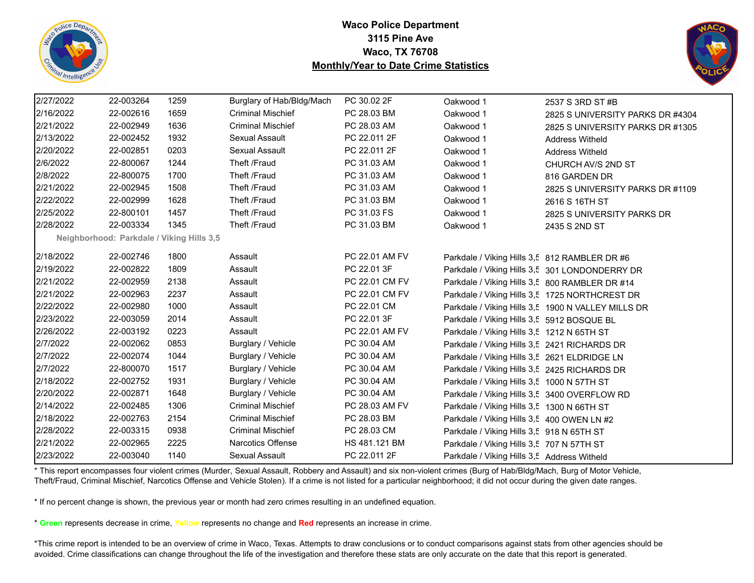**Waco Police Department**
**3115 Pine Ave**
**Waco, TX 76708**
**Monthly/Year to Date Crime Statistics**

| Date | Case # | Time | Offense | Statute | Neighborhood | Address |
|---|---|---|---|---|---|---|
| 2/27/2022 | 22-003264 | 1259 | Burglary of Hab/Bldg/Mach | PC 30.02 2F | Oakwood 1 | 2537 S 3RD ST #B |
| 2/16/2022 | 22-002616 | 1659 | Criminal Mischief | PC 28.03 BM | Oakwood 1 | 2825 S UNIVERSITY PARKS DR #4304 |
| 2/21/2022 | 22-002949 | 1636 | Criminal Mischief | PC 28.03 AM | Oakwood 1 | 2825 S UNIVERSITY PARKS DR #1305 |
| 2/13/2022 | 22-002452 | 1932 | Sexual Assault | PC 22.011 2F | Oakwood 1 | Address Witheld |
| 2/20/2022 | 22-002851 | 0203 | Sexual Assault | PC 22.011 2F | Oakwood 1 | Address Witheld |
| 2/6/2022 | 22-800067 | 1244 | Theft /Fraud | PC 31.03 AM | Oakwood 1 | CHURCH AV/S 2ND ST |
| 2/8/2022 | 22-800075 | 1700 | Theft /Fraud | PC 31.03 AM | Oakwood 1 | 816 GARDEN DR |
| 2/21/2022 | 22-002945 | 1508 | Theft /Fraud | PC 31.03 AM | Oakwood 1 | 2825 S UNIVERSITY PARKS DR #1109 |
| 2/22/2022 | 22-002999 | 1628 | Theft /Fraud | PC 31.03 BM | Oakwood 1 | 2616 S 16TH ST |
| 2/25/2022 | 22-800101 | 1457 | Theft /Fraud | PC 31.03 FS | Oakwood 1 | 2825 S UNIVERSITY PARKS DR |
| 2/28/2022 | 22-003334 | 1345 | Theft /Fraud | PC 31.03 BM | Oakwood 1 | 2435 S 2ND ST |
| **Neighborhood: Parkdale / Viking Hills 3,5** | | | | | | |
| 2/18/2022 | 22-002746 | 1800 | Assault | PC 22.01 AM FV | Parkdale / Viking Hills 3,5 | 812 RAMBLER DR #6 |
| 2/19/2022 | 22-002822 | 1809 | Assault | PC 22.01 3F | Parkdale / Viking Hills 3,5 | 301 LONDONDERRY DR |
| 2/21/2022 | 22-002959 | 2138 | Assault | PC 22.01 CM FV | Parkdale / Viking Hills 3,5 | 800 RAMBLER DR #14 |
| 2/21/2022 | 22-002963 | 2237 | Assault | PC 22.01 CM FV | Parkdale / Viking Hills 3,5 | 1725 NORTHCREST DR |
| 2/22/2022 | 22-002980 | 1000 | Assault | PC 22.01 CM | Parkdale / Viking Hills 3,5 | 1900 N VALLEY MILLS DR |
| 2/23/2022 | 22-003059 | 2014 | Assault | PC 22.01 3F | Parkdale / Viking Hills 3,5 | 5912 BOSQUE BL |
| 2/26/2022 | 22-003192 | 0223 | Assault | PC 22.01 AM FV | Parkdale / Viking Hills 3,5 | 1212 N 65TH ST |
| 2/7/2022 | 22-002062 | 0853 | Burglary / Vehicle | PC 30.04 AM | Parkdale / Viking Hills 3,5 | 2421 RICHARDS DR |
| 2/7/2022 | 22-002074 | 1044 | Burglary / Vehicle | PC 30.04 AM | Parkdale / Viking Hills 3,5 | 2621 ELDRIDGE LN |
| 2/7/2022 | 22-800070 | 1517 | Burglary / Vehicle | PC 30.04 AM | Parkdale / Viking Hills 3,5 | 2425 RICHARDS DR |
| 2/18/2022 | 22-002752 | 1931 | Burglary / Vehicle | PC 30.04 AM | Parkdale / Viking Hills 3,5 | 1000 N 57TH ST |
| 2/20/2022 | 22-002871 | 1648 | Burglary / Vehicle | PC 30.04 AM | Parkdale / Viking Hills 3,5 | 3400 OVERFLOW RD |
| 2/14/2022 | 22-002485 | 1306 | Criminal Mischief | PC 28.03 AM FV | Parkdale / Viking Hills 3,5 | 1300 N 66TH ST |
| 2/18/2022 | 22-002763 | 2154 | Criminal Mischief | PC 28.03 BM | Parkdale / Viking Hills 3,5 | 400 OWEN LN #2 |
| 2/28/2022 | 22-003315 | 0938 | Criminal Mischief | PC 28.03 CM | Parkdale / Viking Hills 3,5 | 918 N 65TH ST |
| 2/21/2022 | 22-002965 | 2225 | Narcotics Offense | HS 481.121 BM | Parkdale / Viking Hills 3,5 | 707 N 57TH ST |
| 2/23/2022 | 22-003040 | 1140 | Sexual Assault | PC 22.011 2F | Parkdale / Viking Hills 3,5 | Address Witheld |

* This report encompasses four violent crimes (Murder, Sexual Assault, Robbery and Assault) and six non-violent crimes (Burg of Hab/Bldg/Mach, Burg of Motor Vehicle, Theft/Fraud, Criminal Mischief, Narcotics Offense and Vehicle Stolen). If a crime is not listed for a particular neighborhood; it did not occur during the given date ranges.

* If no percent change is shown, the previous year or month had zero crimes resulting in an undefined equation.

* **Green** represents decrease in crime, **Yellow** represents no change and **Red** represents an increase in crime.

*This crime report is intended to be an overview of crime in Waco, Texas. Attempts to draw conclusions or to conduct comparisons against stats from other agencies should be avoided. Crime classifications can change throughout the life of the investigation and therefore these stats are only accurate on the date that this report is generated.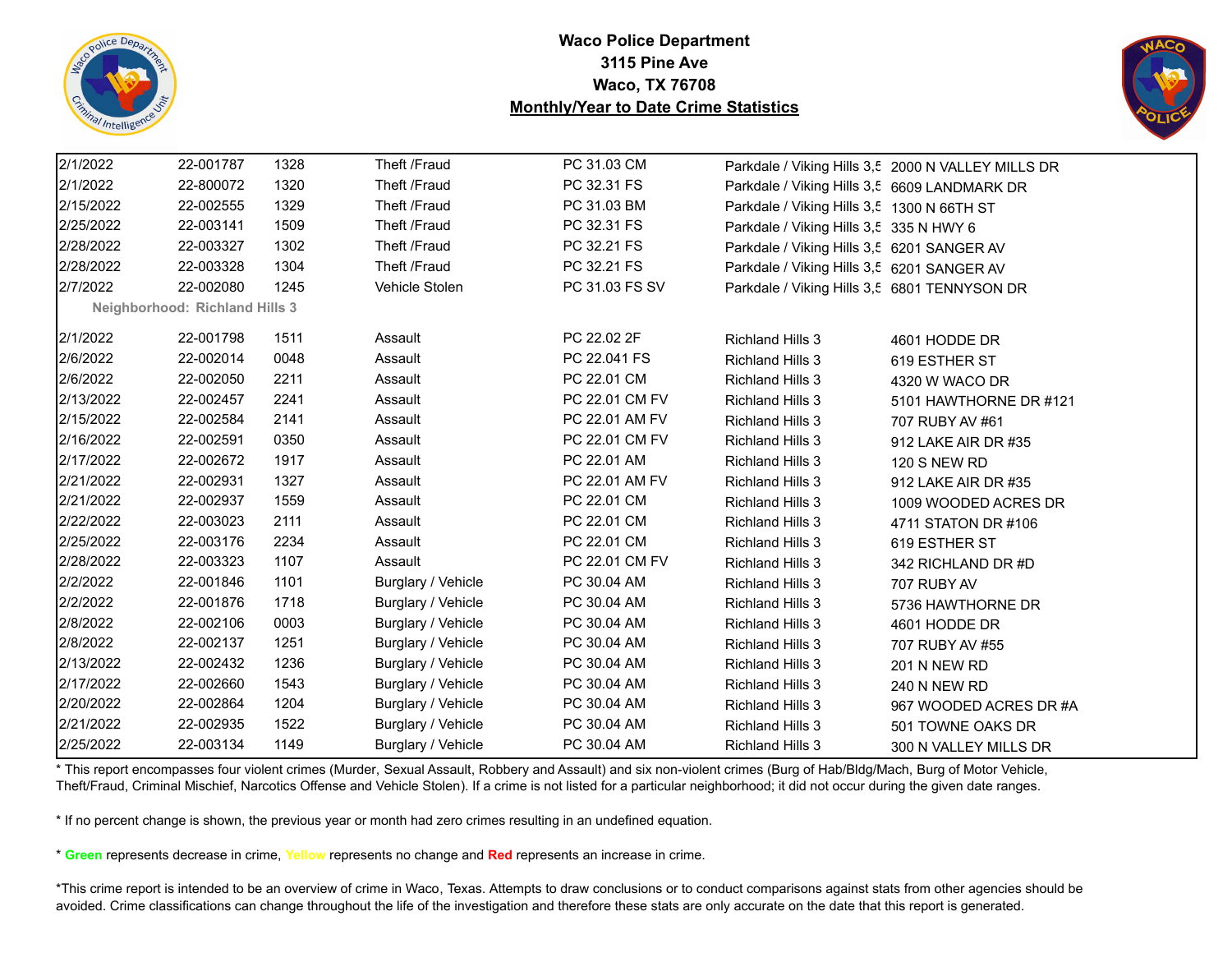# Waco Police Department
## 3115 Pine Ave
## Waco, TX 76708
## Monthly/Year to Date Crime Statistics

| Date | Case | Time | Offense | Code | Neighborhood | Address |
|---|---|---|---|---|---|---|
| 2/1/2022 | 22-001787 | 1328 | Theft /Fraud | PC 31.03 CM | Parkdale / Viking Hills 3,5 | 2000 N VALLEY MILLS DR |
| 2/1/2022 | 22-800072 | 1320 | Theft /Fraud | PC 32.31 FS | Parkdale / Viking Hills 3,5 | 6609 LANDMARK DR |
| 2/15/2022 | 22-002555 | 1329 | Theft /Fraud | PC 31.03 BM | Parkdale / Viking Hills 3,5 | 1300 N 66TH ST |
| 2/25/2022 | 22-003141 | 1509 | Theft /Fraud | PC 32.31 FS | Parkdale / Viking Hills 3,5 | 335 N HWY 6 |
| 2/28/2022 | 22-003327 | 1302 | Theft /Fraud | PC 32.21 FS | Parkdale / Viking Hills 3,5 | 6201 SANGER AV |
| 2/28/2022 | 22-003328 | 1304 | Theft /Fraud | PC 32.21 FS | Parkdale / Viking Hills 3,5 | 6201 SANGER AV |
| 2/7/2022 | 22-002080 | 1245 | Vehicle Stolen | PC 31.03 FS SV | Parkdale / Viking Hills 3,5 | 6801 TENNYSON DR |
| **Neighborhood: Richland Hills 3** | | | | | | |
| 2/1/2022 | 22-001798 | 1511 | Assault | PC 22.02 2F | Richland Hills 3 | 4601 HODDE DR |
| 2/6/2022 | 22-002014 | 0048 | Assault | PC 22.041 FS | Richland Hills 3 | 619 ESTHER ST |
| 2/6/2022 | 22-002050 | 2211 | Assault | PC 22.01 CM | Richland Hills 3 | 4320 W WACO DR |
| 2/13/2022 | 22-002457 | 2241 | Assault | PC 22.01 CM FV | Richland Hills 3 | 5101 HAWTHORNE DR #121 |
| 2/15/2022 | 22-002584 | 2141 | Assault | PC 22.01 AM FV | Richland Hills 3 | 707 RUBY AV #61 |
| 2/16/2022 | 22-002591 | 0350 | Assault | PC 22.01 CM FV | Richland Hills 3 | 912 LAKE AIR DR #35 |
| 2/17/2022 | 22-002672 | 1917 | Assault | PC 22.01 AM | Richland Hills 3 | 120 S NEW RD |
| 2/21/2022 | 22-002931 | 1327 | Assault | PC 22.01 AM FV | Richland Hills 3 | 912 LAKE AIR DR #35 |
| 2/21/2022 | 22-002937 | 1559 | Assault | PC 22.01 CM | Richland Hills 3 | 1009 WOODED ACRES DR |
| 2/22/2022 | 22-003023 | 2111 | Assault | PC 22.01 CM | Richland Hills 3 | 4711 STATON DR #106 |
| 2/25/2022 | 22-003176 | 2234 | Assault | PC 22.01 CM | Richland Hills 3 | 619 ESTHER ST |
| 2/28/2022 | 22-003323 | 1107 | Assault | PC 22.01 CM FV | Richland Hills 3 | 342 RICHLAND DR #D |
| 2/2/2022 | 22-001846 | 1101 | Burglary / Vehicle | PC 30.04 AM | Richland Hills 3 | 707 RUBY AV |
| 2/2/2022 | 22-001876 | 1718 | Burglary / Vehicle | PC 30.04 AM | Richland Hills 3 | 5736 HAWTHORNE DR |
| 2/8/2022 | 22-002106 | 0003 | Burglary / Vehicle | PC 30.04 AM | Richland Hills 3 | 4601 HODDE DR |
| 2/8/2022 | 22-002137 | 1251 | Burglary / Vehicle | PC 30.04 AM | Richland Hills 3 | 707 RUBY AV #55 |
| 2/13/2022 | 22-002432 | 1236 | Burglary / Vehicle | PC 30.04 AM | Richland Hills 3 | 201 N NEW RD |
| 2/17/2022 | 22-002660 | 1543 | Burglary / Vehicle | PC 30.04 AM | Richland Hills 3 | 240 N NEW RD |
| 2/20/2022 | 22-002864 | 1204 | Burglary / Vehicle | PC 30.04 AM | Richland Hills 3 | 967 WOODED ACRES DR #A |
| 2/21/2022 | 22-002935 | 1522 | Burglary / Vehicle | PC 30.04 AM | Richland Hills 3 | 501 TOWNE OAKS DR |
| 2/25/2022 | 22-003134 | 1149 | Burglary / Vehicle | PC 30.04 AM | Richland Hills 3 | 300 N VALLEY MILLS DR |

* This report encompasses four violent crimes (Murder, Sexual Assault, Robbery and Assault) and six non-violent crimes (Burg of Hab/Bldg/Mach, Burg of Motor Vehicle, Theft/Fraud, Criminal Mischief, Narcotics Offense and Vehicle Stolen). If a crime is not listed for a particular neighborhood; it did not occur during the given date ranges.

* If no percent change is shown, the previous year or month had zero crimes resulting in an undefined equation.

* **Green** represents decrease in crime, **Yellow** represents no change and **Red** represents an increase in crime.

*This crime report is intended to be an overview of crime in Waco, Texas. Attempts to draw conclusions or to conduct comparisons against stats from other agencies should be avoided. Crime classifications can change throughout the life of the investigation and therefore these stats are only accurate on the date that this report is generated.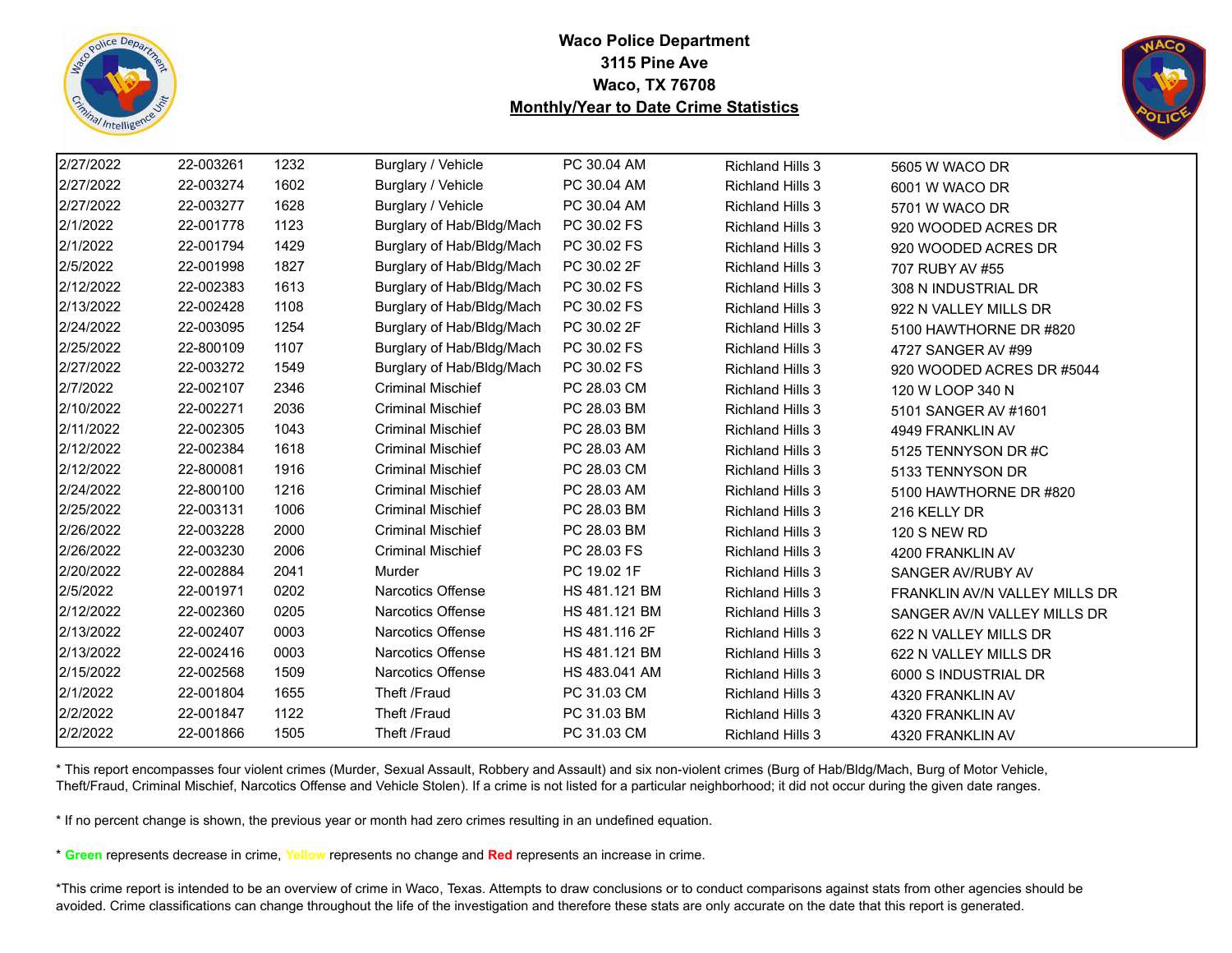**Waco Police Department**
**3115 Pine Ave**
**Waco, TX 76708**
**Monthly/Year to Date Crime Statistics**

| | | | | | | |
|---|---|---|---|---|---|---|
| 2/27/2022 | 22-003261 | 1232 | Burglary / Vehicle | PC 30.04 AM | Richland Hills 3 | 5605 W WACO DR |
| 2/27/2022 | 22-003274 | 1602 | Burglary / Vehicle | PC 30.04 AM | Richland Hills 3 | 6001 W WACO DR |
| 2/27/2022 | 22-003277 | 1628 | Burglary / Vehicle | PC 30.04 AM | Richland Hills 3 | 5701 W WACO DR |
| 2/1/2022 | 22-001778 | 1123 | Burglary of Hab/Bldg/Mach | PC 30.02 FS | Richland Hills 3 | 920 WOODED ACRES DR |
| 2/1/2022 | 22-001794 | 1429 | Burglary of Hab/Bldg/Mach | PC 30.02 FS | Richland Hills 3 | 920 WOODED ACRES DR |
| 2/5/2022 | 22-001998 | 1827 | Burglary of Hab/Bldg/Mach | PC 30.02 2F | Richland Hills 3 | 707 RUBY AV #55 |
| 2/12/2022 | 22-002383 | 1613 | Burglary of Hab/Bldg/Mach | PC 30.02 FS | Richland Hills 3 | 308 N INDUSTRIAL DR |
| 2/13/2022 | 22-002428 | 1108 | Burglary of Hab/Bldg/Mach | PC 30.02 FS | Richland Hills 3 | 922 N VALLEY MILLS DR |
| 2/24/2022 | 22-003095 | 1254 | Burglary of Hab/Bldg/Mach | PC 30.02 2F | Richland Hills 3 | 5100 HAWTHORNE DR #820 |
| 2/25/2022 | 22-800109 | 1107 | Burglary of Hab/Bldg/Mach | PC 30.02 FS | Richland Hills 3 | 4727 SANGER AV #99 |
| 2/27/2022 | 22-003272 | 1549 | Burglary of Hab/Bldg/Mach | PC 30.02 FS | Richland Hills 3 | 920 WOODED ACRES DR #5044 |
| 2/7/2022 | 22-002107 | 2346 | Criminal Mischief | PC 28.03 CM | Richland Hills 3 | 120 W LOOP 340 N |
| 2/10/2022 | 22-002271 | 2036 | Criminal Mischief | PC 28.03 BM | Richland Hills 3 | 5101 SANGER AV #1601 |
| 2/11/2022 | 22-002305 | 1043 | Criminal Mischief | PC 28.03 BM | Richland Hills 3 | 4949 FRANKLIN AV |
| 2/12/2022 | 22-002384 | 1618 | Criminal Mischief | PC 28.03 AM | Richland Hills 3 | 5125 TENNYSON DR #C |
| 2/12/2022 | 22-800081 | 1916 | Criminal Mischief | PC 28.03 CM | Richland Hills 3 | 5133 TENNYSON DR |
| 2/24/2022 | 22-800100 | 1216 | Criminal Mischief | PC 28.03 AM | Richland Hills 3 | 5100 HAWTHORNE DR #820 |
| 2/25/2022 | 22-003131 | 1006 | Criminal Mischief | PC 28.03 BM | Richland Hills 3 | 216 KELLY DR |
| 2/26/2022 | 22-003228 | 2000 | Criminal Mischief | PC 28.03 BM | Richland Hills 3 | 120 S NEW RD |
| 2/26/2022 | 22-003230 | 2006 | Criminal Mischief | PC 28.03 FS | Richland Hills 3 | 4200 FRANKLIN AV |
| 2/20/2022 | 22-002884 | 2041 | Murder | PC 19.02 1F | Richland Hills 3 | SANGER AV/RUBY AV |
| 2/5/2022 | 22-001971 | 0202 | Narcotics Offense | HS 481.121 BM | Richland Hills 3 | FRANKLIN AV/N VALLEY MILLS DR |
| 2/12/2022 | 22-002360 | 0205 | Narcotics Offense | HS 481.121 BM | Richland Hills 3 | SANGER AV/N VALLEY MILLS DR |
| 2/13/2022 | 22-002407 | 0003 | Narcotics Offense | HS 481.116 2F | Richland Hills 3 | 622 N VALLEY MILLS DR |
| 2/13/2022 | 22-002416 | 0003 | Narcotics Offense | HS 481.121 BM | Richland Hills 3 | 622 N VALLEY MILLS DR |
| 2/15/2022 | 22-002568 | 1509 | Narcotics Offense | HS 483.041 AM | Richland Hills 3 | 6000 S INDUSTRIAL DR |
| 2/1/2022 | 22-001804 | 1655 | Theft /Fraud | PC 31.03 CM | Richland Hills 3 | 4320 FRANKLIN AV |
| 2/2/2022 | 22-001847 | 1122 | Theft /Fraud | PC 31.03 BM | Richland Hills 3 | 4320 FRANKLIN AV |
| 2/2/2022 | 22-001866 | 1505 | Theft /Fraud | PC 31.03 CM | Richland Hills 3 | 4320 FRANKLIN AV |

* This report encompasses four violent crimes (Murder, Sexual Assault, Robbery and Assault) and six non-violent crimes (Burg of Hab/Bldg/Mach, Burg of Motor Vehicle, Theft/Fraud, Criminal Mischief, Narcotics Offense and Vehicle Stolen). If a crime is not listed for a particular neighborhood; it did not occur during the given date ranges.

* If no percent change is shown, the previous year or month had zero crimes resulting in an undefined equation.

* **Green** represents decrease in crime, **Yellow** represents no change and **Red** represents an increase in crime.

*This crime report is intended to be an overview of crime in Waco, Texas. Attempts to draw conclusions or to conduct comparisons against stats from other agencies should be avoided. Crime classifications can change throughout the life of the investigation and therefore these stats are only accurate on the date that this report is generated.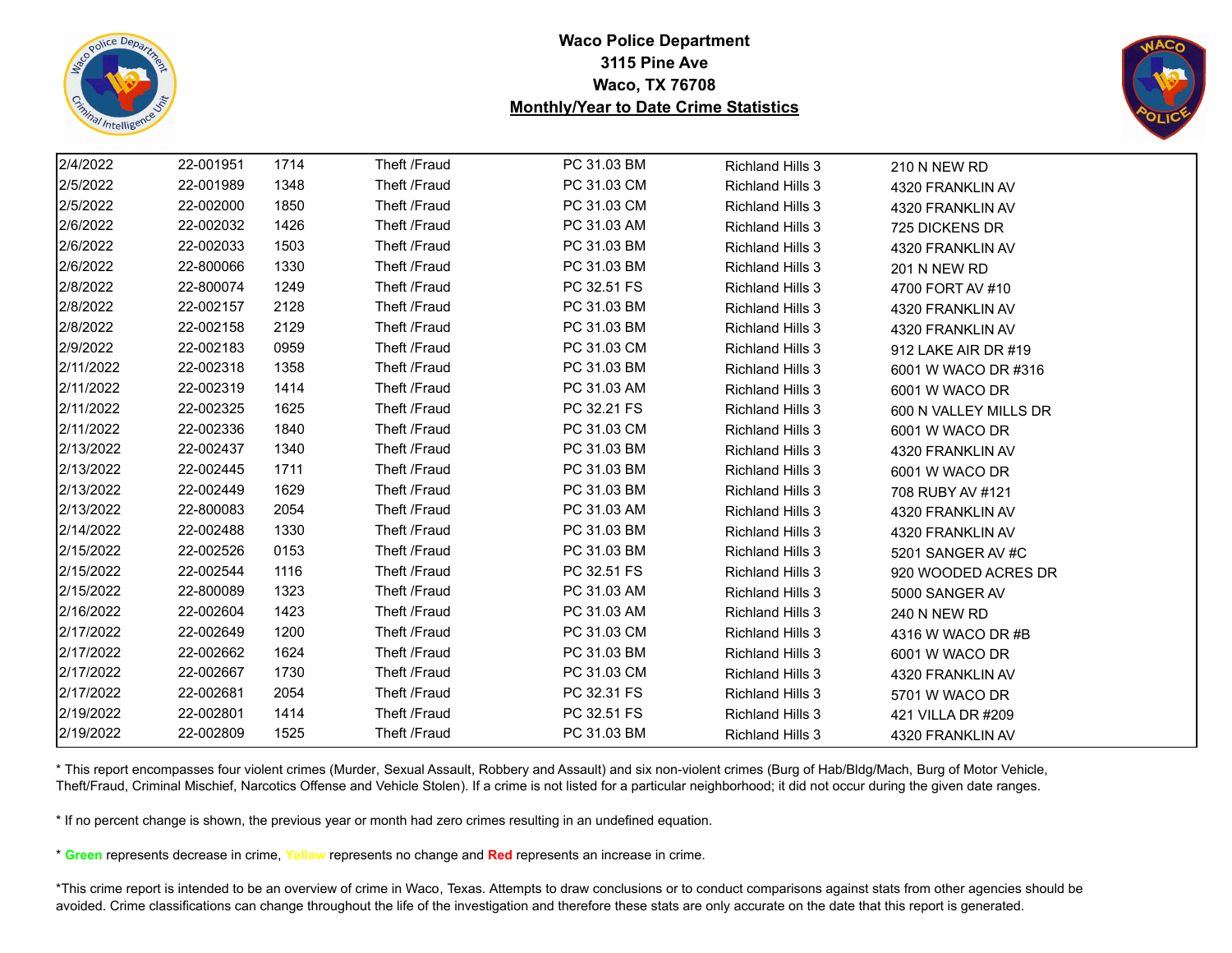**Waco Police Department**
**3115 Pine Ave**
**Waco, TX 76708**
**Monthly/Year to Date Crime Statistics**

| | | | | | | |
|---|---|---|---|---|---|---|
| 2/4/2022 | 22-001951 | 1714 | Theft /Fraud | PC 31.03 BM | Richland Hills 3 | 210 N NEW RD |
| 2/5/2022 | 22-001989 | 1348 | Theft /Fraud | PC 31.03 CM | Richland Hills 3 | 4320 FRANKLIN AV |
| 2/5/2022 | 22-002000 | 1850 | Theft /Fraud | PC 31.03 CM | Richland Hills 3 | 4320 FRANKLIN AV |
| 2/6/2022 | 22-002032 | 1426 | Theft /Fraud | PC 31.03 AM | Richland Hills 3 | 725 DICKENS DR |
| 2/6/2022 | 22-002033 | 1503 | Theft /Fraud | PC 31.03 BM | Richland Hills 3 | 4320 FRANKLIN AV |
| 2/6/2022 | 22-800066 | 1330 | Theft /Fraud | PC 31.03 BM | Richland Hills 3 | 201 N NEW RD |
| 2/8/2022 | 22-800074 | 1249 | Theft /Fraud | PC 32.51 FS | Richland Hills 3 | 4700 FORT AV #10 |
| 2/8/2022 | 22-002157 | 2128 | Theft /Fraud | PC 31.03 BM | Richland Hills 3 | 4320 FRANKLIN AV |
| 2/8/2022 | 22-002158 | 2129 | Theft /Fraud | PC 31.03 BM | Richland Hills 3 | 4320 FRANKLIN AV |
| 2/9/2022 | 22-002183 | 0959 | Theft /Fraud | PC 31.03 CM | Richland Hills 3 | 912 LAKE AIR DR #19 |
| 2/11/2022 | 22-002318 | 1358 | Theft /Fraud | PC 31.03 BM | Richland Hills 3 | 6001 W WACO DR #316 |
| 2/11/2022 | 22-002319 | 1414 | Theft /Fraud | PC 31.03 AM | Richland Hills 3 | 6001 W WACO DR |
| 2/11/2022 | 22-002325 | 1625 | Theft /Fraud | PC 32.21 FS | Richland Hills 3 | 600 N VALLEY MILLS DR |
| 2/11/2022 | 22-002336 | 1840 | Theft /Fraud | PC 31.03 CM | Richland Hills 3 | 6001 W WACO DR |
| 2/13/2022 | 22-002437 | 1340 | Theft /Fraud | PC 31.03 BM | Richland Hills 3 | 4320 FRANKLIN AV |
| 2/13/2022 | 22-002445 | 1711 | Theft /Fraud | PC 31.03 BM | Richland Hills 3 | 6001 W WACO DR |
| 2/13/2022 | 22-002449 | 1629 | Theft /Fraud | PC 31.03 BM | Richland Hills 3 | 708 RUBY AV #121 |
| 2/13/2022 | 22-800083 | 2054 | Theft /Fraud | PC 31.03 AM | Richland Hills 3 | 4320 FRANKLIN AV |
| 2/14/2022 | 22-002488 | 1330 | Theft /Fraud | PC 31.03 BM | Richland Hills 3 | 4320 FRANKLIN AV |
| 2/15/2022 | 22-002526 | 0153 | Theft /Fraud | PC 31.03 BM | Richland Hills 3 | 5201 SANGER AV #C |
| 2/15/2022 | 22-002544 | 1116 | Theft /Fraud | PC 32.51 FS | Richland Hills 3 | 920 WOODED ACRES DR |
| 2/15/2022 | 22-800089 | 1323 | Theft /Fraud | PC 31.03 AM | Richland Hills 3 | 5000 SANGER AV |
| 2/16/2022 | 22-002604 | 1423 | Theft /Fraud | PC 31.03 AM | Richland Hills 3 | 240 N NEW RD |
| 2/17/2022 | 22-002649 | 1200 | Theft /Fraud | PC 31.03 CM | Richland Hills 3 | 4316 W WACO DR #B |
| 2/17/2022 | 22-002662 | 1624 | Theft /Fraud | PC 31.03 BM | Richland Hills 3 | 6001 W WACO DR |
| 2/17/2022 | 22-002667 | 1730 | Theft /Fraud | PC 31.03 CM | Richland Hills 3 | 4320 FRANKLIN AV |
| 2/17/2022 | 22-002681 | 2054 | Theft /Fraud | PC 32.31 FS | Richland Hills 3 | 5701 W WACO DR |
| 2/19/2022 | 22-002801 | 1414 | Theft /Fraud | PC 32.51 FS | Richland Hills 3 | 421 VILLA DR #209 |
| 2/19/2022 | 22-002809 | 1525 | Theft /Fraud | PC 31.03 BM | Richland Hills 3 | 4320 FRANKLIN AV |

* This report encompasses four violent crimes (Murder, Sexual Assault, Robbery and Assault) and six non-violent crimes (Burg of Hab/Bldg/Mach, Burg of Motor Vehicle, Theft/Fraud, Criminal Mischief, Narcotics Offense and Vehicle Stolen). If a crime is not listed for a particular neighborhood; it did not occur during the given date ranges.

* If no percent change is shown, the previous year or month had zero crimes resulting in an undefined equation.

* **Green** represents decrease in crime, **Yellow** represents no change and **Red** represents an increase in crime.

*This crime report is intended to be an overview of crime in Waco, Texas. Attempts to draw conclusions or to conduct comparisons against stats from other agencies should be avoided. Crime classifications can change throughout the life of the investigation and therefore these stats are only accurate on the date that this report is generated.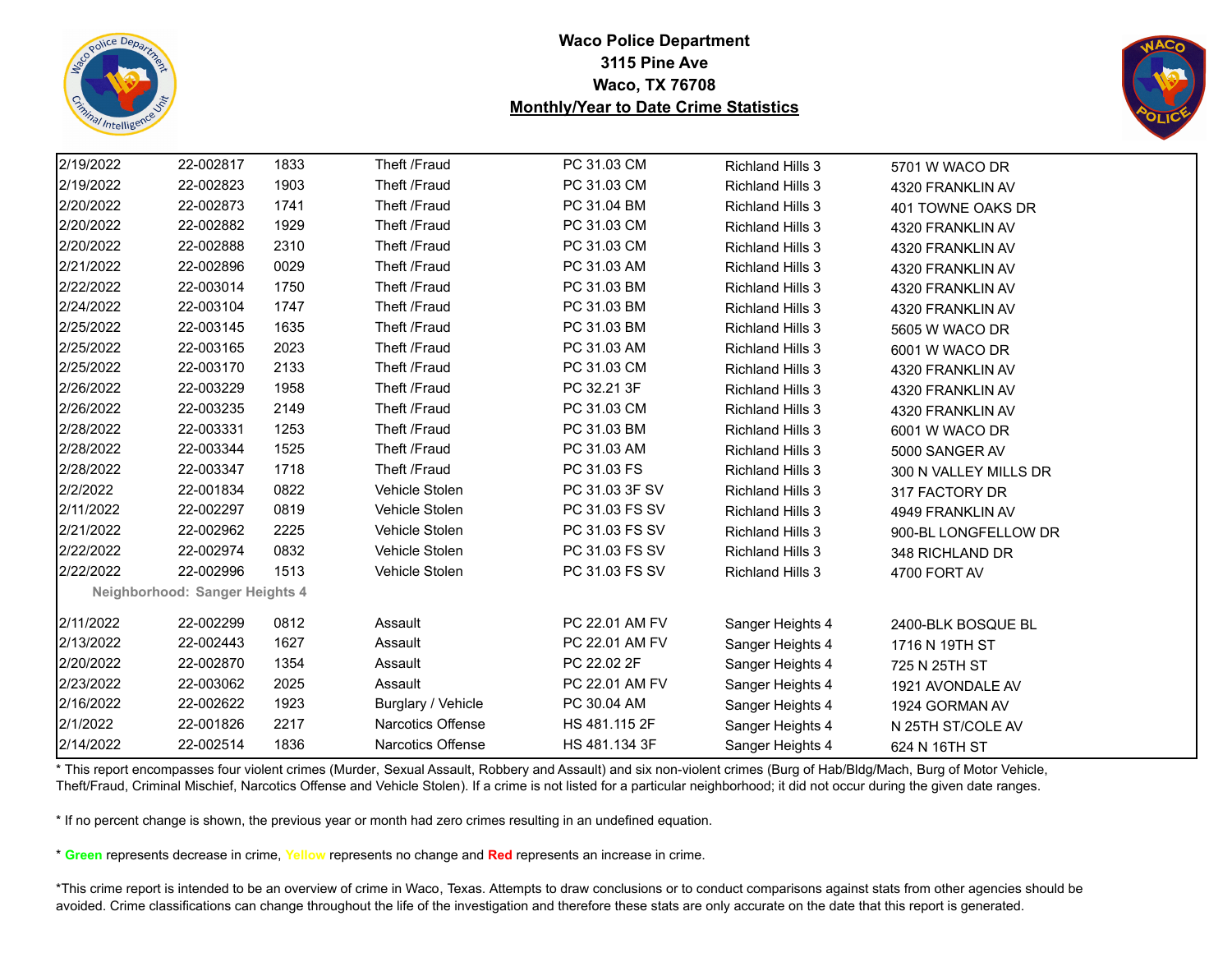# Waco Police Department
## 3115 Pine Ave
## Waco, TX 76708
## Monthly/Year to Date Crime Statistics

| | | | | | | |
|---|---|---|---|---|---|---|
| 2/19/2022 | 22-002817 | 1833 | Theft /Fraud | PC 31.03 CM | Richland Hills 3 | 5701 W WACO DR |
| 2/19/2022 | 22-002823 | 1903 | Theft /Fraud | PC 31.03 CM | Richland Hills 3 | 4320 FRANKLIN AV |
| 2/20/2022 | 22-002873 | 1741 | Theft /Fraud | PC 31.04 BM | Richland Hills 3 | 401 TOWNE OAKS DR |
| 2/20/2022 | 22-002882 | 1929 | Theft /Fraud | PC 31.03 CM | Richland Hills 3 | 4320 FRANKLIN AV |
| 2/20/2022 | 22-002888 | 2310 | Theft /Fraud | PC 31.03 CM | Richland Hills 3 | 4320 FRANKLIN AV |
| 2/21/2022 | 22-002896 | 0029 | Theft /Fraud | PC 31.03 AM | Richland Hills 3 | 4320 FRANKLIN AV |
| 2/22/2022 | 22-003014 | 1750 | Theft /Fraud | PC 31.03 BM | Richland Hills 3 | 4320 FRANKLIN AV |
| 2/24/2022 | 22-003104 | 1747 | Theft /Fraud | PC 31.03 BM | Richland Hills 3 | 4320 FRANKLIN AV |
| 2/25/2022 | 22-003145 | 1635 | Theft /Fraud | PC 31.03 BM | Richland Hills 3 | 5605 W WACO DR |
| 2/25/2022 | 22-003165 | 2023 | Theft /Fraud | PC 31.03 AM | Richland Hills 3 | 6001 W WACO DR |
| 2/25/2022 | 22-003170 | 2133 | Theft /Fraud | PC 31.03 CM | Richland Hills 3 | 4320 FRANKLIN AV |
| 2/26/2022 | 22-003229 | 1958 | Theft /Fraud | PC 32.21 3F | Richland Hills 3 | 4320 FRANKLIN AV |
| 2/26/2022 | 22-003235 | 2149 | Theft /Fraud | PC 31.03 CM | Richland Hills 3 | 4320 FRANKLIN AV |
| 2/28/2022 | 22-003331 | 1253 | Theft /Fraud | PC 31.03 BM | Richland Hills 3 | 6001 W WACO DR |
| 2/28/2022 | 22-003344 | 1525 | Theft /Fraud | PC 31.03 AM | Richland Hills 3 | 5000 SANGER AV |
| 2/28/2022 | 22-003347 | 1718 | Theft /Fraud | PC 31.03 FS | Richland Hills 3 | 300 N VALLEY MILLS DR |
| 2/2/2022 | 22-001834 | 0822 | Vehicle Stolen | PC 31.03 3F SV | Richland Hills 3 | 317 FACTORY DR |
| 2/11/2022 | 22-002297 | 0819 | Vehicle Stolen | PC 31.03 FS SV | Richland Hills 3 | 4949 FRANKLIN AV |
| 2/21/2022 | 22-002962 | 2225 | Vehicle Stolen | PC 31.03 FS SV | Richland Hills 3 | 900-BL LONGFELLOW DR |
| 2/22/2022 | 22-002974 | 0832 | Vehicle Stolen | PC 31.03 FS SV | Richland Hills 3 | 348 RICHLAND DR |
| 2/22/2022 | 22-002996 | 1513 | Vehicle Stolen | PC 31.03 FS SV | Richland Hills 3 | 4700 FORT AV |
| **Neighborhood: Sanger Heights 4** | | | | | | |
| 2/11/2022 | 22-002299 | 0812 | Assault | PC 22.01 AM FV | Sanger Heights 4 | 2400-BLK BOSQUE BL |
| 2/13/2022 | 22-002443 | 1627 | Assault | PC 22.01 AM FV | Sanger Heights 4 | 1716 N 19TH ST |
| 2/20/2022 | 22-002870 | 1354 | Assault | PC 22.02 2F | Sanger Heights 4 | 725 N 25TH ST |
| 2/23/2022 | 22-003062 | 2025 | Assault | PC 22.01 AM FV | Sanger Heights 4 | 1921 AVONDALE AV |
| 2/16/2022 | 22-002622 | 1923 | Burglary / Vehicle | PC 30.04 AM | Sanger Heights 4 | 1924 GORMAN AV |
| 2/1/2022 | 22-001826 | 2217 | Narcotics Offense | HS 481.115 2F | Sanger Heights 4 | N 25TH ST/COLE AV |
| 2/14/2022 | 22-002514 | 1836 | Narcotics Offense | HS 481.134 3F | Sanger Heights 4 | 624 N 16TH ST |

* This report encompasses four violent crimes (Murder, Sexual Assault, Robbery and Assault) and six non-violent crimes (Burg of Hab/Bldg/Mach, Burg of Motor Vehicle, Theft/Fraud, Criminal Mischief, Narcotics Offense and Vehicle Stolen). If a crime is not listed for a particular neighborhood; it did not occur during the given date ranges.

* If no percent change is shown, the previous year or month had zero crimes resulting in an undefined equation.

* **Green** represents decrease in crime, **Yellow** represents no change and **Red** represents an increase in crime.

*This crime report is intended to be an overview of crime in Waco, Texas. Attempts to draw conclusions or to conduct comparisons against stats from other agencies should be avoided. Crime classifications can change throughout the life of the investigation and therefore these stats are only accurate on the date that this report is generated.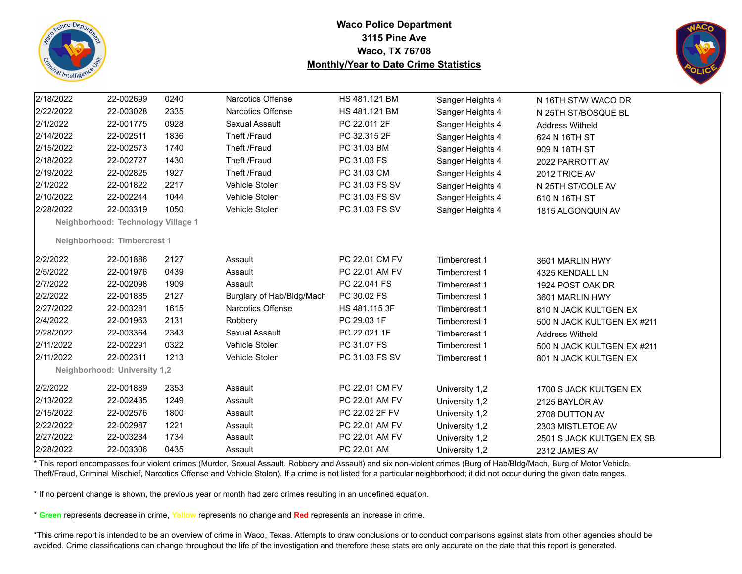# Waco Police Department
**3115 Pine Ave**
**Waco, TX 76708**
**Monthly/Year to Date Crime Statistics**

| Date | Case # | Time | Offense | Statute | Neighborhood | Address |
|---|---|---|---|---|---|---|
| 2/18/2022 | 22-002699 | 0240 | Narcotics Offense | HS 481.121 BM | Sanger Heights 4 | N 16TH ST/W WACO DR |
| 2/22/2022 | 22-003028 | 2335 | Narcotics Offense | HS 481.121 BM | Sanger Heights 4 | N 25TH ST/BOSQUE BL |
| 2/1/2022 | 22-001775 | 0928 | Sexual Assault | PC 22.011 2F | Sanger Heights 4 | Address Witheld |
| 2/14/2022 | 22-002511 | 1836 | Theft /Fraud | PC 32.315 2F | Sanger Heights 4 | 624 N 16TH ST |
| 2/15/2022 | 22-002573 | 1740 | Theft /Fraud | PC 31.03 BM | Sanger Heights 4 | 909 N 18TH ST |
| 2/18/2022 | 22-002727 | 1430 | Theft /Fraud | PC 31.03 FS | Sanger Heights 4 | 2022 PARROTT AV |
| 2/19/2022 | 22-002825 | 1927 | Theft /Fraud | PC 31.03 CM | Sanger Heights 4 | 2012 TRICE AV |
| 2/1/2022 | 22-001822 | 2217 | Vehicle Stolen | PC 31.03 FS SV | Sanger Heights 4 | N 25TH ST/COLE AV |
| 2/10/2022 | 22-002244 | 1044 | Vehicle Stolen | PC 31.03 FS SV | Sanger Heights 4 | 610 N 16TH ST |
| 2/28/2022 | 22-003319 | 1050 | Vehicle Stolen | PC 31.03 FS SV | Sanger Heights 4 | 1815 ALGONQUIN AV |
| **Neighborhood: Technology Village 1** | | | | | | |
| **Neighborhood: Timbercrest 1** | | | | | | |
| 2/2/2022 | 22-001886 | 2127 | Assault | PC 22.01 CM FV | Timbercrest 1 | 3601 MARLIN HWY |
| 2/5/2022 | 22-001976 | 0439 | Assault | PC 22.01 AM FV | Timbercrest 1 | 4325 KENDALL LN |
| 2/7/2022 | 22-002098 | 1909 | Assault | PC 22.041 FS | Timbercrest 1 | 1924 POST OAK DR |
| 2/2/2022 | 22-001885 | 2127 | Burglary of Hab/Bldg/Mach | PC 30.02 FS | Timbercrest 1 | 3601 MARLIN HWY |
| 2/27/2022 | 22-003281 | 1615 | Narcotics Offense | HS 481.115 3F | Timbercrest 1 | 810 N JACK KULTGEN EX |
| 2/4/2022 | 22-001963 | 2131 | Robbery | PC 29.03 1F | Timbercrest 1 | 500 N JACK KULTGEN EX #211 |
| 2/28/2022 | 22-003364 | 2343 | Sexual Assault | PC 22.021 1F | Timbercrest 1 | Address Witheld |
| 2/11/2022 | 22-002291 | 0322 | Vehicle Stolen | PC 31.07 FS | Timbercrest 1 | 500 N JACK KULTGEN EX #211 |
| 2/11/2022 | 22-002311 | 1213 | Vehicle Stolen | PC 31.03 FS SV | Timbercrest 1 | 801 N JACK KULTGEN EX |
| **Neighborhood: University 1,2** | | | | | | |
| 2/2/2022 | 22-001889 | 2353 | Assault | PC 22.01 CM FV | University 1,2 | 1700 S JACK KULTGEN EX |
| 2/13/2022 | 22-002435 | 1249 | Assault | PC 22.01 AM FV | University 1,2 | 2125 BAYLOR AV |
| 2/15/2022 | 22-002576 | 1800 | Assault | PC 22.02 2F FV | University 1,2 | 2708 DUTTON AV |
| 2/22/2022 | 22-002987 | 1221 | Assault | PC 22.01 AM FV | University 1,2 | 2303 MISTLETOE AV |
| 2/27/2022 | 22-003284 | 1734 | Assault | PC 22.01 AM FV | University 1,2 | 2501 S JACK KULTGEN EX SB |
| 2/28/2022 | 22-003306 | 0435 | Assault | PC 22.01 AM | University 1,2 | 2312 JAMES AV |

* This report encompasses four violent crimes (Murder, Sexual Assault, Robbery and Assault) and six non-violent crimes (Burg of Hab/Bldg/Mach, Burg of Motor Vehicle, Theft/Fraud, Criminal Mischief, Narcotics Offense and Vehicle Stolen). If a crime is not listed for a particular neighborhood; it did not occur during the given date ranges.

* If no percent change is shown, the previous year or month had zero crimes resulting in an undefined equation.

* **Green** represents decrease in crime, **Yellow** represents no change and **Red** represents an increase in crime.

*This crime report is intended to be an overview of crime in Waco, Texas. Attempts to draw conclusions or to conduct comparisons against stats from other agencies should be avoided. Crime classifications can change throughout the life of the investigation and therefore these stats are only accurate on the date that this report is generated.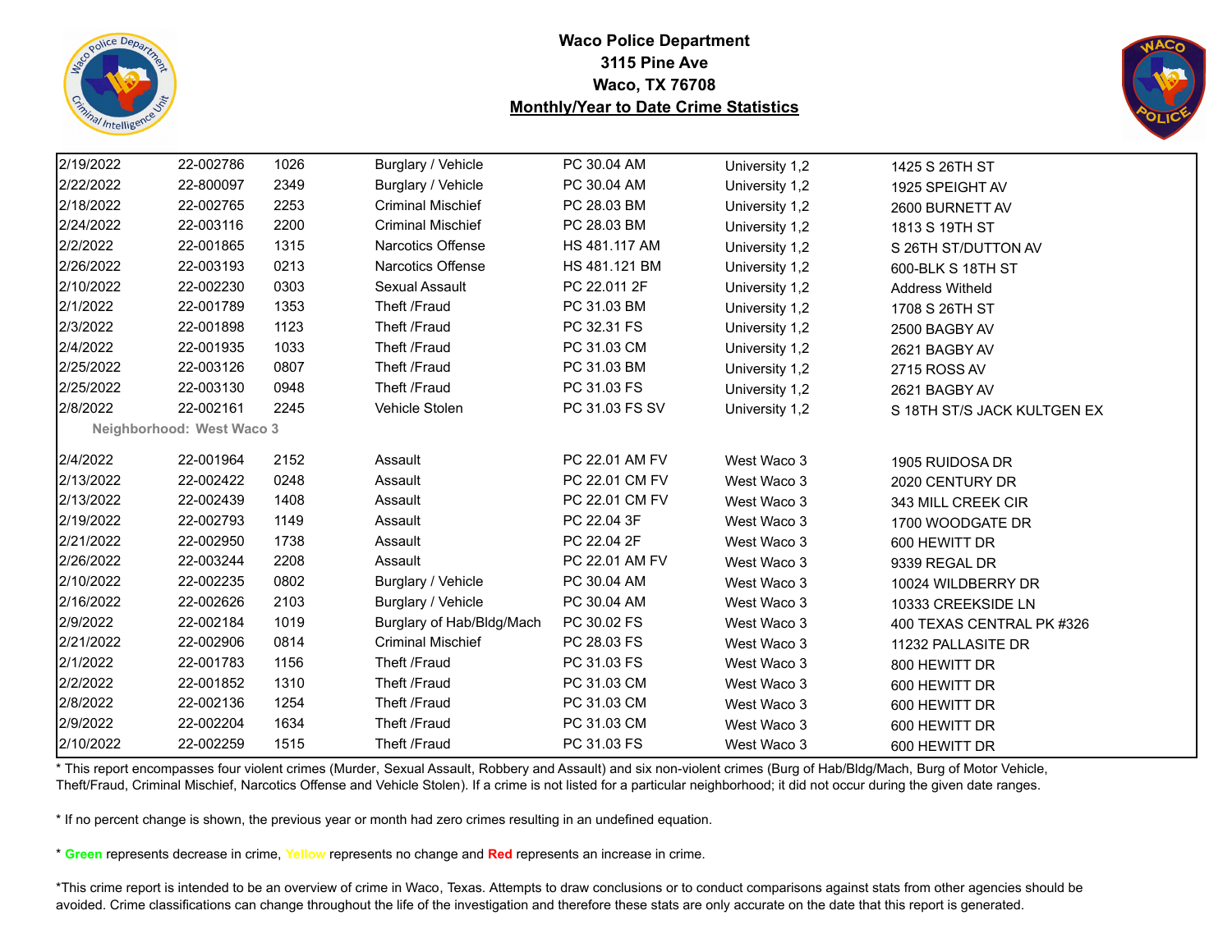# Waco Police Department
## 3115 Pine Ave
## Waco, TX 76708
## Monthly/Year to Date Crime Statistics

| | | | | | | |
|---|---|---|---|---|---|---|
| 2/19/2022 | 22-002786 | 1026 | Burglary / Vehicle | PC 30.04 AM | University 1,2 | 1425 S 26TH ST |
| 2/22/2022 | 22-800097 | 2349 | Burglary / Vehicle | PC 30.04 AM | University 1,2 | 1925 SPEIGHT AV |
| 2/18/2022 | 22-002765 | 2253 | Criminal Mischief | PC 28.03 BM | University 1,2 | 2600 BURNETT AV |
| 2/24/2022 | 22-003116 | 2200 | Criminal Mischief | PC 28.03 BM | University 1,2 | 1813 S 19TH ST |
| 2/2/2022 | 22-001865 | 1315 | Narcotics Offense | HS 481.117 AM | University 1,2 | S 26TH ST/DUTTON AV |
| 2/26/2022 | 22-003193 | 0213 | Narcotics Offense | HS 481.121 BM | University 1,2 | 600-BLK S 18TH ST |
| 2/10/2022 | 22-002230 | 0303 | Sexual Assault | PC 22.011 2F | University 1,2 | Address Witheld |
| 2/1/2022 | 22-001789 | 1353 | Theft /Fraud | PC 31.03 BM | University 1,2 | 1708 S 26TH ST |
| 2/3/2022 | 22-001898 | 1123 | Theft /Fraud | PC 32.31 FS | University 1,2 | 2500 BAGBY AV |
| 2/4/2022 | 22-001935 | 1033 | Theft /Fraud | PC 31.03 CM | University 1,2 | 2621 BAGBY AV |
| 2/25/2022 | 22-003126 | 0807 | Theft /Fraud | PC 31.03 BM | University 1,2 | 2715 ROSS AV |
| 2/25/2022 | 22-003130 | 0948 | Theft /Fraud | PC 31.03 FS | University 1,2 | 2621 BAGBY AV |
| 2/8/2022 | 22-002161 | 2245 | Vehicle Stolen | PC 31.03 FS SV | University 1,2 | S 18TH ST/S JACK KULTGEN EX |
| **Neighborhood: West Waco 3** | | | | | | |
| 2/4/2022 | 22-001964 | 2152 | Assault | PC 22.01 AM FV | West Waco 3 | 1905 RUIDOSA DR |
| 2/13/2022 | 22-002422 | 0248 | Assault | PC 22.01 CM FV | West Waco 3 | 2020 CENTURY DR |
| 2/13/2022 | 22-002439 | 1408 | Assault | PC 22.01 CM FV | West Waco 3 | 343 MILL CREEK CIR |
| 2/19/2022 | 22-002793 | 1149 | Assault | PC 22.04 3F | West Waco 3 | 1700 WOODGATE DR |
| 2/21/2022 | 22-002950 | 1738 | Assault | PC 22.04 2F | West Waco 3 | 600 HEWITT DR |
| 2/26/2022 | 22-003244 | 2208 | Assault | PC 22.01 AM FV | West Waco 3 | 9339 REGAL DR |
| 2/10/2022 | 22-002235 | 0802 | Burglary / Vehicle | PC 30.04 AM | West Waco 3 | 10024 WILDBERRY DR |
| 2/16/2022 | 22-002626 | 2103 | Burglary / Vehicle | PC 30.04 AM | West Waco 3 | 10333 CREEKSIDE LN |
| 2/9/2022 | 22-002184 | 1019 | Burglary of Hab/Bldg/Mach | PC 30.02 FS | West Waco 3 | 400 TEXAS CENTRAL PK #326 |
| 2/21/2022 | 22-002906 | 0814 | Criminal Mischief | PC 28.03 FS | West Waco 3 | 11232 PALLASITE DR |
| 2/1/2022 | 22-001783 | 1156 | Theft /Fraud | PC 31.03 FS | West Waco 3 | 800 HEWITT DR |
| 2/2/2022 | 22-001852 | 1310 | Theft /Fraud | PC 31.03 CM | West Waco 3 | 600 HEWITT DR |
| 2/8/2022 | 22-002136 | 1254 | Theft /Fraud | PC 31.03 CM | West Waco 3 | 600 HEWITT DR |
| 2/9/2022 | 22-002204 | 1634 | Theft /Fraud | PC 31.03 CM | West Waco 3 | 600 HEWITT DR |
| 2/10/2022 | 22-002259 | 1515 | Theft /Fraud | PC 31.03 FS | West Waco 3 | 600 HEWITT DR |

* This report encompasses four violent crimes (Murder, Sexual Assault, Robbery and Assault) and six non-violent crimes (Burg of Hab/Bldg/Mach, Burg of Motor Vehicle, Theft/Fraud, Criminal Mischief, Narcotics Offense and Vehicle Stolen). If a crime is not listed for a particular neighborhood; it did not occur during the given date ranges.

* If no percent change is shown, the previous year or month had zero crimes resulting in an undefined equation.

* **Green** represents decrease in crime, **Yellow** represents no change and **Red** represents an increase in crime.

*This crime report is intended to be an overview of crime in Waco, Texas. Attempts to draw conclusions or to conduct comparisons against stats from other agencies should be avoided. Crime classifications can change throughout the life of the investigation and therefore these stats are only accurate on the date that this report is generated.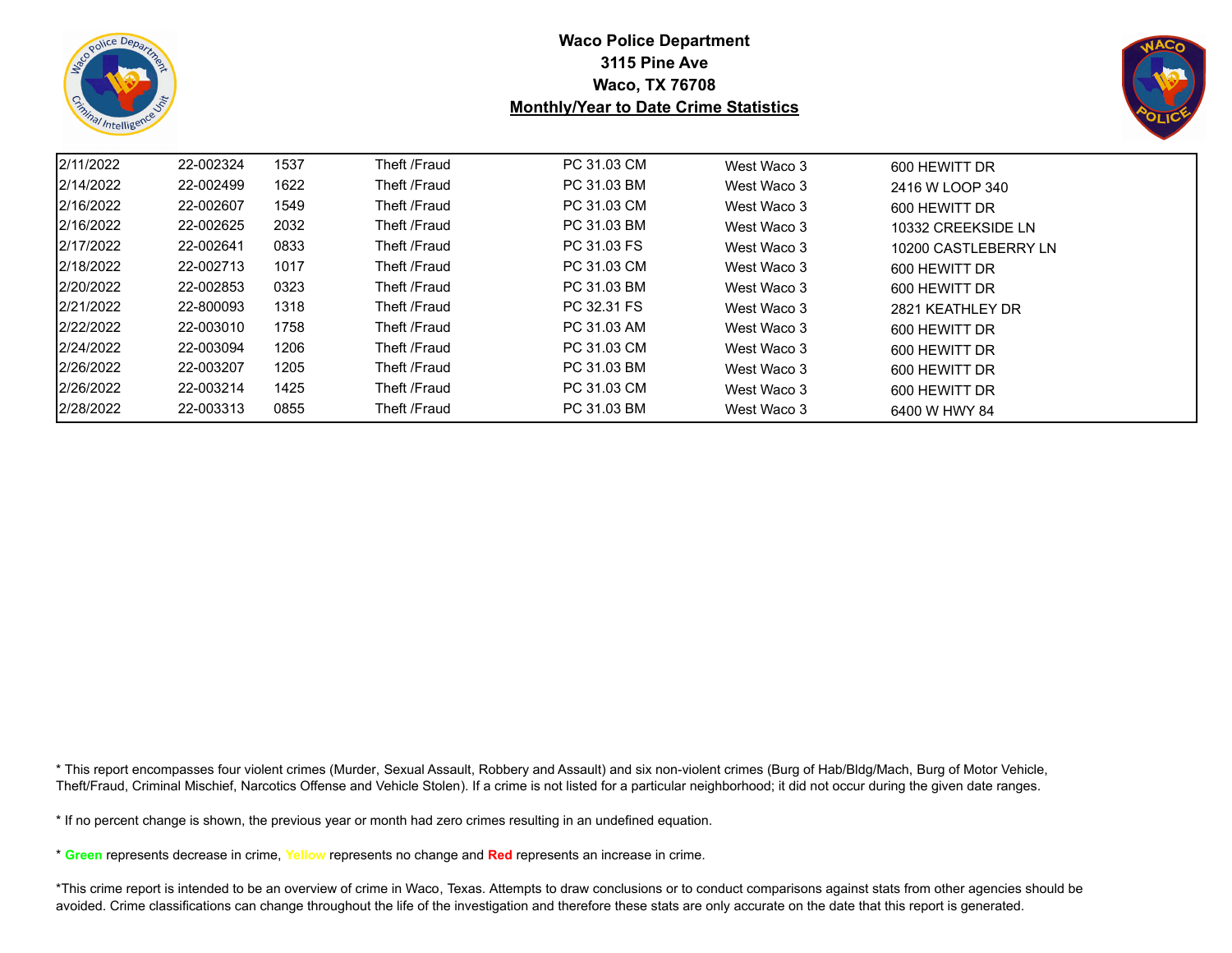**Waco Police Department**
**3115 Pine Ave**
**Waco, TX 76708**
**Monthly/Year to Date Crime Statistics**

| | | | | | | |
|---|---|---|---|---|---|---|
| 2/11/2022 | 22-002324 | 1537 | Theft /Fraud | PC 31.03 CM | West Waco 3 | 600 HEWITT DR |
| 2/14/2022 | 22-002499 | 1622 | Theft /Fraud | PC 31.03 BM | West Waco 3 | 2416 W LOOP 340 |
| 2/16/2022 | 22-002607 | 1549 | Theft /Fraud | PC 31.03 CM | West Waco 3 | 600 HEWITT DR |
| 2/16/2022 | 22-002625 | 2032 | Theft /Fraud | PC 31.03 BM | West Waco 3 | 10332 CREEKSIDE LN |
| 2/17/2022 | 22-002641 | 0833 | Theft /Fraud | PC 31.03 FS | West Waco 3 | 10200 CASTLEBERRY LN |
| 2/18/2022 | 22-002713 | 1017 | Theft /Fraud | PC 31.03 CM | West Waco 3 | 600 HEWITT DR |
| 2/20/2022 | 22-002853 | 0323 | Theft /Fraud | PC 31.03 BM | West Waco 3 | 600 HEWITT DR |
| 2/21/2022 | 22-800093 | 1318 | Theft /Fraud | PC 32.31 FS | West Waco 3 | 2821 KEATHLEY DR |
| 2/22/2022 | 22-003010 | 1758 | Theft /Fraud | PC 31.03 AM | West Waco 3 | 600 HEWITT DR |
| 2/24/2022 | 22-003094 | 1206 | Theft /Fraud | PC 31.03 CM | West Waco 3 | 600 HEWITT DR |
| 2/26/2022 | 22-003207 | 1205 | Theft /Fraud | PC 31.03 BM | West Waco 3 | 600 HEWITT DR |
| 2/26/2022 | 22-003214 | 1425 | Theft /Fraud | PC 31.03 CM | West Waco 3 | 600 HEWITT DR |
| 2/28/2022 | 22-003313 | 0855 | Theft /Fraud | PC 31.03 BM | West Waco 3 | 6400 W HWY 84 |

* This report encompasses four violent crimes (Murder, Sexual Assault, Robbery and Assault) and six non-violent crimes (Burg of Hab/Bldg/Mach, Burg of Motor Vehicle, Theft/Fraud, Criminal Mischief, Narcotics Offense and Vehicle Stolen). If a crime is not listed for a particular neighborhood; it did not occur during the given date ranges.

* If no percent change is shown, the previous year or month had zero crimes resulting in an undefined equation.

* **Green** represents decrease in crime, **Yellow** represents no change and **Red** represents an increase in crime.

*This crime report is intended to be an overview of crime in Waco, Texas. Attempts to draw conclusions or to conduct comparisons against stats from other agencies should be avoided. Crime classifications can change throughout the life of the investigation and therefore these stats are only accurate on the date that this report is generated.